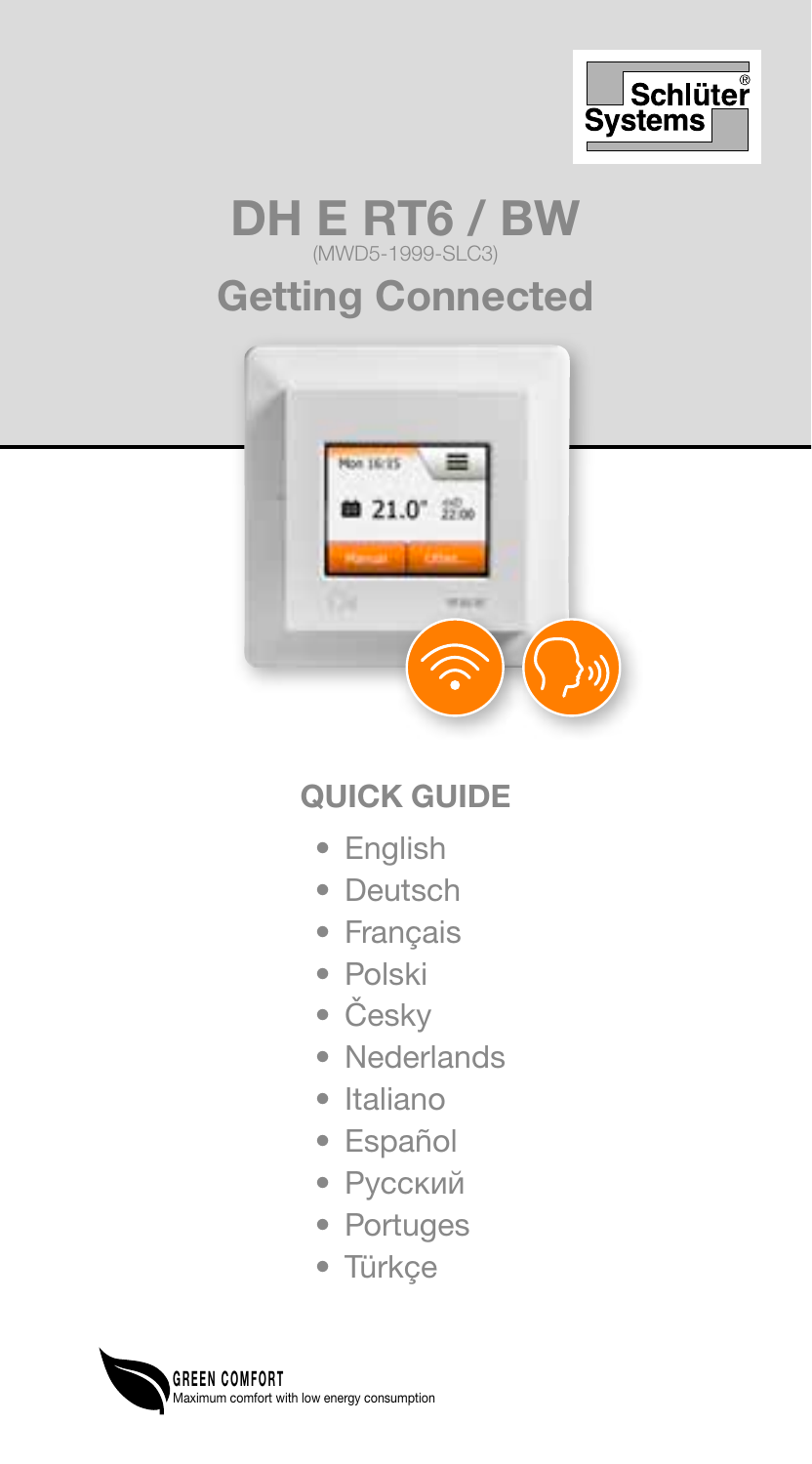Schlüter® Systems

# DH E RT6 / BW

(MWD5-1999-SLC3)

# Getting Connected

## QUICK GUIDE

- English
- Deutsch
- Français
- Polski
- Česky
- Nederlands
- Italiano
- Español
- Русский
- Portuges
- Türkçe

GREEN COMFORT
Maximum comfort with low energy consumption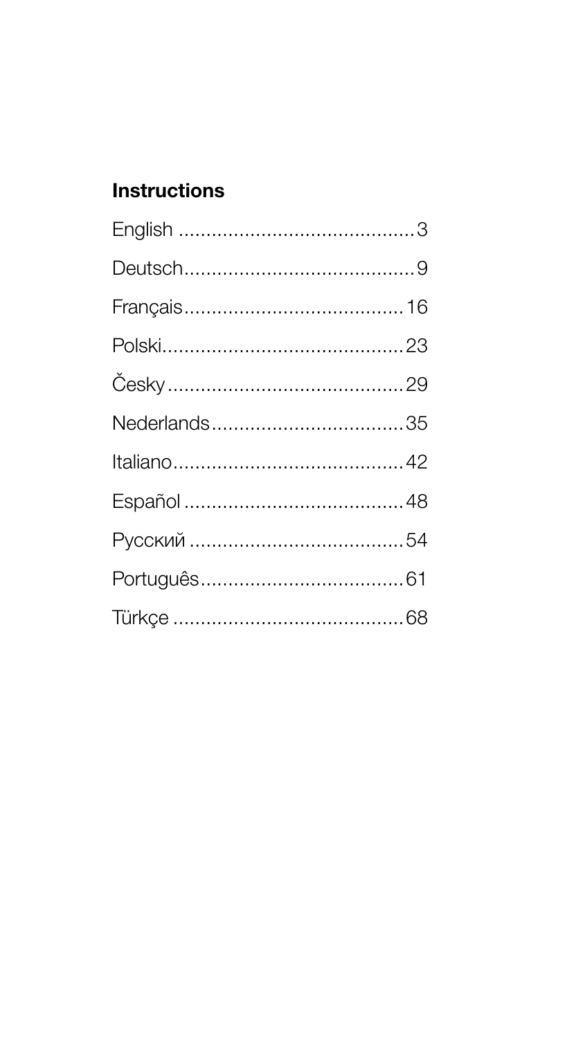## Instructions

English ........................................... 3
Deutsch........................................... 9
Français......................................... 16
Polski............................................. 23
Česky ............................................. 29
Nederlands..................................... 35
Italiano........................................... 42
Español .......................................... 48
Русский ......................................... 54
Português...................................... 61
Türkçe ........................................... 68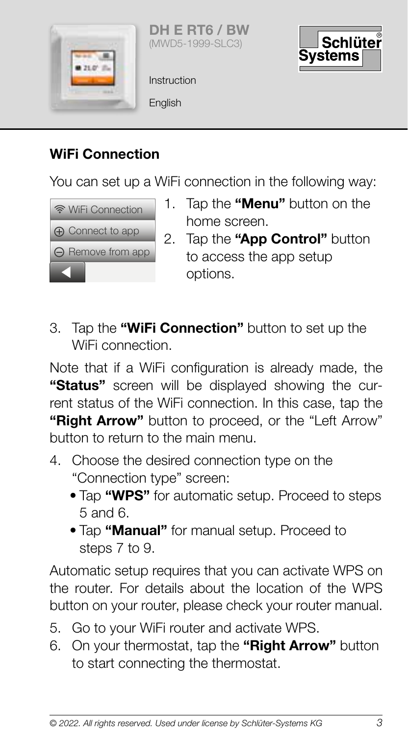DH E RT6 / BW
(MWD5-1999-SLC3)

Instruction

English

## WiFi Connection

You can set up a WiFi connection in the following way:

WiFi Connection
Connect to app
Remove from app

1. Tap the **"Menu"** button on the home screen.
2. Tap the **"App Control"** button to access the app setup options.
3. Tap the **"WiFi Connection"** button to set up the WiFi connection.

Note that if a WiFi configuration is already made, the **"Status"** screen will be displayed showing the current status of the WiFi connection. In this case, tap the **"Right Arrow"** button to proceed, or the "Left Arrow" button to return to the main menu.

4. Choose the desired connection type on the "Connection type" screen:
   - Tap **"WPS"** for automatic setup. Proceed to steps 5 and 6.
   - Tap **"Manual"** for manual setup. Proceed to steps 7 to 9.

Automatic setup requires that you can activate WPS on the router. For details about the location of the WPS button on your router, please check your router manual.

5. Go to your WiFi router and activate WPS.
6. On your thermostat, tap the **"Right Arrow"** button to start connecting the thermostat.

*© 2022. All rights reserved. Used under license by Schlüter-Systems KG*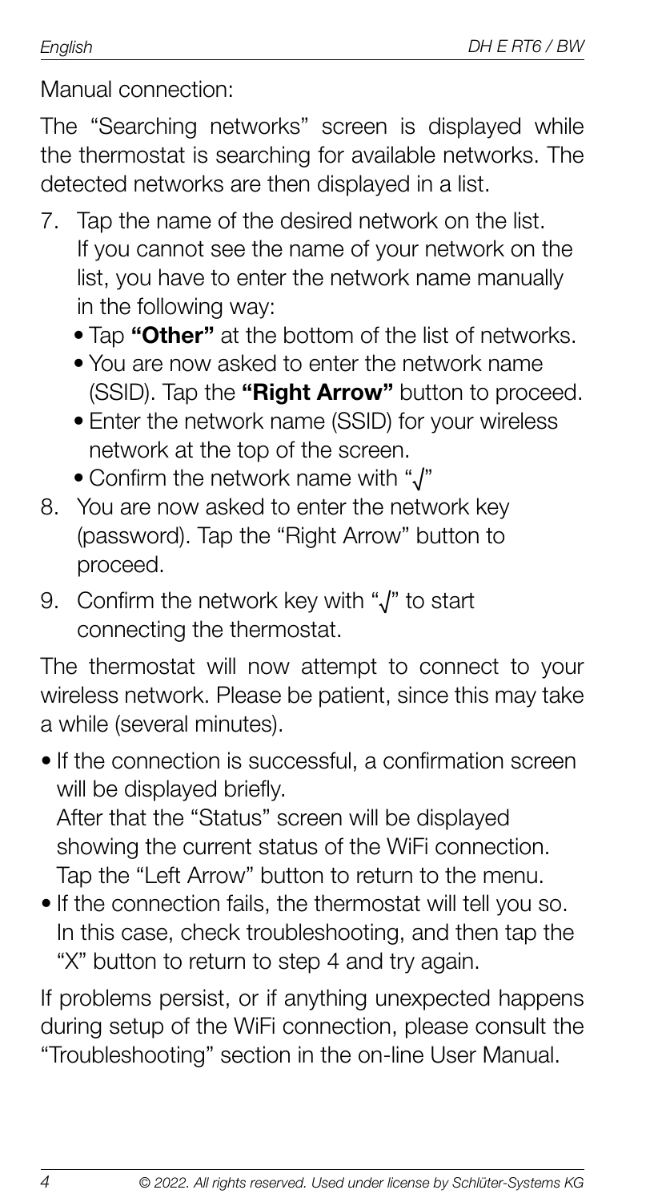Manual connection:

The "Searching networks" screen is displayed while the thermostat is searching for available networks. The detected networks are then displayed in a list.

7. Tap the name of the desired network on the list. If you cannot see the name of your network on the list, you have to enter the network name manually in the following way:
   - Tap **"Other"** at the bottom of the list of networks.
   - You are now asked to enter the network name (SSID). Tap the **"Right Arrow"** button to proceed.
   - Enter the network name (SSID) for your wireless network at the top of the screen.
   - Confirm the network name with "√"
8. You are now asked to enter the network key (password). Tap the "Right Arrow" button to proceed.
9. Confirm the network key with "√" to start connecting the thermostat.

The thermostat will now attempt to connect to your wireless network. Please be patient, since this may take a while (several minutes).

- If the connection is successful, a confirmation screen will be displayed briefly. After that the "Status" screen will be displayed showing the current status of the WiFi connection. Tap the "Left Arrow" button to return to the menu.
- If the connection fails, the thermostat will tell you so. In this case, check troubleshooting, and then tap the "X" button to return to step 4 and try again.

If problems persist, or if anything unexpected happens during setup of the WiFi connection, please consult the "Troubleshooting" section in the on-line User Manual.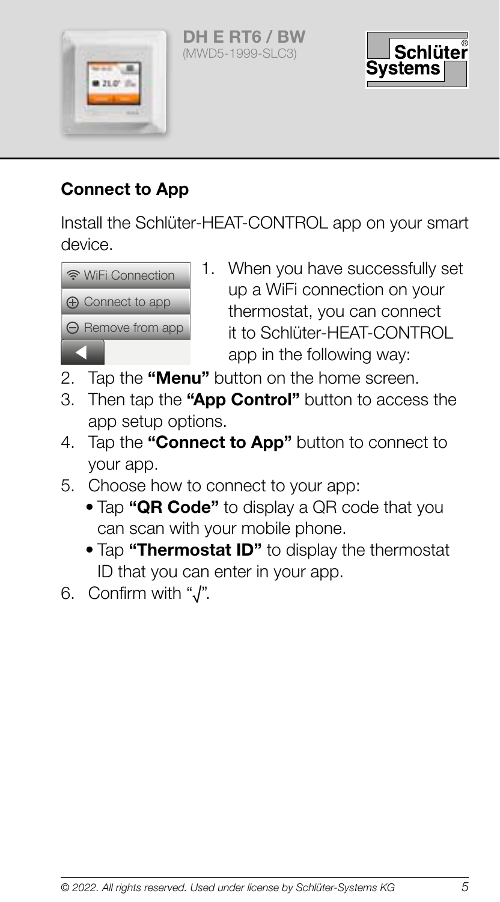## Connect to App

Install the Schlüter-HEAT-CONTROL app on your smart device.

WiFi Connection
Connect to app
Remove from app

1. When you have successfully set up a WiFi connection on your thermostat, you can connect it to Schlüter-HEAT-CONTROL app in the following way:
2. Tap the **"Menu"** button on the home screen.
3. Then tap the **"App Control"** button to access the app setup options.
4. Tap the **"Connect to App"** button to connect to your app.
5. Choose how to connect to your app:
   - Tap **"QR Code"** to display a QR code that you can scan with your mobile phone.
   - Tap **"Thermostat ID"** to display the thermostat ID that you can enter in your app.
6. Confirm with "√".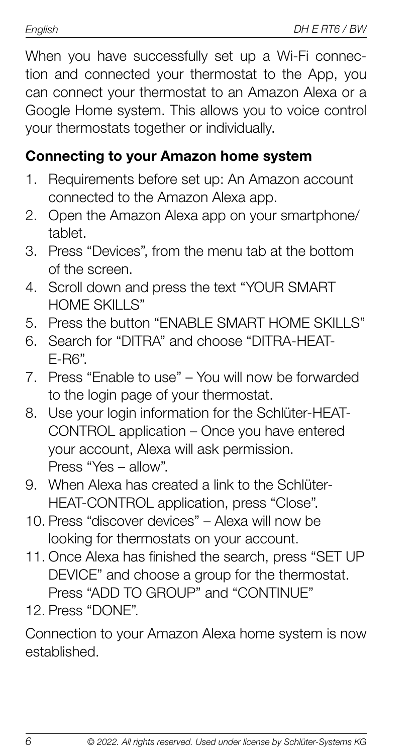When you have successfully set up a Wi-Fi connection and connected your thermostat to the App, you can connect your thermostat to an Amazon Alexa or a Google Home system. This allows you to voice control your thermostats together or individually.

## Connecting to your Amazon home system

1. Requirements before set up: An Amazon account connected to the Amazon Alexa app.
2. Open the Amazon Alexa app on your smartphone/tablet.
3. Press "Devices", from the menu tab at the bottom of the screen.
4. Scroll down and press the text "YOUR SMART HOME SKILLS"
5. Press the button "ENABLE SMART HOME SKILLS"
6. Search for "DITRA" and choose "DITRA-HEAT-E-R6".
7. Press "Enable to use" – You will now be forwarded to the login page of your thermostat.
8. Use your login information for the Schlüter-HEAT-CONTROL application – Once you have entered your account, Alexa will ask permission. Press "Yes – allow".
9. When Alexa has created a link to the Schlüter-HEAT-CONTROL application, press "Close".
10. Press "discover devices" – Alexa will now be looking for thermostats on your account.
11. Once Alexa has finished the search, press "SET UP DEVICE" and choose a group for the thermostat. Press "ADD TO GROUP" and "CONTINUE"
12. Press "DONE".

Connection to your Amazon Alexa home system is now established.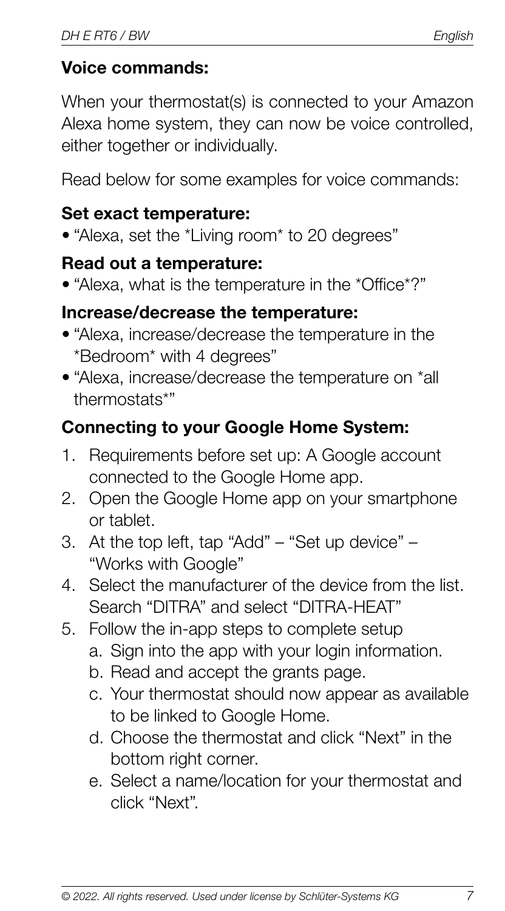### Voice commands:

When your thermostat(s) is connected to your Amazon Alexa home system, they can now be voice controlled, either together or individually.

Read below for some examples for voice commands:

#### Set exact temperature:

- "Alexa, set the *Living room* to 20 degrees"

#### Read out a temperature:

- "Alexa, what is the temperature in the *Office*?"

#### Increase/decrease the temperature:

- "Alexa, increase/decrease the temperature in the *Bedroom* with 4 degrees"
- "Alexa, increase/decrease the temperature on *all thermostats*"

### Connecting to your Google Home System:

1. Requirements before set up: A Google account connected to the Google Home app.
2. Open the Google Home app on your smartphone or tablet.
3. At the top left, tap "Add" – "Set up device" – "Works with Google"
4. Select the manufacturer of the device from the list. Search "DITRA" and select "DITRA-HEAT"
5. Follow the in-app steps to complete setup
   a. Sign into the app with your login information.
   b. Read and accept the grants page.
   c. Your thermostat should now appear as available to be linked to Google Home.
   d. Choose the thermostat and click "Next" in the bottom right corner.
   e. Select a name/location for your thermostat and click "Next".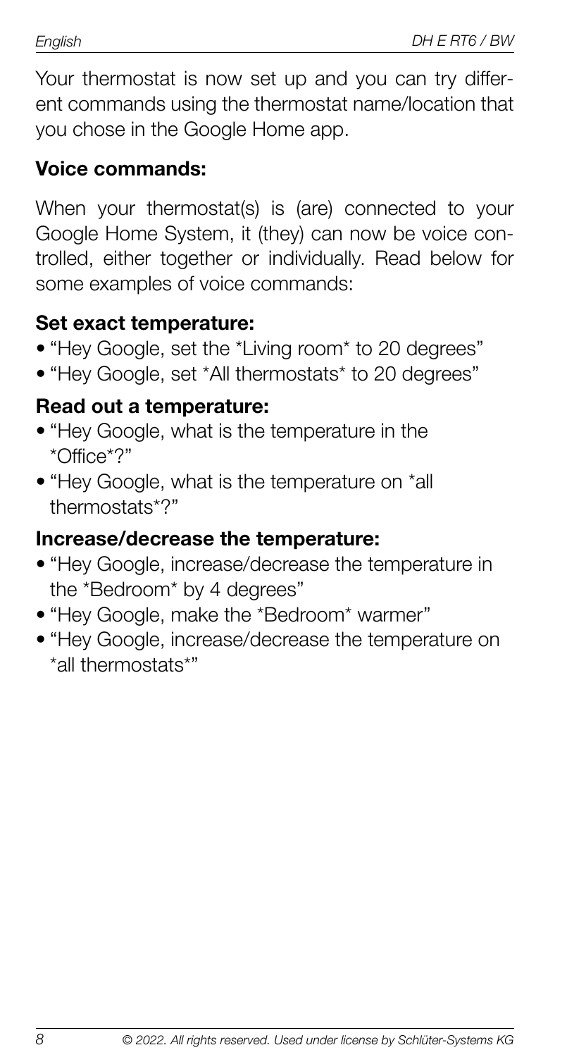Your thermostat is now set up and you can try different commands using the thermostat name/location that you chose in the Google Home app.

**Voice commands:**

When your thermostat(s) is (are) connected to your Google Home System, it (they) can now be voice controlled, either together or individually. Read below for some examples of voice commands:

**Set exact temperature:**

- "Hey Google, set the *Living room* to 20 degrees"
- "Hey Google, set *All thermostats* to 20 degrees"

**Read out a temperature:**

- "Hey Google, what is the temperature in the *Office*?"
- "Hey Google, what is the temperature on *all thermostats*?"

**Increase/decrease the temperature:**

- "Hey Google, increase/decrease the temperature in the *Bedroom* by 4 degrees"
- "Hey Google, make the *Bedroom* warmer"
- "Hey Google, increase/decrease the temperature on *all thermostats*"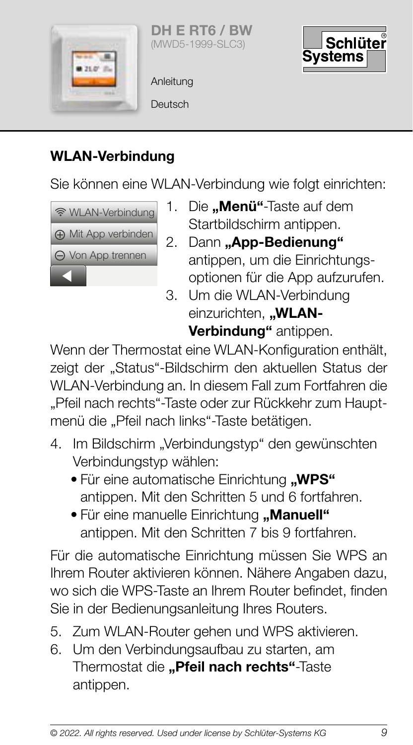**DH E RT6 / BW**
(MWD5-1999-SLC3)

Anleitung

Deutsch

## WLAN-Verbindung

Sie können eine WLAN-Verbindung wie folgt einrichten:

WLAN-Verbindung
Mit App verbinden
Von App trennen

1. Die **„Menü“**-Taste auf dem Startbildschirm antippen.
2. Dann **„App-Bedienung“** antippen, um die Einrichtungsoptionen für die App aufzurufen.
3. Um die WLAN-Verbindung einzurichten, **„WLAN-Verbindung“** antippen.

Wenn der Thermostat eine WLAN-Konfiguration enthält, zeigt der „Status“-Bildschirm den aktuellen Status der WLAN-Verbindung an. In diesem Fall zum Fortfahren die „Pfeil nach rechts“-Taste oder zur Rückkehr zum Hauptmenü die „Pfeil nach links“-Taste betätigen.

4. Im Bildschirm „Verbindungstyp“ den gewünschten Verbindungstyp wählen:
   - Für eine automatische Einrichtung **„WPS“** antippen. Mit den Schritten 5 und 6 fortfahren.
   - Für eine manuelle Einrichtung **„Manuell“** antippen. Mit den Schritten 7 bis 9 fortfahren.

Für die automatische Einrichtung müssen Sie WPS an Ihrem Router aktivieren können. Nähere Angaben dazu, wo sich die WPS-Taste an Ihrem Router befindet, finden Sie in der Bedienungsanleitung Ihres Routers.

5. Zum WLAN-Router gehen und WPS aktivieren.
6. Um den Verbindungsaufbau zu starten, am Thermostat die **„Pfeil nach rechts“**-Taste antippen.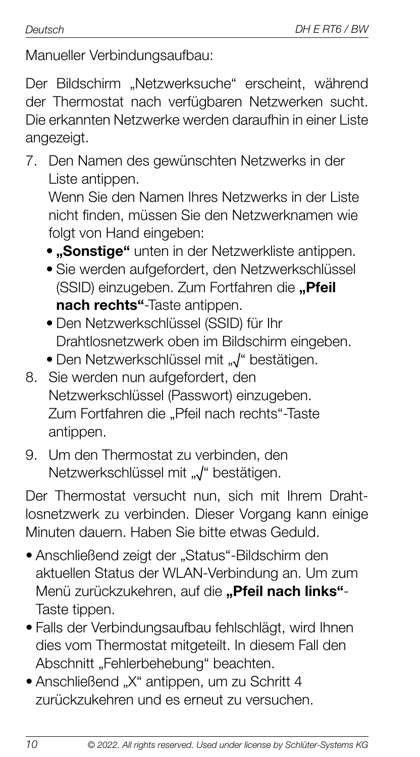Manueller Verbindungsaufbau:

Der Bildschirm „Netzwerksuche“ erscheint, während der Thermostat nach verfügbaren Netzwerken sucht. Die erkannten Netzwerke werden daraufhin in einer Liste angezeigt.

7. Den Namen des gewünschten Netzwerks in der Liste antippen.
   Wenn Sie den Namen Ihres Netzwerks in der Liste nicht finden, müssen Sie den Netzwerknamen wie folgt von Hand eingeben:
   - **„Sonstige“** unten in der Netzwerkliste antippen.
   - Sie werden aufgefordert, den Netzwerkschlüssel (SSID) einzugeben. Zum Fortfahren die **„Pfeil nach rechts“**-Taste antippen.
   - Den Netzwerkschlüssel (SSID) für Ihr Drahtlosnetzwerk oben im Bildschirm eingeben.
   - Den Netzwerkschlüssel mit „√“ bestätigen.
8. Sie werden nun aufgefordert, den Netzwerkschlüssel (Passwort) einzugeben. Zum Fortfahren die „Pfeil nach rechts“-Taste antippen.
9. Um den Thermostat zu verbinden, den Netzwerkschlüssel mit „√“ bestätigen.

Der Thermostat versucht nun, sich mit Ihrem Drahtlosnetzwerk zu verbinden. Dieser Vorgang kann einige Minuten dauern. Haben Sie bitte etwas Geduld.

- Anschließend zeigt der „Status“-Bildschirm den aktuellen Status der WLAN-Verbindung an. Um zum Menü zurückzukehren, auf die **„Pfeil nach links“**-Taste tippen.
- Falls der Verbindungsaufbau fehlschlägt, wird Ihnen dies vom Thermostat mitgeteilt. In diesem Fall den Abschnitt „Fehlerbehebung“ beachten.
- Anschließend „X“ antippen, um zu Schritt 4 zurückzukehren und es erneut zu versuchen.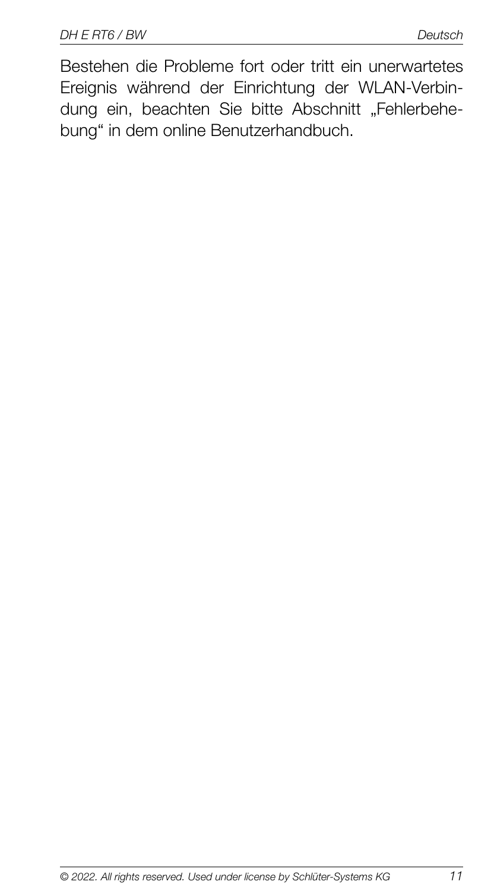Bestehen die Probleme fort oder tritt ein unerwartetes Ereignis während der Einrichtung der WLAN-Verbindung ein, beachten Sie bitte Abschnitt „Fehlerbehebung" in dem online Benutzerhandbuch.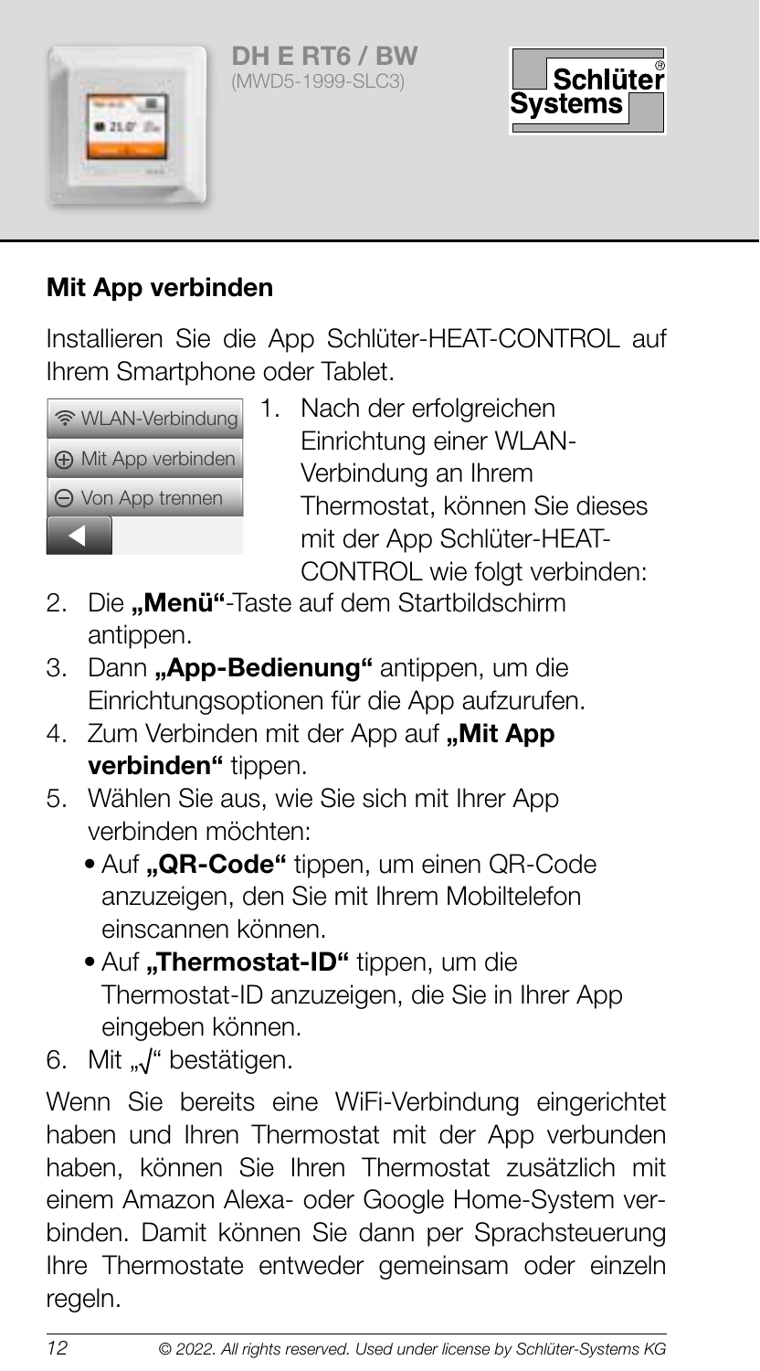## Mit App verbinden

Installieren Sie die App Schlüter-HEAT-CONTROL auf Ihrem Smartphone oder Tablet.

WLAN-Verbindung
⊕ Mit App verbinden
⊖ Von App trennen

1. Nach der erfolgreichen Einrichtung einer WLAN-Verbindung an Ihrem Thermostat, können Sie dieses mit der App Schlüter-HEAT-CONTROL wie folgt verbinden:
2. Die **„Menü"**-Taste auf dem Startbildschirm antippen.
3. Dann **„App-Bedienung"** antippen, um die Einrichtungsoptionen für die App aufzurufen.
4. Zum Verbinden mit der App auf **„Mit App verbinden"** tippen.
5. Wählen Sie aus, wie Sie sich mit Ihrer App verbinden möchten:
   - Auf **„QR-Code"** tippen, um einen QR-Code anzuzeigen, den Sie mit Ihrem Mobiltelefon einscannen können.
   - Auf **„Thermostat-ID"** tippen, um die Thermostat-ID anzuzeigen, die Sie in Ihrer App eingeben können.
6. Mit „√" bestätigen.

Wenn Sie bereits eine WiFi-Verbindung eingerichtet haben und Ihren Thermostat mit der App verbunden haben, können Sie Ihren Thermostat zusätzlich mit einem Amazon Alexa- oder Google Home-System verbinden. Damit können Sie dann per Sprachsteuerung Ihre Thermostate entweder gemeinsam oder einzeln regeln.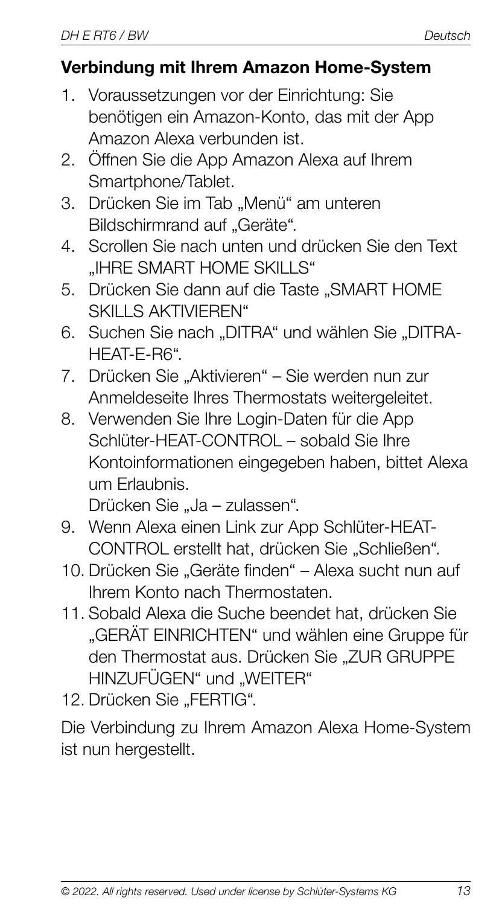## Verbindung mit Ihrem Amazon Home-System

1. Voraussetzungen vor der Einrichtung: Sie benötigen ein Amazon-Konto, das mit der App Amazon Alexa verbunden ist.
2. Öffnen Sie die App Amazon Alexa auf Ihrem Smartphone/Tablet.
3. Drücken Sie im Tab „Menü" am unteren Bildschirmrand auf „Geräte".
4. Scrollen Sie nach unten und drücken Sie den Text „IHRE SMART HOME SKILLS"
5. Drücken Sie dann auf die Taste „SMART HOME SKILLS AKTIVIEREN"
6. Suchen Sie nach „DITRA" und wählen Sie „DITRA-HEAT-E-R6".
7. Drücken Sie „Aktivieren" – Sie werden nun zur Anmeldeseite Ihres Thermostats weitergeleitet.
8. Verwenden Sie Ihre Login-Daten für die App Schlüter-HEAT-CONTROL – sobald Sie Ihre Kontoinformationen eingegeben haben, bittet Alexa um Erlaubnis.
   Drücken Sie „Ja – zulassen".
9. Wenn Alexa einen Link zur App Schlüter-HEAT-CONTROL erstellt hat, drücken Sie „Schließen".
10. Drücken Sie „Geräte finden" – Alexa sucht nun auf Ihrem Konto nach Thermostaten.
11. Sobald Alexa die Suche beendet hat, drücken Sie „GERÄT EINRICHTEN" und wählen eine Gruppe für den Thermostat aus. Drücken Sie „ZUR GRUPPE HINZUFÜGEN" und „WEITER"
12. Drücken Sie „FERTIG".

Die Verbindung zu Ihrem Amazon Alexa Home-System ist nun hergestellt.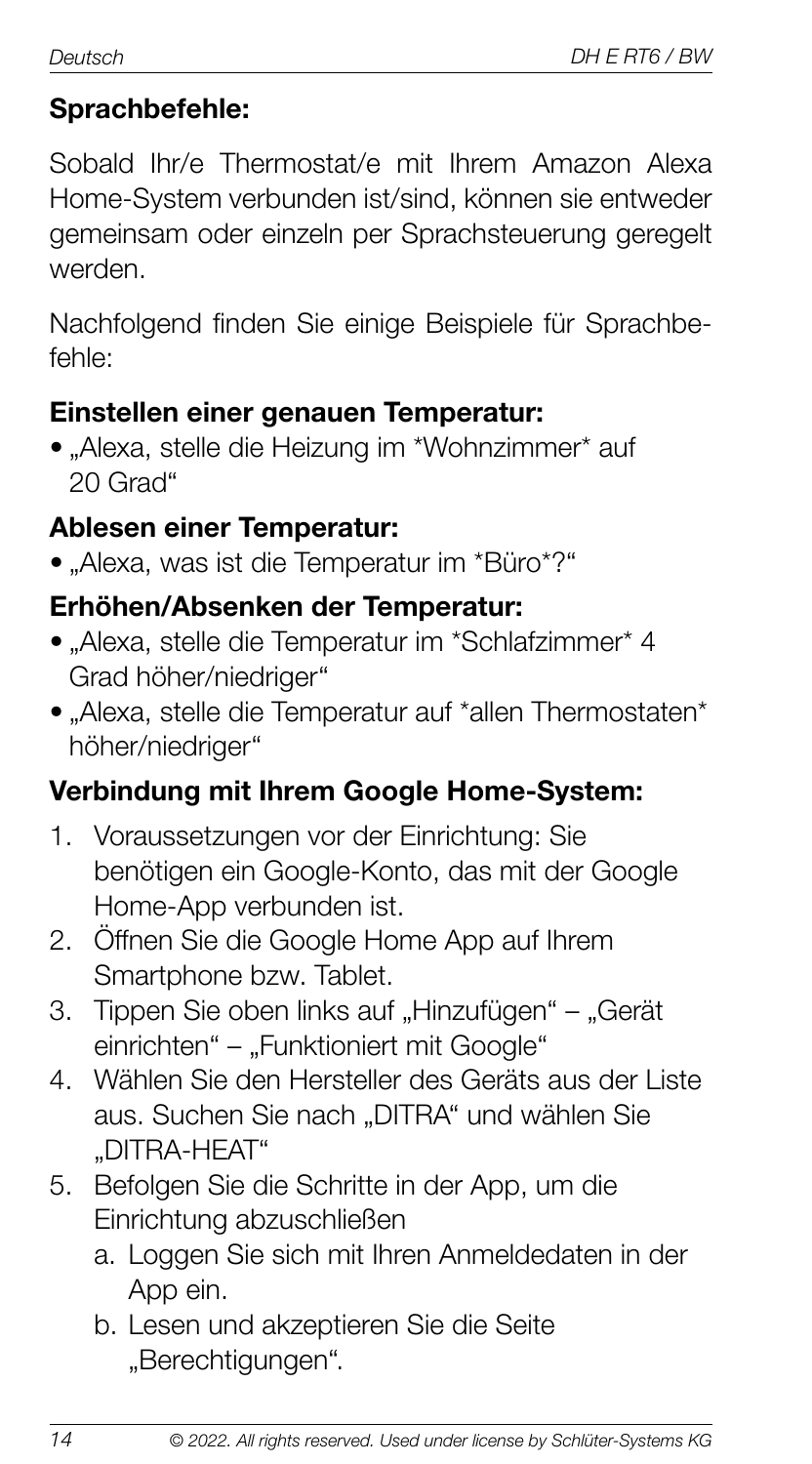**Sprachbefehle:**

Sobald Ihr/e Thermostat/e mit Ihrem Amazon Alexa Home-System verbunden ist/sind, können sie entweder gemeinsam oder einzeln per Sprachsteuerung geregelt werden.

Nachfolgend finden Sie einige Beispiele für Sprachbefehle:

**Einstellen einer genauen Temperatur:**

- „Alexa, stelle die Heizung im *Wohnzimmer* auf 20 Grad"

**Ablesen einer Temperatur:**

- „Alexa, was ist die Temperatur im *Büro*?"

**Erhöhen/Absenken der Temperatur:**

- „Alexa, stelle die Temperatur im *Schlafzimmer* 4 Grad höher/niedriger"
- „Alexa, stelle die Temperatur auf *allen Thermostaten* höher/niedriger"

**Verbindung mit Ihrem Google Home-System:**

1. Voraussetzungen vor der Einrichtung: Sie benötigen ein Google-Konto, das mit der Google Home-App verbunden ist.
2. Öffnen Sie die Google Home App auf Ihrem Smartphone bzw. Tablet.
3. Tippen Sie oben links auf „Hinzufügen" – „Gerät einrichten" – „Funktioniert mit Google"
4. Wählen Sie den Hersteller des Geräts aus der Liste aus. Suchen Sie nach „DITRA" und wählen Sie „DITRA-HEAT"
5. Befolgen Sie die Schritte in der App, um die Einrichtung abzuschließen
   a. Loggen Sie sich mit Ihren Anmeldedaten in der App ein.
   b. Lesen und akzeptieren Sie die Seite „Berechtigungen".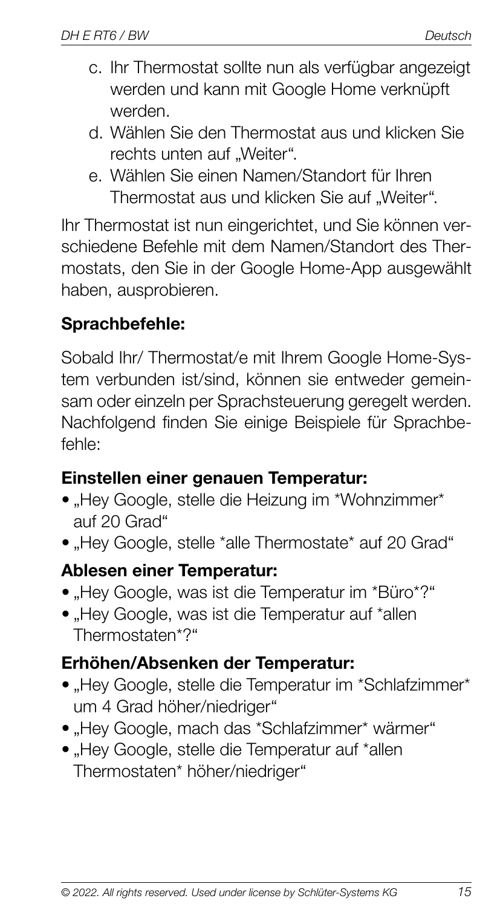c. Ihr Thermostat sollte nun als verfügbar angezeigt werden und kann mit Google Home verknüpft werden.
d. Wählen Sie den Thermostat aus und klicken Sie rechts unten auf „Weiter".
e. Wählen Sie einen Namen/Standort für Ihren Thermostat aus und klicken Sie auf „Weiter".

Ihr Thermostat ist nun eingerichtet, und Sie können verschiedene Befehle mit dem Namen/Standort des Thermostats, den Sie in der Google Home-App ausgewählt haben, ausprobieren.

**Sprachbefehle:**

Sobald Ihr/ Thermostat/e mit Ihrem Google Home-System verbunden ist/sind, können sie entweder gemeinsam oder einzeln per Sprachsteuerung geregelt werden. Nachfolgend finden Sie einige Beispiele für Sprachbefehle:

**Einstellen einer genauen Temperatur:**

- „Hey Google, stelle die Heizung im *Wohnzimmer* auf 20 Grad"
- „Hey Google, stelle *alle Thermostate* auf 20 Grad"

**Ablesen einer Temperatur:**

- „Hey Google, was ist die Temperatur im *Büro*?"
- „Hey Google, was ist die Temperatur auf *allen Thermostaten*?"

**Erhöhen/Absenken der Temperatur:**

- „Hey Google, stelle die Temperatur im *Schlafzimmer* um 4 Grad höher/niedriger"
- „Hey Google, mach das *Schlafzimmer* wärmer"
- „Hey Google, stelle die Temperatur auf *allen Thermostaten* höher/niedriger"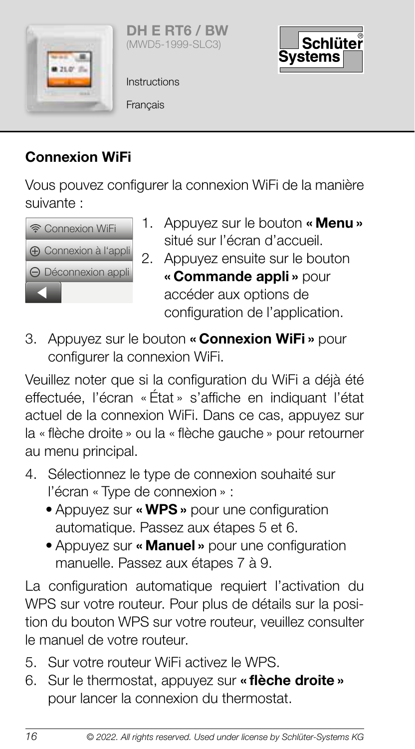## Connexion WiFi

Vous pouvez configurer la connexion WiFi de la manière suivante :

Connexion WiFi
Connexion à l'appli
Déconnexion appli

1. Appuyez sur le bouton **« Menu »** situé sur l'écran d'accueil.
2. Appuyez ensuite sur le bouton **« Commande appli »** pour accéder aux options de configuration de l'application.
3. Appuyez sur le bouton **« Connexion WiFi »** pour configurer la connexion WiFi.

Veuillez noter que si la configuration du WiFi a déjà été effectuée, l'écran « État » s'affiche en indiquant l'état actuel de la connexion WiFi. Dans ce cas, appuyez sur la « flèche droite » ou la « flèche gauche » pour retourner au menu principal.

4. Sélectionnez le type de connexion souhaité sur l'écran « Type de connexion » :
   - Appuyez sur **« WPS »** pour une configuration automatique. Passez aux étapes 5 et 6.
   - Appuyez sur **« Manuel »** pour une configuration manuelle. Passez aux étapes 7 à 9.

La configuration automatique requiert l'activation du WPS sur votre routeur. Pour plus de détails sur la position du bouton WPS sur votre routeur, veuillez consulter le manuel de votre routeur.

5. Sur votre routeur WiFi activez le WPS.
6. Sur le thermostat, appuyez sur **« flèche droite »** pour lancer la connexion du thermostat.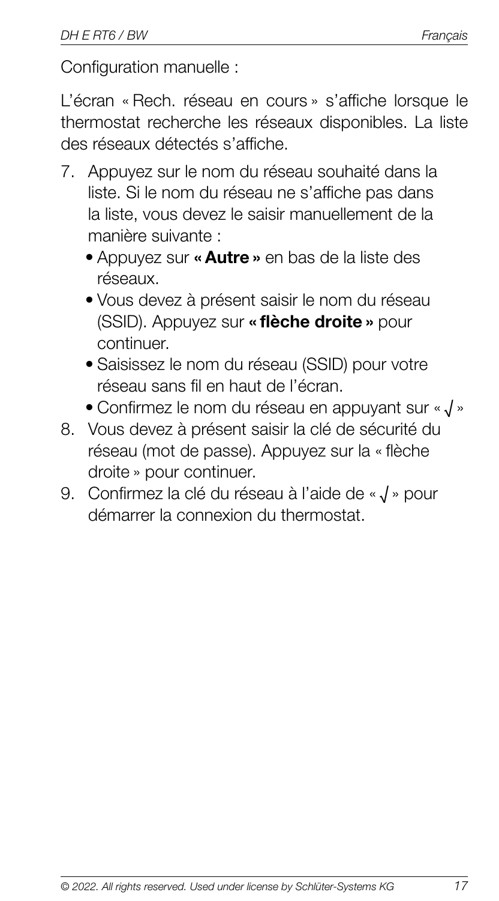Configuration manuelle :

L'écran « Rech. réseau en cours » s'affiche lorsque le thermostat recherche les réseaux disponibles. La liste des réseaux détectés s'affiche.

7. Appuyez sur le nom du réseau souhaité dans la liste. Si le nom du réseau ne s'affiche pas dans la liste, vous devez le saisir manuellement de la manière suivante :
   - Appuyez sur **« Autre »** en bas de la liste des réseaux.
   - Vous devez à présent saisir le nom du réseau (SSID). Appuyez sur **« flèche droite »** pour continuer.
   - Saisissez le nom du réseau (SSID) pour votre réseau sans fil en haut de l'écran.
   - Confirmez le nom du réseau en appuyant sur « √ »
8. Vous devez à présent saisir la clé de sécurité du réseau (mot de passe). Appuyez sur la « flèche droite » pour continuer.
9. Confirmez la clé du réseau à l'aide de « √ » pour démarrer la connexion du thermostat.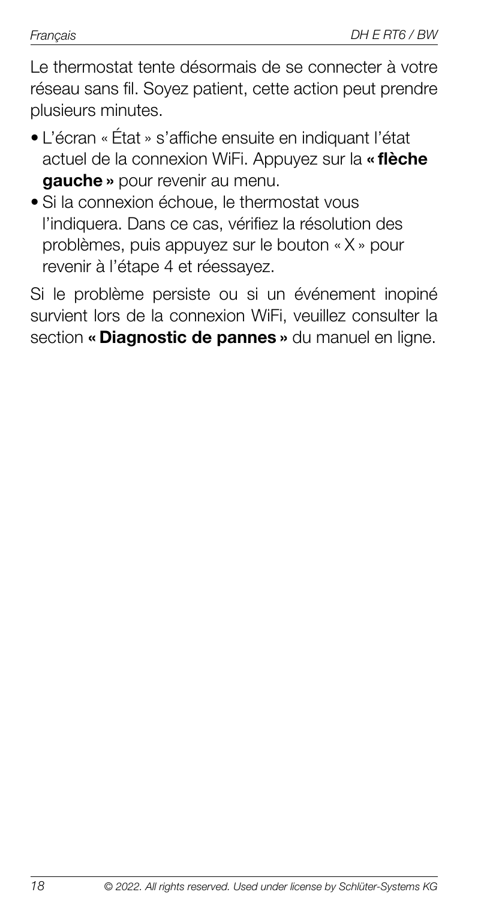Le thermostat tente désormais de se connecter à votre réseau sans fil. Soyez patient, cette action peut prendre plusieurs minutes.

- L'écran « État » s'affiche ensuite en indiquant l'état actuel de la connexion WiFi. Appuyez sur la **« flèche gauche »** pour revenir au menu.
- Si la connexion échoue, le thermostat vous l'indiquera. Dans ce cas, vérifiez la résolution des problèmes, puis appuyez sur le bouton « X » pour revenir à l'étape 4 et réessayez.

Si le problème persiste ou si un événement inopiné survient lors de la connexion WiFi, veuillez consulter la section **« Diagnostic de pannes »** du manuel en ligne.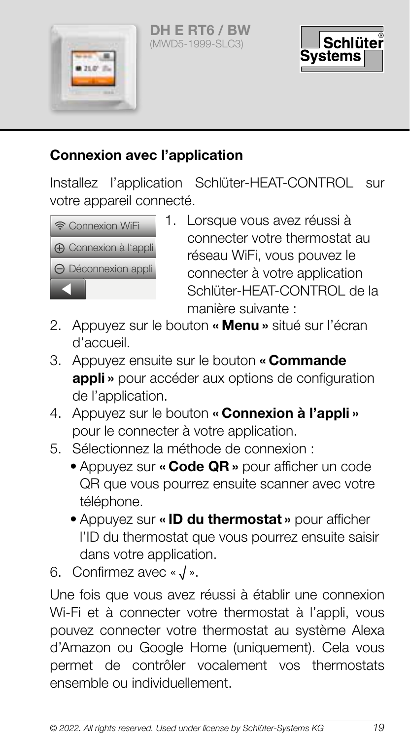## Connexion avec l'application

Installez l'application Schlüter-HEAT-CONTROL sur votre appareil connecté.

Connexion WiFi
Connexion à l'appli
Déconnexion appli

1. Lorsque vous avez réussi à connecter votre thermostat au réseau WiFi, vous pouvez le connecter à votre application Schlüter-HEAT-CONTROL de la manière suivante :
2. Appuyez sur le bouton **« Menu »** situé sur l'écran d'accueil.
3. Appuyez ensuite sur le bouton **« Commande appli »** pour accéder aux options de configuration de l'application.
4. Appuyez sur le bouton **« Connexion à l'appli »** pour le connecter à votre application.
5. Sélectionnez la méthode de connexion :
   - Appuyez sur **« Code QR »** pour afficher un code QR que vous pourrez ensuite scanner avec votre téléphone.
   - Appuyez sur **« ID du thermostat »** pour afficher l'ID du thermostat que vous pourrez ensuite saisir dans votre application.
6. Confirmez avec « √ ».

Une fois que vous avez réussi à établir une connexion Wi-Fi et à connecter votre thermostat à l'appli, vous pouvez connecter votre thermostat au système Alexa d'Amazon ou Google Home (uniquement). Cela vous permet de contrôler vocalement vos thermostats ensemble ou individuellement.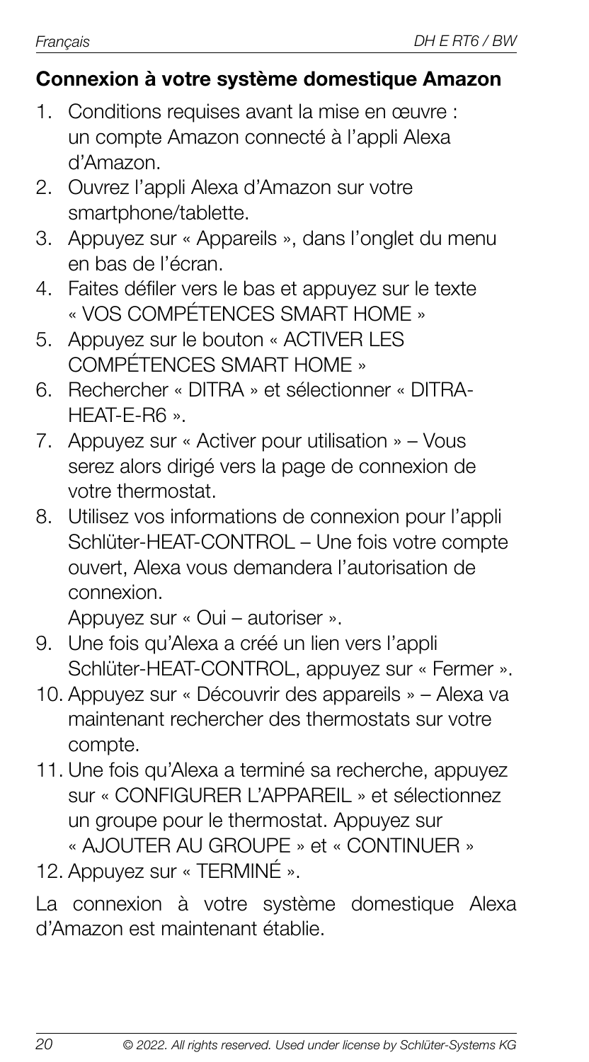## Connexion à votre système domestique Amazon

1. Conditions requises avant la mise en œuvre : un compte Amazon connecté à l'appli Alexa d'Amazon.
2. Ouvrez l'appli Alexa d'Amazon sur votre smartphone/tablette.
3. Appuyez sur « Appareils », dans l'onglet du menu en bas de l'écran.
4. Faites défiler vers le bas et appuyez sur le texte « VOS COMPÉTENCES SMART HOME »
5. Appuyez sur le bouton « ACTIVER LES COMPÉTENCES SMART HOME »
6. Rechercher « DITRA » et sélectionner « DITRA-HEAT-E-R6 ».
7. Appuyez sur « Activer pour utilisation » – Vous serez alors dirigé vers la page de connexion de votre thermostat.
8. Utilisez vos informations de connexion pour l'appli Schlüter-HEAT-CONTROL – Une fois votre compte ouvert, Alexa vous demandera l'autorisation de connexion.
   Appuyez sur « Oui – autoriser ».
9. Une fois qu'Alexa a créé un lien vers l'appli Schlüter-HEAT-CONTROL, appuyez sur « Fermer ».
10. Appuyez sur « Découvrir des appareils » – Alexa va maintenant rechercher des thermostats sur votre compte.
11. Une fois qu'Alexa a terminé sa recherche, appuyez sur « CONFIGURER L'APPAREIL » et sélectionnez un groupe pour le thermostat. Appuyez sur « AJOUTER AU GROUPE » et « CONTINUER »
12. Appuyez sur « TERMINÉ ».

La connexion à votre système domestique Alexa d'Amazon est maintenant établie.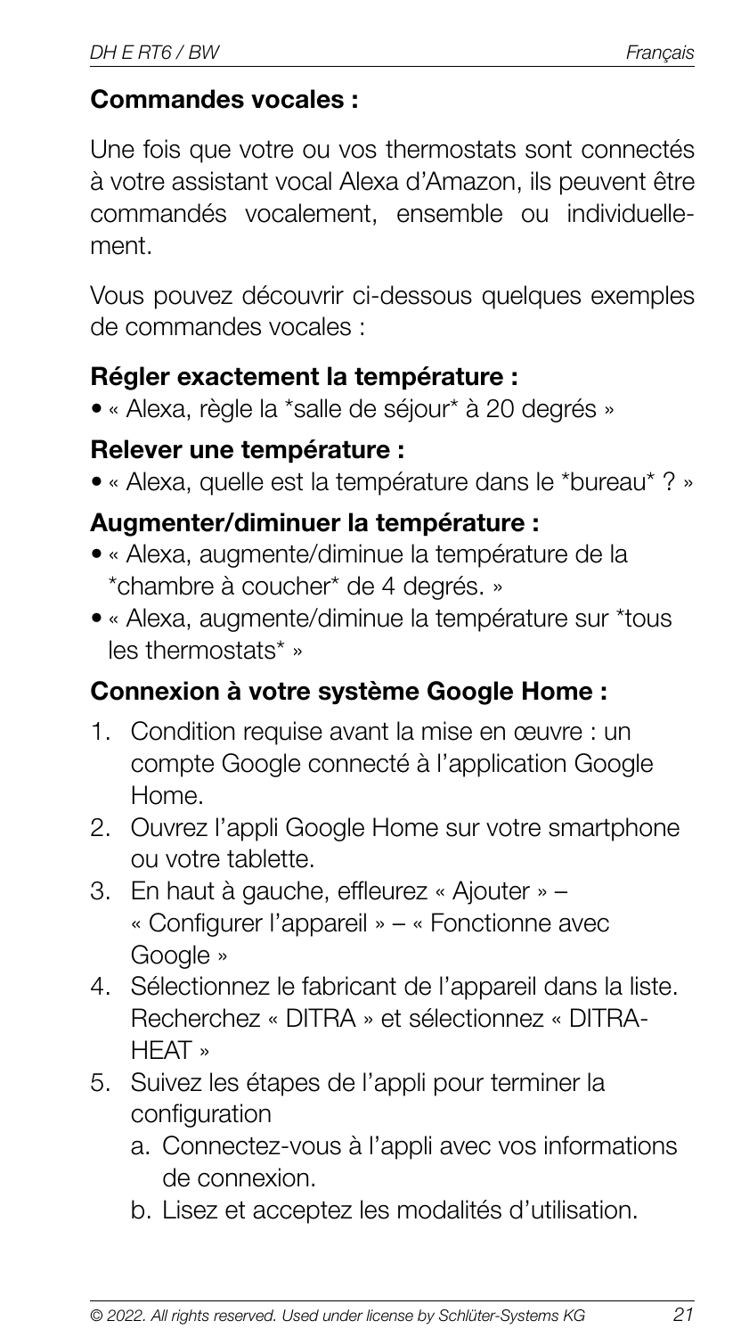**Commandes vocales :**

Une fois que votre ou vos thermostats sont connectés à votre assistant vocal Alexa d'Amazon, ils peuvent être commandés vocalement, ensemble ou individuellement.

Vous pouvez découvrir ci-dessous quelques exemples de commandes vocales :

**Régler exactement la température :**

- « Alexa, règle la *salle de séjour* à 20 degrés »

**Relever une température :**

- « Alexa, quelle est la température dans le *bureau* ? »

**Augmenter/diminuer la température :**

- « Alexa, augmente/diminue la température de la *chambre à coucher* de 4 degrés. »
- « Alexa, augmente/diminue la température sur *tous les thermostats* »

**Connexion à votre système Google Home :**

1. Condition requise avant la mise en œuvre : un compte Google connecté à l'application Google Home.
2. Ouvrez l'appli Google Home sur votre smartphone ou votre tablette.
3. En haut à gauche, effleurez « Ajouter » – « Configurer l'appareil » – « Fonctionne avec Google »
4. Sélectionnez le fabricant de l'appareil dans la liste. Recherchez « DITRA » et sélectionnez « DITRA-HEAT »
5. Suivez les étapes de l'appli pour terminer la configuration
   a. Connectez-vous à l'appli avec vos informations de connexion.
   b. Lisez et acceptez les modalités d'utilisation.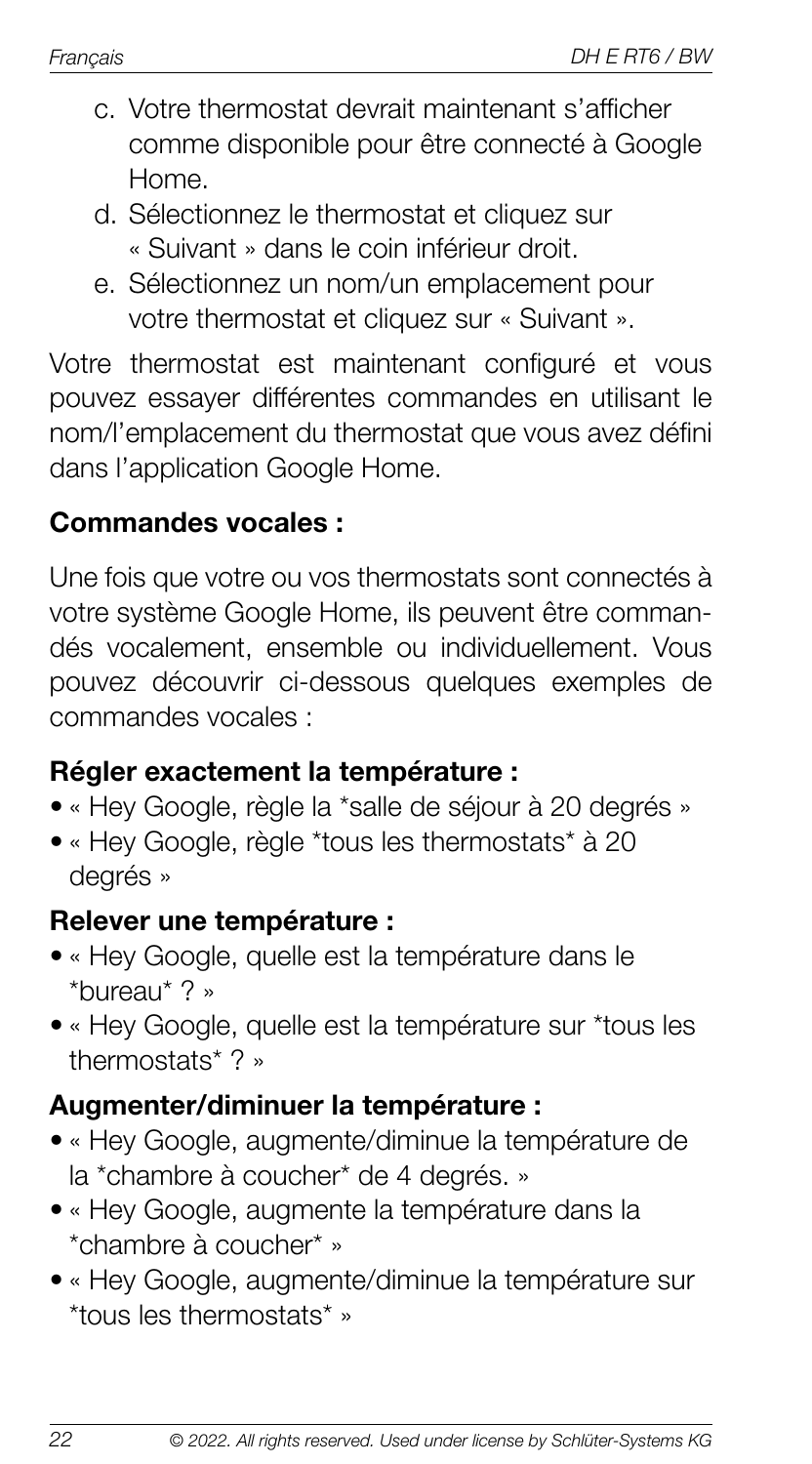c. Votre thermostat devrait maintenant s'afficher comme disponible pour être connecté à Google Home.
d. Sélectionnez le thermostat et cliquez sur « Suivant » dans le coin inférieur droit.
e. Sélectionnez un nom/un emplacement pour votre thermostat et cliquez sur « Suivant ».

Votre thermostat est maintenant configuré et vous pouvez essayer différentes commandes en utilisant le nom/l'emplacement du thermostat que vous avez défini dans l'application Google Home.

**Commandes vocales :**

Une fois que votre ou vos thermostats sont connectés à votre système Google Home, ils peuvent être commandés vocalement, ensemble ou individuellement. Vous pouvez découvrir ci-dessous quelques exemples de commandes vocales :

**Régler exactement la température :**

- « Hey Google, règle la *salle de séjour à 20 degrés »
- « Hey Google, règle *tous les thermostats* à 20 degrés »

**Relever une température :**

- « Hey Google, quelle est la température dans le *bureau* ? »
- « Hey Google, quelle est la température sur *tous les thermostats* ? »

**Augmenter/diminuer la température :**

- « Hey Google, augmente/diminue la température de la *chambre à coucher* de 4 degrés. »
- « Hey Google, augmente la température dans la *chambre à coucher* »
- « Hey Google, augmente/diminue la température sur *tous les thermostats* »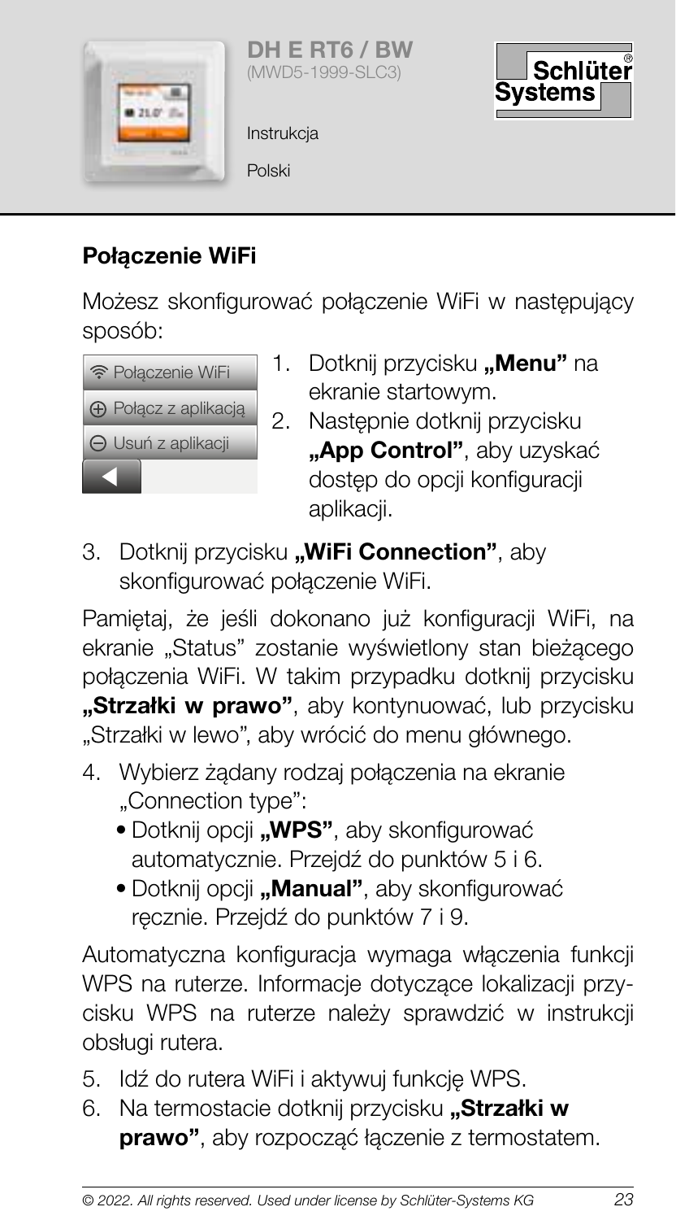**DH E RT6 / BW**
(MWD5-1999-SLC3)

Instrukcja

Polski

## Połączenie WiFi

Możesz skonfigurować połączenie WiFi w następujący sposób:

Połączenie WiFi
Połącz z aplikacją
Usuń z aplikacji

1. Dotknij przycisku **„Menu"** na ekranie startowym.
2. Następnie dotknij przycisku **„App Control"**, aby uzyskać dostęp do opcji konfiguracji aplikacji.
3. Dotknij przycisku **„WiFi Connection"**, aby skonfigurować połączenie WiFi.

Pamiętaj, że jeśli dokonano już konfiguracji WiFi, na ekranie „Status" zostanie wyświetlony stan bieżącego połączenia WiFi. W takim przypadku dotknij przycisku **„Strzałki w prawo"**, aby kontynuować, lub przycisku „Strzałki w lewo", aby wrócić do menu głównego.

4. Wybierz żądany rodzaj połączenia na ekranie „Connection type":
   - Dotknij opcji **„WPS"**, aby skonfigurować automatycznie. Przejdź do punktów 5 i 6.
   - Dotknij opcji **„Manual"**, aby skonfigurować ręcznie. Przejdź do punktów 7 i 9.

Automatyczna konfiguracja wymaga włączenia funkcji WPS na ruterze. Informacje dotyczące lokalizacji przycisku WPS na ruterze należy sprawdzić w instrukcji obsługi rutera.

5. Idź do rutera WiFi i aktywuj funkcję WPS.
6. Na termostacie dotknij przycisku **„Strzałki w prawo"**, aby rozpocząć łączenie z termostatem.

© 2022. All rights reserved. Used under license by Schlüter-Systems KG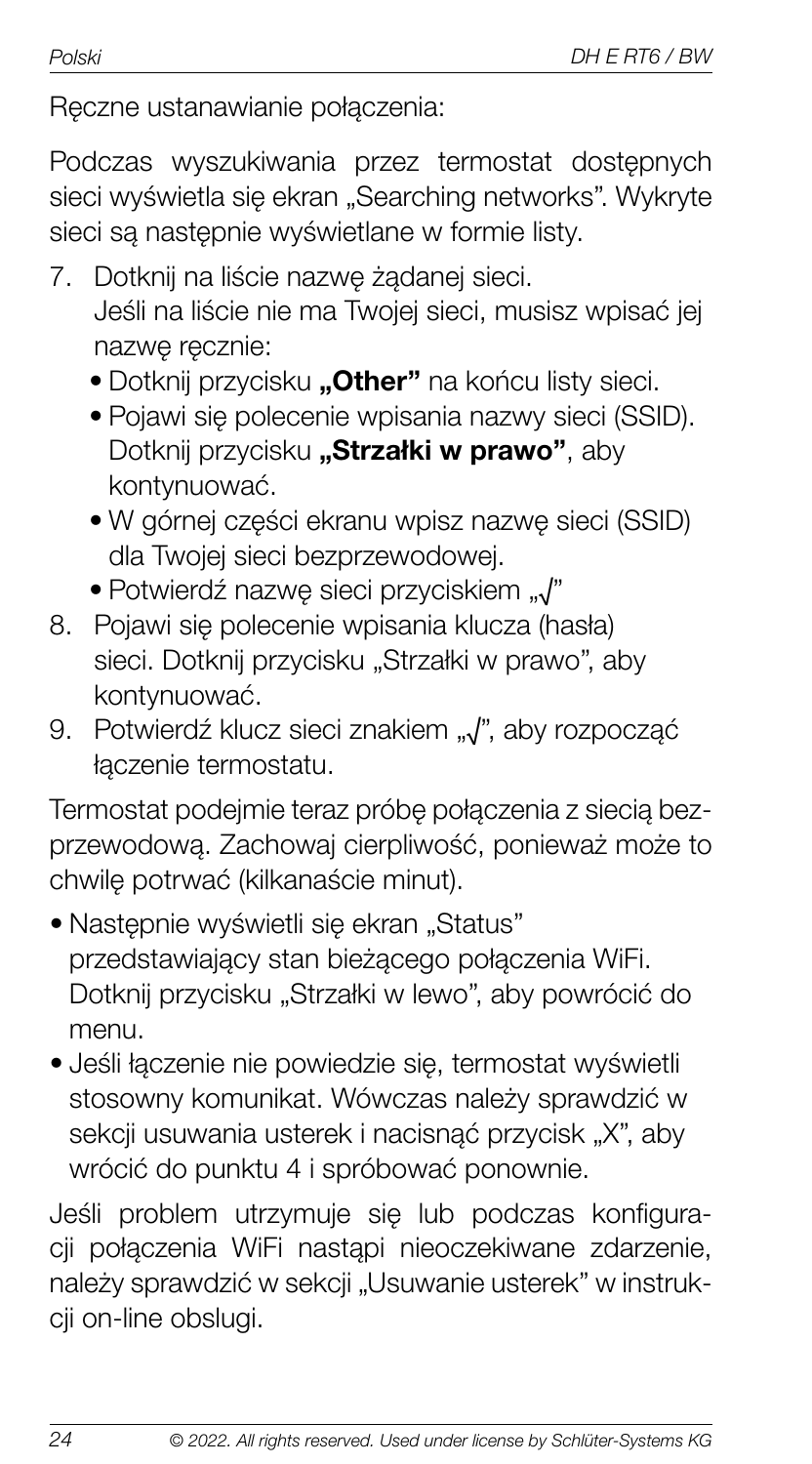Ręczne ustanawianie połączenia:

Podczas wyszukiwania przez termostat dostępnych sieci wyświetla się ekran „Searching networks". Wykryte sieci są następnie wyświetlane w formie listy.

7. Dotknij na liście nazwę żądanej sieci.
   Jeśli na liście nie ma Twojej sieci, musisz wpisać jej nazwę ręcznie:
   - Dotknij przycisku **„Other"** na końcu listy sieci.
   - Pojawi się polecenie wpisania nazwy sieci (SSID). Dotknij przycisku **„Strzałki w prawo"**, aby kontynuować.
   - W górnej części ekranu wpisz nazwę sieci (SSID) dla Twojej sieci bezprzewodowej.
   - Potwierdź nazwę sieci przyciskiem „√"
8. Pojawi się polecenie wpisania klucza (hasła) sieci. Dotknij przycisku „Strzałki w prawo", aby kontynuować.
9. Potwierdź klucz sieci znakiem „√", aby rozpocząć łączenie termostatu.

Termostat podejmie teraz próbę połączenia z siecią bezprzewodową. Zachowaj cierpliwość, ponieważ może to chwilę potrwać (kilkanaście minut).

- Następnie wyświetli się ekran „Status" przedstawiający stan bieżącego połączenia WiFi. Dotknij przycisku „Strzałki w lewo", aby powrócić do menu.
- Jeśli łączenie nie powiedzie się, termostat wyświetli stosowny komunikat. Wówczas należy sprawdzić w sekcji usuwania usterek i nacisnąć przycisk „X", aby wrócić do punktu 4 i spróbować ponownie.

Jeśli problem utrzymuje się lub podczas konfiguracji połączenia WiFi nastąpi nieoczekiwane zdarzenie, należy sprawdzić w sekcji „Usuwanie usterek" w instrukcji on-line obslugi.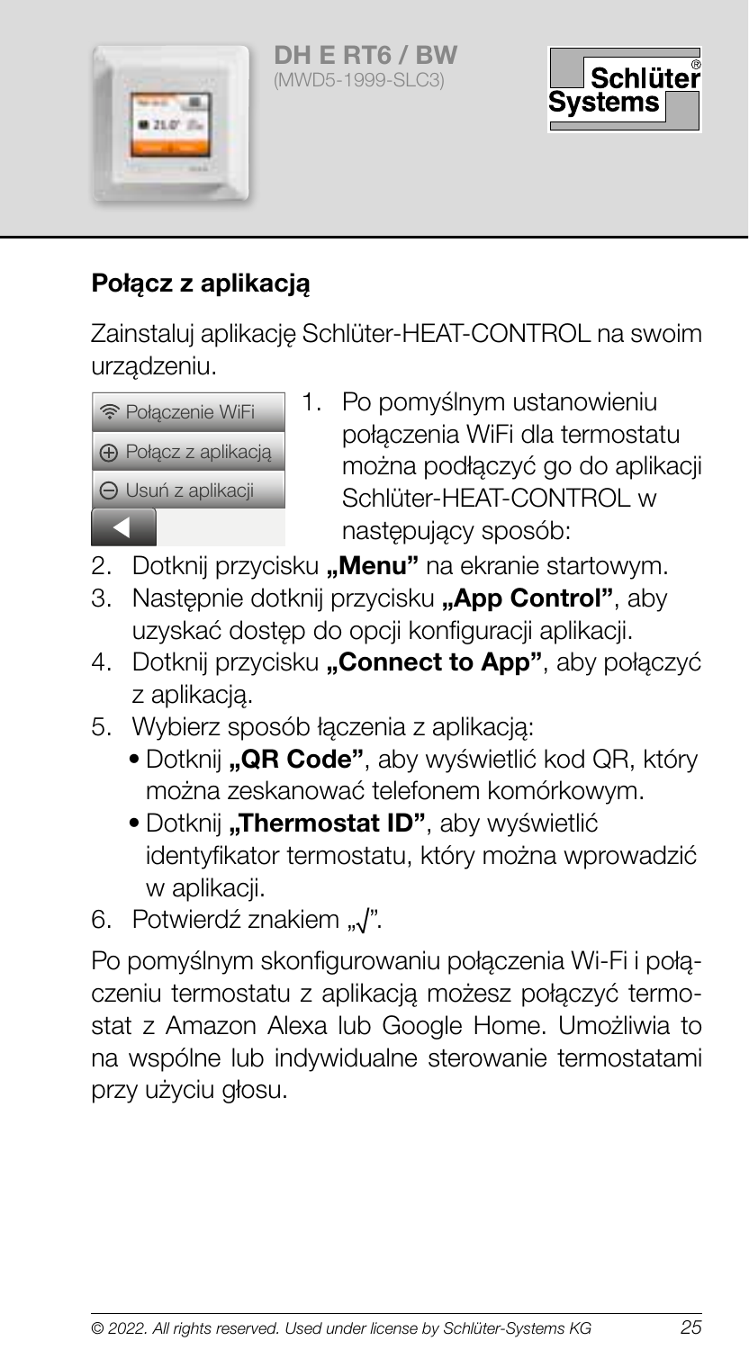## Połącz z aplikacją

Zainstaluj aplikację Schlüter-HEAT-CONTROL na swoim urządzeniu.

Połączenie WiFi
Połącz z aplikacją
Usuń z aplikacji

1. Po pomyślnym ustanowieniu połączenia WiFi dla termostatu można podłączyć go do aplikacji Schlüter-HEAT-CONTROL w następujący sposób:
2. Dotknij przycisku **„Menu"** na ekranie startowym.
3. Następnie dotknij przycisku **„App Control"**, aby uzyskać dostęp do opcji konfiguracji aplikacji.
4. Dotknij przycisku **„Connect to App"**, aby połączyć z aplikacją.
5. Wybierz sposób łączenia z aplikacją:
   - Dotknij **„QR Code"**, aby wyświetlić kod QR, który można zeskanować telefonem komórkowym.
   - Dotknij **„Thermostat ID"**, aby wyświetlić identyfikator termostatu, który można wprowadzić w aplikacji.
6. Potwierdź znakiem „√".

Po pomyślnym skonfigurowaniu połączenia Wi-Fi i połączeniu termostatu z aplikacją możesz połączyć termostat z Amazon Alexa lub Google Home. Umożliwia to na wspólne lub indywidualne sterowanie termostatami przy użyciu głosu.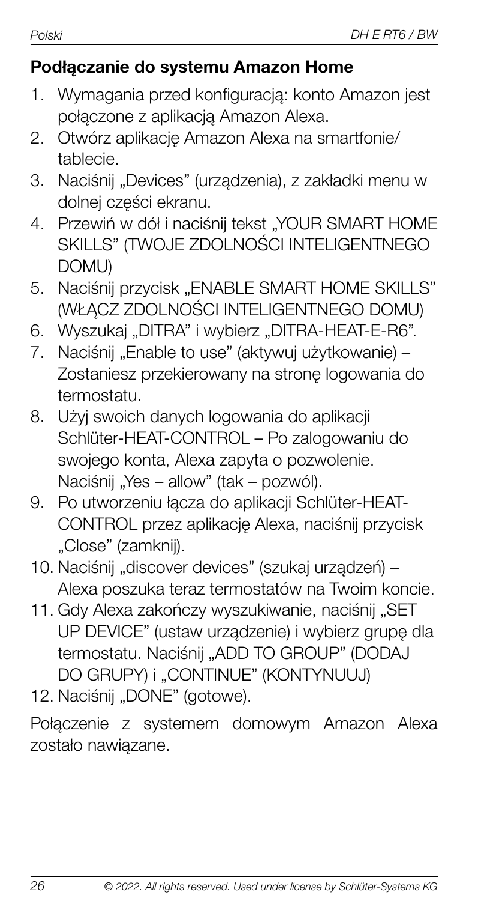## Podłączanie do systemu Amazon Home

1. Wymagania przed konfiguracją: konto Amazon jest połączone z aplikacją Amazon Alexa.
2. Otwórz aplikację Amazon Alexa na smartfonie/ tablecie.
3. Naciśnij „Devices" (urządzenia), z zakładki menu w dolnej części ekranu.
4. Przewiń w dół i naciśnij tekst „YOUR SMART HOME SKILLS" (TWOJE ZDOLNOŚCI INTELIGENTNEGO DOMU)
5. Naciśnij przycisk „ENABLE SMART HOME SKILLS" (WŁĄCZ ZDOLNOŚCI INTELIGENTNEGO DOMU)
6. Wyszukaj „DITRA" i wybierz „DITRA-HEAT-E-R6".
7. Naciśnij „Enable to use" (aktywuj użytkowanie) – Zostaniesz przekierowany na stronę logowania do termostatu.
8. Użyj swoich danych logowania do aplikacji Schlüter-HEAT-CONTROL – Po zalogowaniu do swojego konta, Alexa zapyta o pozwolenie. Naciśnij „Yes – allow" (tak – pozwól).
9. Po utworzeniu łącza do aplikacji Schlüter-HEAT-CONTROL przez aplikację Alexa, naciśnij przycisk „Close" (zamknij).
10. Naciśnij „discover devices" (szukaj urządzeń) – Alexa poszuka teraz termostatów na Twoim koncie.
11. Gdy Alexa zakończy wyszukiwanie, naciśnij „SET UP DEVICE" (ustaw urządzenie) i wybierz grupę dla termostatu. Naciśnij „ADD TO GROUP" (DODAJ DO GRUPY) i „CONTINUE" (KONTYNUUJ)
12. Naciśnij „DONE" (gotowe).

Połączenie z systemem domowym Amazon Alexa zostało nawiązane.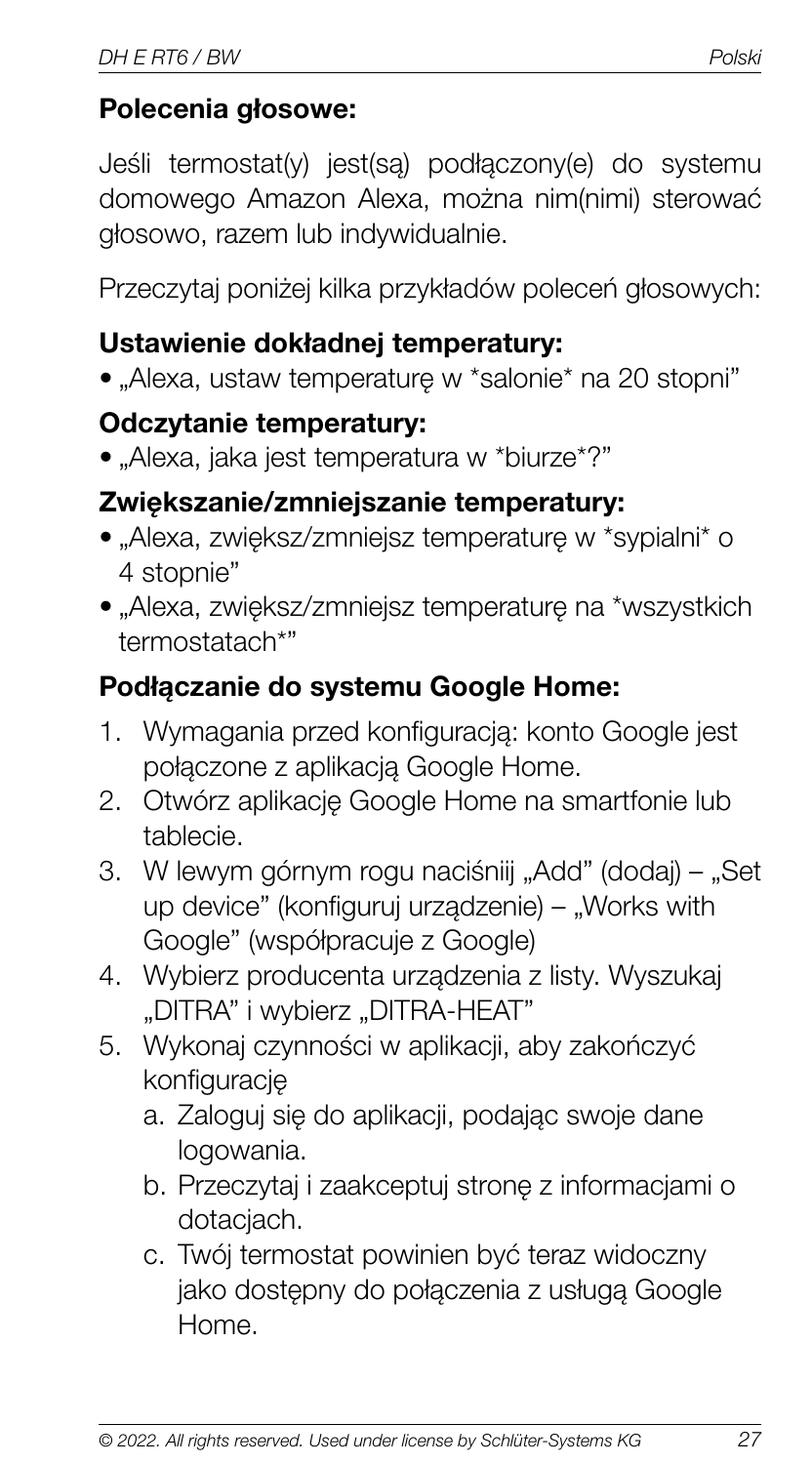**Polecenia głosowe:**

Jeśli termostat(y) jest(są) podłączony(e) do systemu domowego Amazon Alexa, można nim(nimi) sterować głosowo, razem lub indywidualnie.

Przeczytaj poniżej kilka przykładów poleceń głosowych:

**Ustawienie dokładnej temperatury:**

- „Alexa, ustaw temperaturę w *salonie* na 20 stopni"

**Odczytanie temperatury:**

- „Alexa, jaka jest temperatura w *biurze*?"

**Zwiększanie/zmniejszanie temperatury:**

- „Alexa, zwiększ/zmniejsz temperaturę w *sypialni* o 4 stopnie"
- „Alexa, zwiększ/zmniejsz temperaturę na *wszystkich termostatach*"

**Podłączanie do systemu Google Home:**

1. Wymagania przed konfiguracją: konto Google jest połączone z aplikacją Google Home.
2. Otwórz aplikację Google Home na smartfonie lub tablecie.
3. W lewym górnym rogu naciśniij „Add" (dodaj) – „Set up device" (konfiguruj urządzenie) – „Works with Google" (współpracuje z Google)
4. Wybierz producenta urządzenia z listy. Wyszukaj „DITRA" i wybierz „DITRA-HEAT"
5. Wykonaj czynności w aplikacji, aby zakończyć konfigurację
   a. Zaloguj się do aplikacji, podając swoje dane logowania.
   b. Przeczytaj i zaakceptuj stronę z informacjami o dotacjach.
   c. Twój termostat powinien być teraz widoczny jako dostępny do połączenia z usługą Google Home.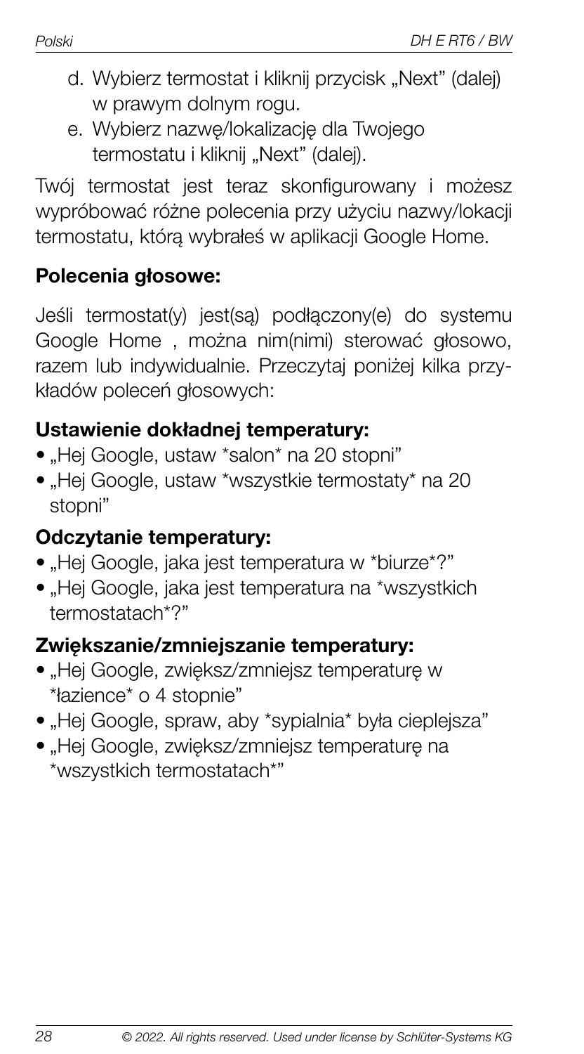d. Wybierz termostat i kliknij przycisk „Next" (dalej) w prawym dolnym rogu.
e. Wybierz nazwę/lokalizację dla Twojego termostatu i kliknij „Next" (dalej).

Twój termostat jest teraz skonfigurowany i możesz wypróbować różne polecenia przy użyciu nazwy/lokacji termostatu, którą wybrałeś w aplikacji Google Home.

**Polecenia głosowe:**

Jeśli termostat(y) jest(są) podłączony(e) do systemu Google Home , można nim(nimi) sterować głosowo, razem lub indywidualnie. Przeczytaj poniżej kilka przykładów poleceń głosowych:

**Ustawienie dokładnej temperatury:**

- „Hej Google, ustaw *salon* na 20 stopni"
- „Hej Google, ustaw *wszystkie termostaty* na 20 stopni"

**Odczytanie temperatury:**

- „Hej Google, jaka jest temperatura w *biurze*?"
- „Hej Google, jaka jest temperatura na *wszystkich termostatach*?"

**Zwiększanie/zmniejszanie temperatury:**

- „Hej Google, zwiększ/zmniejsz temperaturę w *łazience* o 4 stopnie"
- „Hej Google, spraw, aby *sypialnia* była cieplejsza"
- „Hej Google, zwiększ/zmniejsz temperaturę na *wszystkich termostatach*"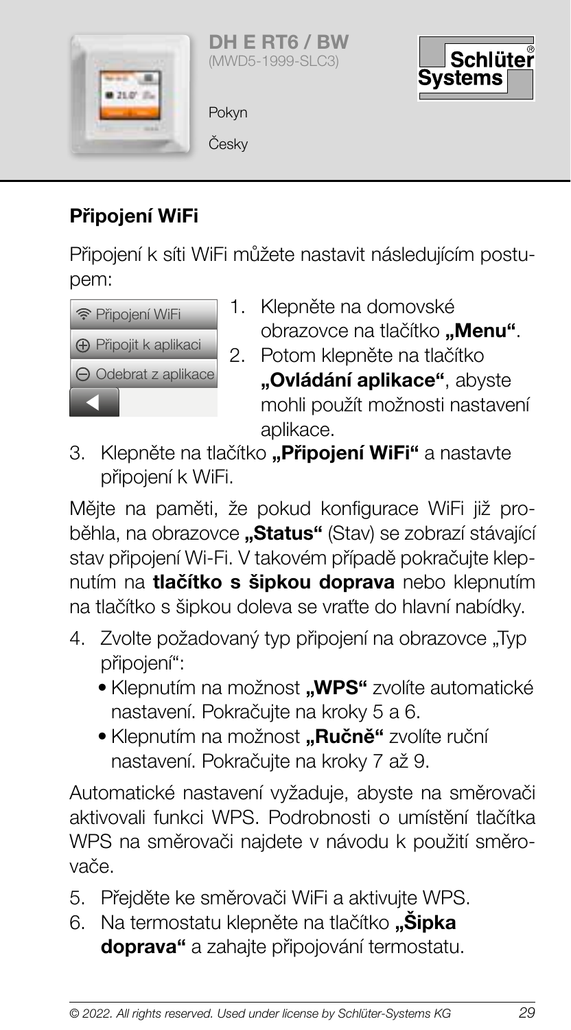## Připojení WiFi

Připojení k síti WiFi můžete nastavit následujícím postupem:

Připojení WiFi
Připojit k aplikaci
Odebrat z aplikace

1. Klepněte na domovské obrazovce na tlačítko **„Menu“**.
2. Potom klepněte na tlačítko **„Ovládání aplikace“**, abyste mohli použít možnosti nastavení aplikace.
3. Klepněte na tlačítko **„Připojení WiFi“** a nastavte připojení k WiFi.

Mějte na paměti, že pokud konfigurace WiFi již proběhla, na obrazovce **„Status“** (Stav) se zobrazí stávající stav připojení Wi-Fi. V takovém případě pokračujte klepnutím na **tlačítko s šipkou doprava** nebo klepnutím na tlačítko s šipkou doleva se vraťte do hlavní nabídky.

4. Zvolte požadovaný typ připojení na obrazovce „Typ připojení“:
   - Klepnutím na možnost **„WPS“** zvolíte automatické nastavení. Pokračujte na kroky 5 a 6.
   - Klepnutím na možnost **„Ručně“** zvolíte ruční nastavení. Pokračujte na kroky 7 až 9.

Automatické nastavení vyžaduje, abyste na směrovači aktivovali funkci WPS. Podrobnosti o umístění tlačítka WPS na směrovači najdete v návodu k použití směrovače.

5. Přejděte ke směrovači WiFi a aktivujte WPS.
6. Na termostatu klepněte na tlačítko **„Šipka doprava“** a zahajte připojování termostatu.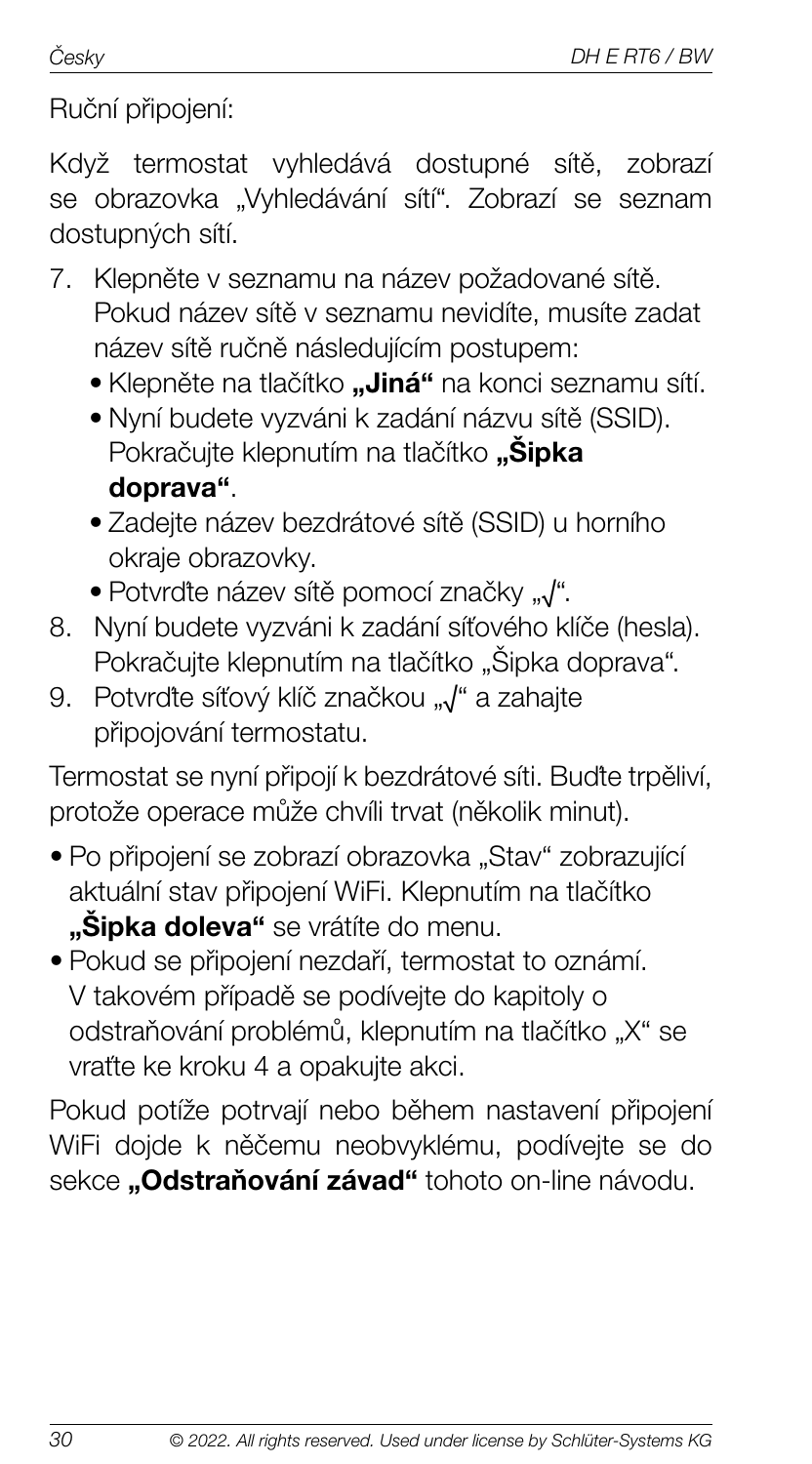Ruční připojení:

Když termostat vyhledává dostupné sítě, zobrazí se obrazovka „Vyhledávání sítí". Zobrazí se seznam dostupných sítí.

7. Klepněte v seznamu na název požadované sítě. Pokud název sítě v seznamu nevidíte, musíte zadat název sítě ručně následujícím postupem:
   - Klepněte na tlačítko **„Jiná"** na konci seznamu sítí.
   - Nyní budete vyzváni k zadání názvu sítě (SSID). Pokračujte klepnutím na tlačítko **„Šipka doprava"**.
   - Zadejte název bezdrátové sítě (SSID) u horního okraje obrazovky.
   - Potvrďte název sítě pomocí značky „√".
8. Nyní budete vyzváni k zadání síťového klíče (hesla). Pokračujte klepnutím na tlačítko „Šipka doprava".
9. Potvrďte síťový klíč značkou „√" a zahajte připojování termostatu.

Termostat se nyní připojí k bezdrátové síti. Buďte trpěliví, protože operace může chvíli trvat (několik minut).

- Po připojení se zobrazí obrazovka „Stav" zobrazující aktuální stav připojení WiFi. Klepnutím na tlačítko **„Šipka doleva"** se vrátíte do menu.
- Pokud se připojení nezdaří, termostat to oznámí. V takovém případě se podívejte do kapitoly o odstraňování problémů, klepnutím na tlačítko „X" se vraťte ke kroku 4 a opakujte akci.

Pokud potíže potrvají nebo během nastavení připojení WiFi dojde k něčemu neobvyklému, podívejte se do sekce **„Odstraňování závad"** tohoto on-line návodu.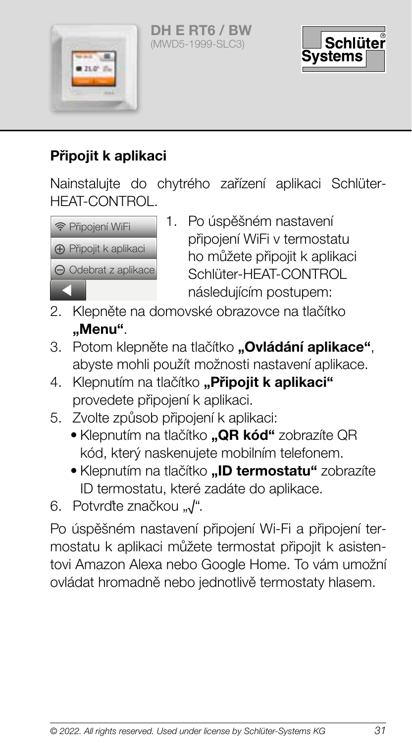DH E RT6 / BW
(MWD5-1999-SLC3)

## Připojit k aplikaci

Nainstalujte do chytrého zařízení aplikaci Schlüter-HEAT-CONTROL.

Připojení WiFi
Připojit k aplikaci
Odebrat z aplikace

1. Po úspěšném nastavení připojení WiFi v termostatu ho můžete připojit k aplikaci Schlüter-HEAT-CONTROL následujícím postupem:
2. Klepněte na domovské obrazovce na tlačítko **„Menu“**.
3. Potom klepněte na tlačítko **„Ovládání aplikace“**, abyste mohli použít možnosti nastavení aplikace.
4. Klepnutím na tlačítko **„Připojit k aplikaci“** provedete připojení k aplikaci.
5. Zvolte způsob připojení k aplikaci:
   - Klepnutím na tlačítko **„QR kód“** zobrazíte QR kód, který naskenujete mobilním telefonem.
   - Klepnutím na tlačítko **„ID termostatu“** zobrazíte ID termostatu, které zadáte do aplikace.
6. Potvrďte značkou „√“.

Po úspěšném nastavení připojení Wi-Fi a připojení termostatu k aplikaci můžete termostat připojit k asistentovi Amazon Alexa nebo Google Home. To vám umožní ovládat hromadně nebo jednotlivě termostaty hlasem.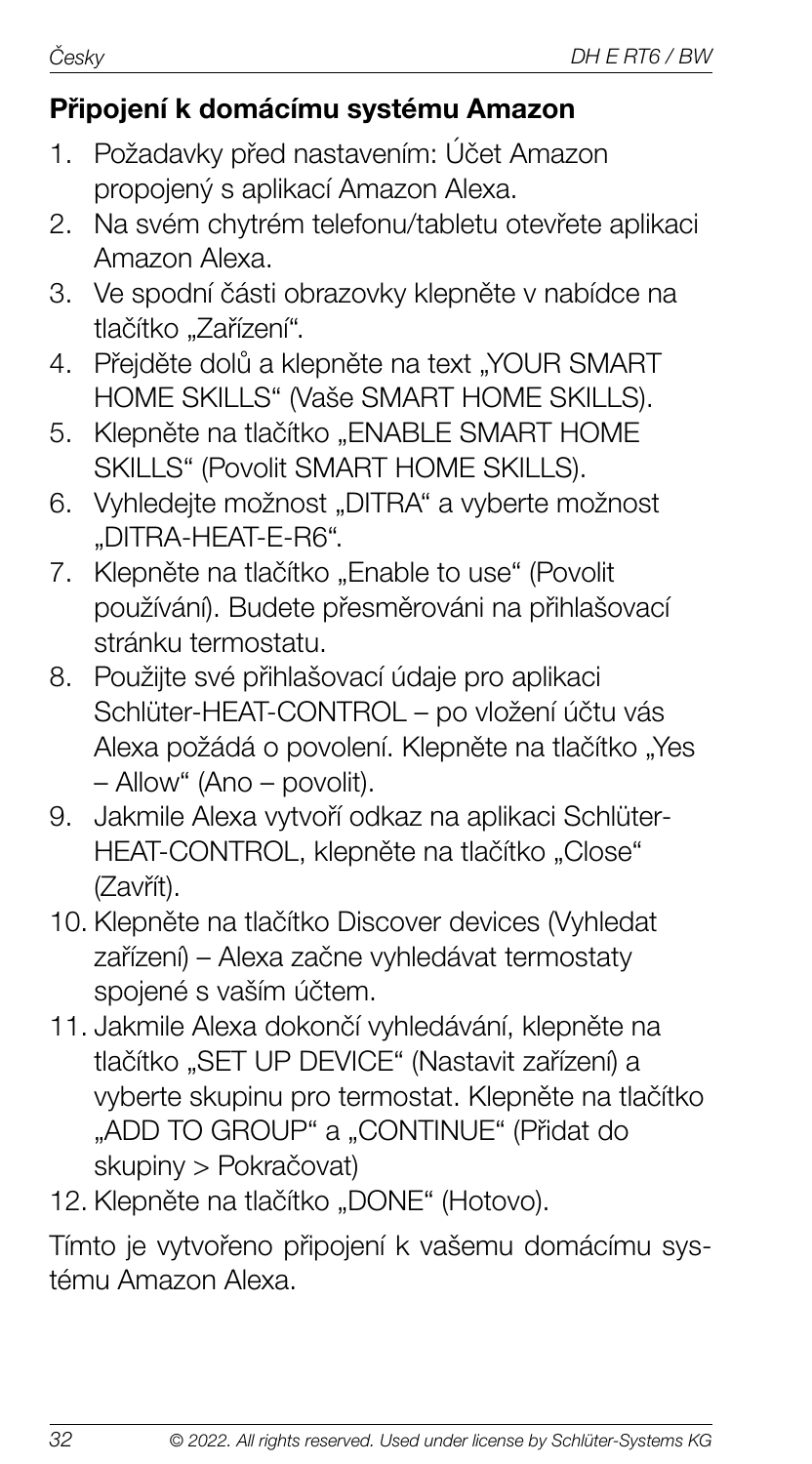## Připojení k domácímu systému Amazon

1. Požadavky před nastavením: Účet Amazon propojený s aplikací Amazon Alexa.
2. Na svém chytrém telefonu/tabletu otevřete aplikaci Amazon Alexa.
3. Ve spodní části obrazovky klepněte v nabídce na tlačítko „Zařízení".
4. Přejděte dolů a klepněte na text „YOUR SMART HOME SKILLS" (Vaše SMART HOME SKILLS).
5. Klepněte na tlačítko „ENABLE SMART HOME SKILLS" (Povolit SMART HOME SKILLS).
6. Vyhledejte možnost „DITRA" a vyberte možnost „DITRA-HEAT-E-R6".
7. Klepněte na tlačítko „Enable to use" (Povolit používání). Budete přesměrováni na přihlašovací stránku termostatu.
8. Použijte své přihlašovací údaje pro aplikaci Schlüter-HEAT-CONTROL – po vložení účtu vás Alexa požádá o povolení. Klepněte na tlačítko „Yes – Allow" (Ano – povolit).
9. Jakmile Alexa vytvoří odkaz na aplikaci Schlüter-HEAT-CONTROL, klepněte na tlačítko „Close" (Zavřít).
10. Klepněte na tlačítko Discover devices (Vyhledat zařízení) – Alexa začne vyhledávat termostaty spojené s vaším účtem.
11. Jakmile Alexa dokončí vyhledávání, klepněte na tlačítko „SET UP DEVICE" (Nastavit zařízení) a vyberte skupinu pro termostat. Klepněte na tlačítko „ADD TO GROUP" a „CONTINUE" (Přidat do skupiny > Pokračovat)
12. Klepněte na tlačítko „DONE" (Hotovo).

Tímto je vytvořeno připojení k vašemu domácímu systému Amazon Alexa.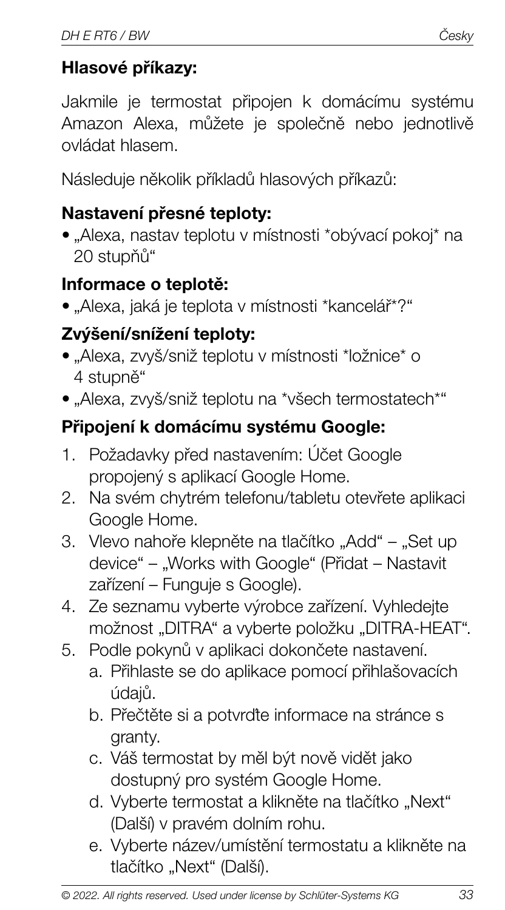**Hlasové příkazy:**

Jakmile je termostat připojen k domácímu systému Amazon Alexa, můžete je společně nebo jednotlivě ovládat hlasem.

Následuje několik příkladů hlasových příkazů:

**Nastavení přesné teploty:**

- „Alexa, nastav teplotu v místnosti *obývací pokoj* na 20 stupňů"

**Informace o teplotě:**

- „Alexa, jaká je teplota v místnosti *kancelář*?"

**Zvýšení/snížení teploty:**

- „Alexa, zvyš/sniž teplotu v místnosti *ložnice* o 4 stupně"
- „Alexa, zvyš/sniž teplotu na *všech termostatech*"

**Připojení k domácímu systému Google:**

1. Požadavky před nastavením: Účet Google propojený s aplikací Google Home.
2. Na svém chytrém telefonu/tabletu otevřete aplikaci Google Home.
3. Vlevo nahoře klepněte na tlačítko „Add" – „Set up device" – „Works with Google" (Přidat – Nastavit zařízení – Funguje s Google).
4. Ze seznamu vyberte výrobce zařízení. Vyhledejte možnost „DITRA" a vyberte položku „DITRA-HEAT".
5. Podle pokynů v aplikaci dokončete nastavení.
   a. Přihlaste se do aplikace pomocí přihlašovacích údajů.
   b. Přečtěte si a potvrďte informace na stránce s granty.
   c. Váš termostat by měl být nově vidět jako dostupný pro systém Google Home.
   d. Vyberte termostat a klikněte na tlačítko „Next" (Další) v pravém dolním rohu.
   e. Vyberte název/umístění termostatu a klikněte na tlačítko „Next" (Další).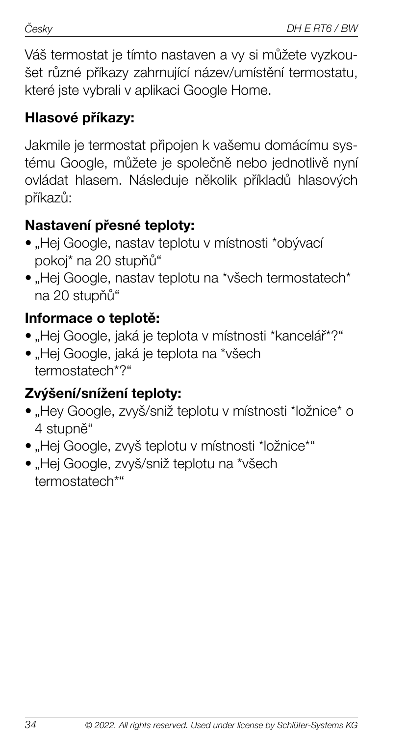Váš termostat je tímto nastaven a vy si můžete vyzkoušet různé příkazy zahrnující název/umístění termostatu, které jste vybrali v aplikaci Google Home.

## Hlasové příkazy:

Jakmile je termostat připojen k vašemu domácímu systému Google, můžete je společně nebo jednotlivě nyní ovládat hlasem. Následuje několik příkladů hlasových příkazů:

### Nastavení přesné teploty:

- „Hej Google, nastav teplotu v místnosti *obývací pokoj* na 20 stupňů“
- „Hej Google, nastav teplotu na *všech termostatech* na 20 stupňů“

### Informace o teplotě:

- „Hej Google, jaká je teplota v místnosti *kancelář*?“
- „Hej Google, jaká je teplota na *všech termostatech*?“

### Zvýšení/snížení teploty:

- „Hey Google, zvyš/sniž teplotu v místnosti *ložnice* o 4 stupně“
- „Hej Google, zvyš teplotu v místnosti *ložnice*“
- „Hej Google, zvyš/sniž teplotu na *všech termostatech*“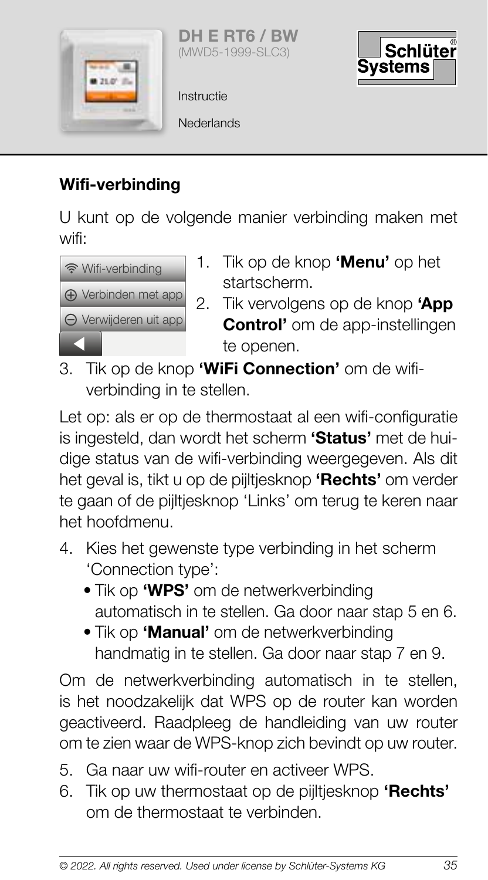## Wifi-verbinding

U kunt op de volgende manier verbinding maken met wifi:

Wifi-verbinding
Verbinden met app
Verwijderen uit app

1. Tik op de knop **'Menu'** op het startscherm.
2. Tik vervolgens op de knop **'App Control'** om de app-instellingen te openen.
3. Tik op de knop **'WiFi Connection'** om de wifi-verbinding in te stellen.

Let op: als er op de thermostaat al een wifi-configuratie is ingesteld, dan wordt het scherm **'Status'** met de huidige status van de wifi-verbinding weergegeven. Als dit het geval is, tikt u op de pijltjesknop **'Rechts'** om verder te gaan of de pijltjesknop 'Links' om terug te keren naar het hoofdmenu.

4. Kies het gewenste type verbinding in het scherm 'Connection type':
   - Tik op **'WPS'** om de netwerkverbinding automatisch in te stellen. Ga door naar stap 5 en 6.
   - Tik op **'Manual'** om de netwerkverbinding handmatig in te stellen. Ga door naar stap 7 en 9.

Om de netwerkverbinding automatisch in te stellen, is het noodzakelijk dat WPS op de router kan worden geactiveerd. Raadpleeg de handleiding van uw router om te zien waar de WPS-knop zich bevindt op uw router.

5. Ga naar uw wifi-router en activeer WPS.
6. Tik op uw thermostaat op de pijltjesknop **'Rechts'** om de thermostaat te verbinden.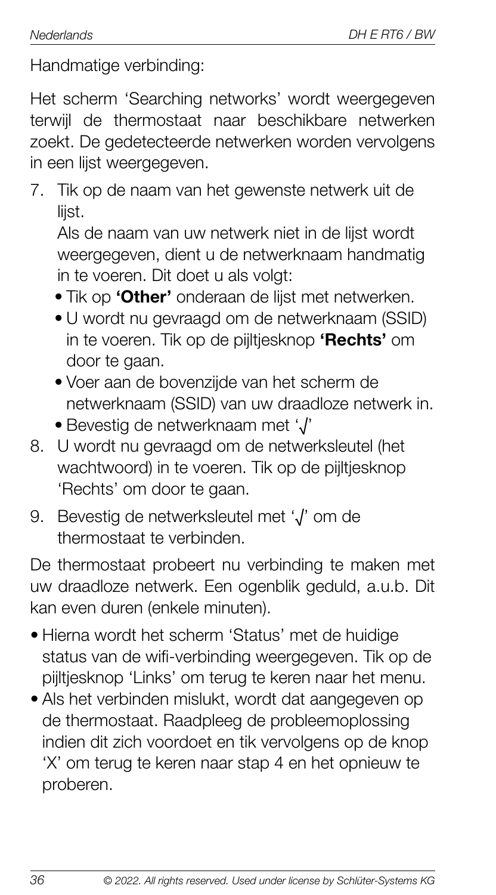Handmatige verbinding:

Het scherm 'Searching networks' wordt weergegeven terwijl de thermostaat naar beschikbare netwerken zoekt. De gedetecteerde netwerken worden vervolgens in een lijst weergegeven.

7. Tik op de naam van het gewenste netwerk uit de lijst.
   Als de naam van uw netwerk niet in de lijst wordt weergegeven, dient u de netwerknaam handmatig in te voeren. Dit doet u als volgt:
   - Tik op **'Other'** onderaan de lijst met netwerken.
   - U wordt nu gevraagd om de netwerknaam (SSID) in te voeren. Tik op de pijltjesknop **'Rechts'** om door te gaan.
   - Voer aan de bovenzijde van het scherm de netwerknaam (SSID) van uw draadloze netwerk in.
   - Bevestig de netwerknaam met '√'
8. U wordt nu gevraagd om de netwerksleutel (het wachtwoord) in te voeren. Tik op de pijltjesknop 'Rechts' om door te gaan.
9. Bevestig de netwerksleutel met '√' om de thermostaat te verbinden.

De thermostaat probeert nu verbinding te maken met uw draadloze netwerk. Een ogenblik geduld, a.u.b. Dit kan even duren (enkele minuten).

- Hierna wordt het scherm 'Status' met de huidige status van de wifi-verbinding weergegeven. Tik op de pijltjesknop 'Links' om terug te keren naar het menu.
- Als het verbinden mislukt, wordt dat aangegeven op de thermostaat. Raadpleeg de probleemoplossing indien dit zich voordoet en tik vervolgens op de knop 'X' om terug te keren naar stap 4 en het opnieuw te proberen.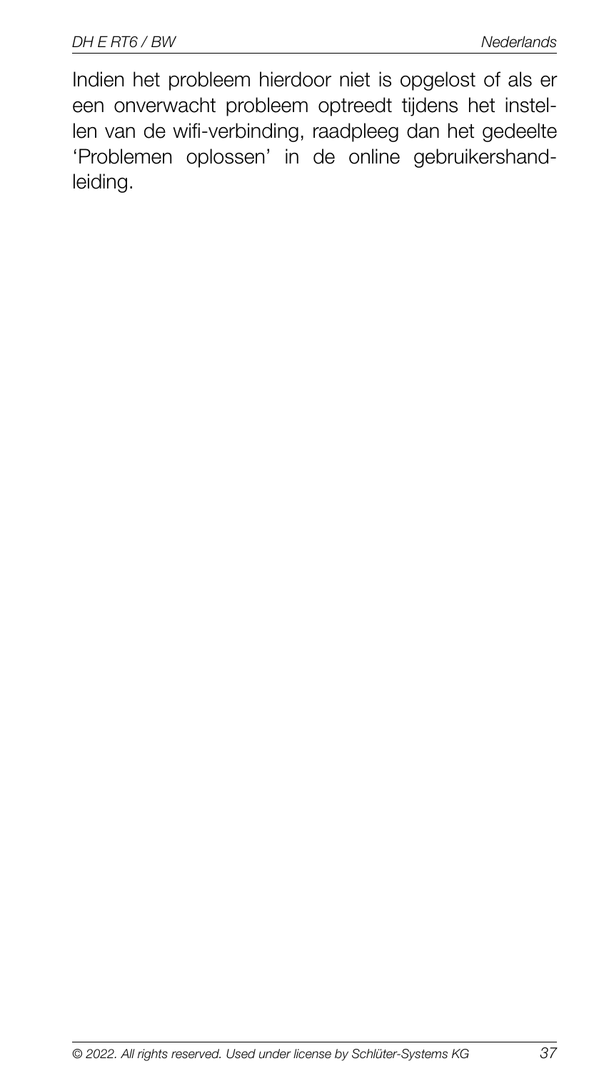Indien het probleem hierdoor niet is opgelost of als er een onverwacht probleem optreedt tijdens het instellen van de wifi-verbinding, raadpleeg dan het gedeelte 'Problemen oplossen' in de online gebruikershandleiding.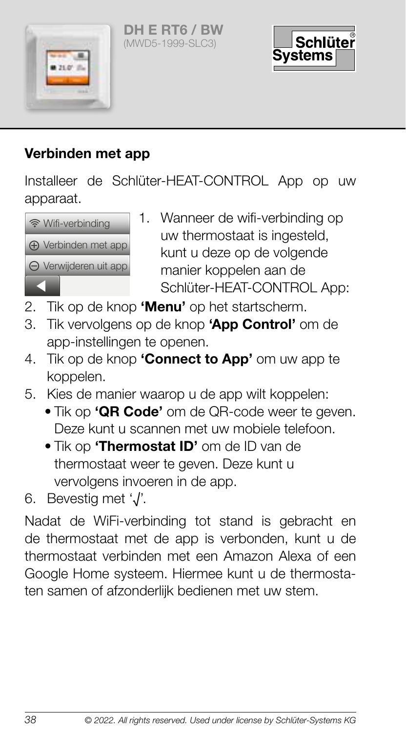DH E RT6 / BW
(MWD5-1999-SLC3)

## Verbinden met app

Installeer de Schlüter-HEAT-CONTROL App op uw apparaat.

Wifi-verbinding
⊕ Verbinden met app
⊖ Verwijderen uit app

1. Wanneer de wifi-verbinding op uw thermostaat is ingesteld, kunt u deze op de volgende manier koppelen aan de Schlüter-HEAT-CONTROL App:
2. Tik op de knop **'Menu'** op het startscherm.
3. Tik vervolgens op de knop **'App Control'** om de app-instellingen te openen.
4. Tik op de knop **'Connect to App'** om uw app te koppelen.
5. Kies de manier waarop u de app wilt koppelen:
   - Tik op **'QR Code'** om de QR-code weer te geven. Deze kunt u scannen met uw mobiele telefoon.
   - Tik op **'Thermostat ID'** om de ID van de thermostaat weer te geven. Deze kunt u vervolgens invoeren in de app.
6. Bevestig met '√'.

Nadat de WiFi-verbinding tot stand is gebracht en de thermostaat met de app is verbonden, kunt u de thermostaat verbinden met een Amazon Alexa of een Google Home systeem. Hiermee kunt u de thermostaten samen of afzonderlijk bedienen met uw stem.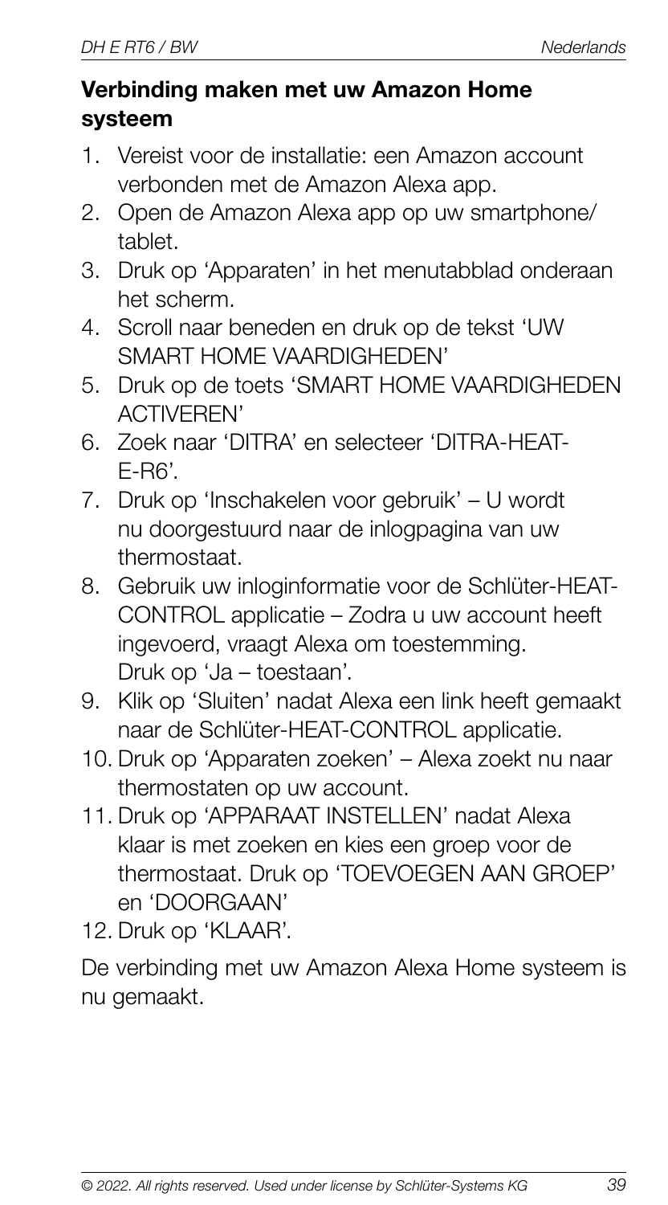## Verbinding maken met uw Amazon Home systeem

1. Vereist voor de installatie: een Amazon account verbonden met de Amazon Alexa app.
2. Open de Amazon Alexa app op uw smartphone/tablet.
3. Druk op 'Apparaten' in het menutabblad onderaan het scherm.
4. Scroll naar beneden en druk op de tekst 'UW SMART HOME VAARDIGHEDEN'
5. Druk op de toets 'SMART HOME VAARDIGHEDEN ACTIVEREN'
6. Zoek naar 'DITRA' en selecteer 'DITRA-HEAT-E-R6'.
7. Druk op 'Inschakelen voor gebruik' – U wordt nu doorgestuurd naar de inlogpagina van uw thermostaat.
8. Gebruik uw inloginformatie voor de Schlüter-HEAT-CONTROL applicatie – Zodra u uw account heeft ingevoerd, vraagt Alexa om toestemming. Druk op 'Ja – toestaan'.
9. Klik op 'Sluiten' nadat Alexa een link heeft gemaakt naar de Schlüter-HEAT-CONTROL applicatie.
10. Druk op 'Apparaten zoeken' – Alexa zoekt nu naar thermostaten op uw account.
11. Druk op 'APPARAAT INSTELLEN' nadat Alexa klaar is met zoeken en kies een groep voor de thermostaat. Druk op 'TOEVOEGEN AAN GROEP' en 'DOORGAAN'
12. Druk op 'KLAAR'.

De verbinding met uw Amazon Alexa Home systeem is nu gemaakt.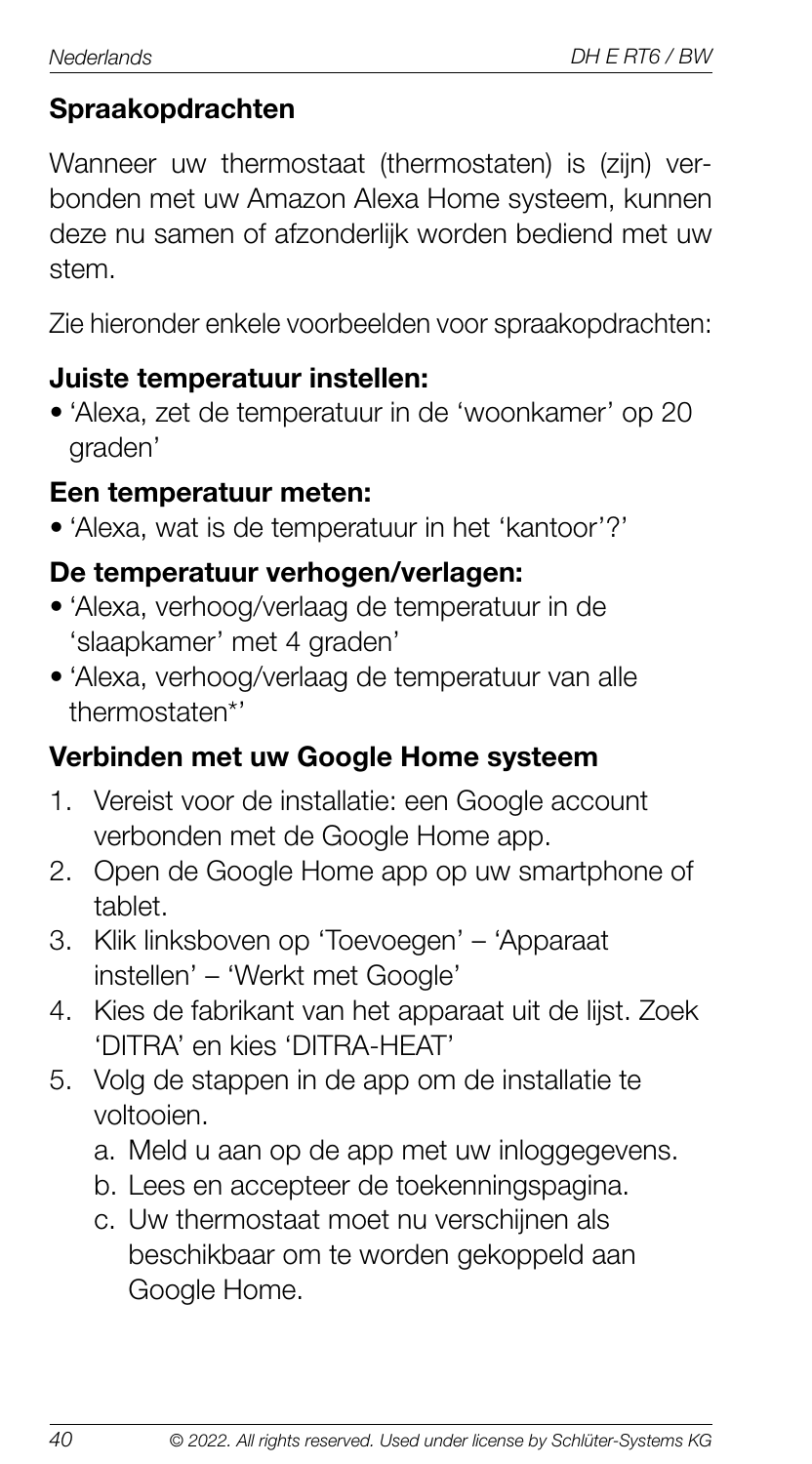## Spraakopdrachten

Wanneer uw thermostaat (thermostaten) is (zijn) verbonden met uw Amazon Alexa Home systeem, kunnen deze nu samen of afzonderlijk worden bediend met uw stem.

Zie hieronder enkele voorbeelden voor spraakopdrachten:

### Juiste temperatuur instellen:

- 'Alexa, zet de temperatuur in de 'woonkamer' op 20 graden'

### Een temperatuur meten:

- 'Alexa, wat is de temperatuur in het 'kantoor'?'

### De temperatuur verhogen/verlagen:

- 'Alexa, verhoog/verlaag de temperatuur in de 'slaapkamer' met 4 graden'
- 'Alexa, verhoog/verlaag de temperatuur van alle thermostaten*'

## Verbinden met uw Google Home systeem

1. Vereist voor de installatie: een Google account verbonden met de Google Home app.
2. Open de Google Home app op uw smartphone of tablet.
3. Klik linksboven op 'Toevoegen' – 'Apparaat instellen' – 'Werkt met Google'
4. Kies de fabrikant van het apparaat uit de lijst. Zoek 'DITRA' en kies 'DITRA-HEAT'
5. Volg de stappen in de app om de installatie te voltooien.
   a. Meld u aan op de app met uw inloggegevens.
   b. Lees en accepteer de toekenningspagina.
   c. Uw thermostaat moet nu verschijnen als beschikbaar om te worden gekoppeld aan Google Home.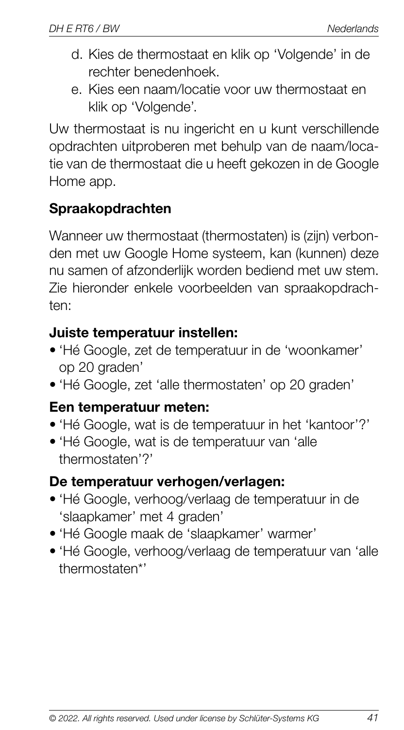d. Kies de thermostaat en klik op 'Volgende' in de rechter benedenhoek.
e. Kies een naam/locatie voor uw thermostaat en klik op 'Volgende'.

Uw thermostaat is nu ingericht en u kunt verschillende opdrachten uitproberen met behulp van de naam/locatie van de thermostaat die u heeft gekozen in de Google Home app.

## Spraakopdrachten

Wanneer uw thermostaat (thermostaten) is (zijn) verbonden met uw Google Home systeem, kan (kunnen) deze nu samen of afzonderlijk worden bediend met uw stem. Zie hieronder enkele voorbeelden van spraakopdrachten:

### Juiste temperatuur instellen:

- 'Hé Google, zet de temperatuur in de 'woonkamer' op 20 graden'
- 'Hé Google, zet 'alle thermostaten' op 20 graden'

### Een temperatuur meten:

- 'Hé Google, wat is de temperatuur in het 'kantoor'?'
- 'Hé Google, wat is de temperatuur van 'alle thermostaten'?'

### De temperatuur verhogen/verlagen:

- 'Hé Google, verhoog/verlaag de temperatuur in de 'slaapkamer' met 4 graden'
- 'Hé Google maak de 'slaapkamer' warmer'
- 'Hé Google, verhoog/verlaag de temperatuur van 'alle thermostaten*'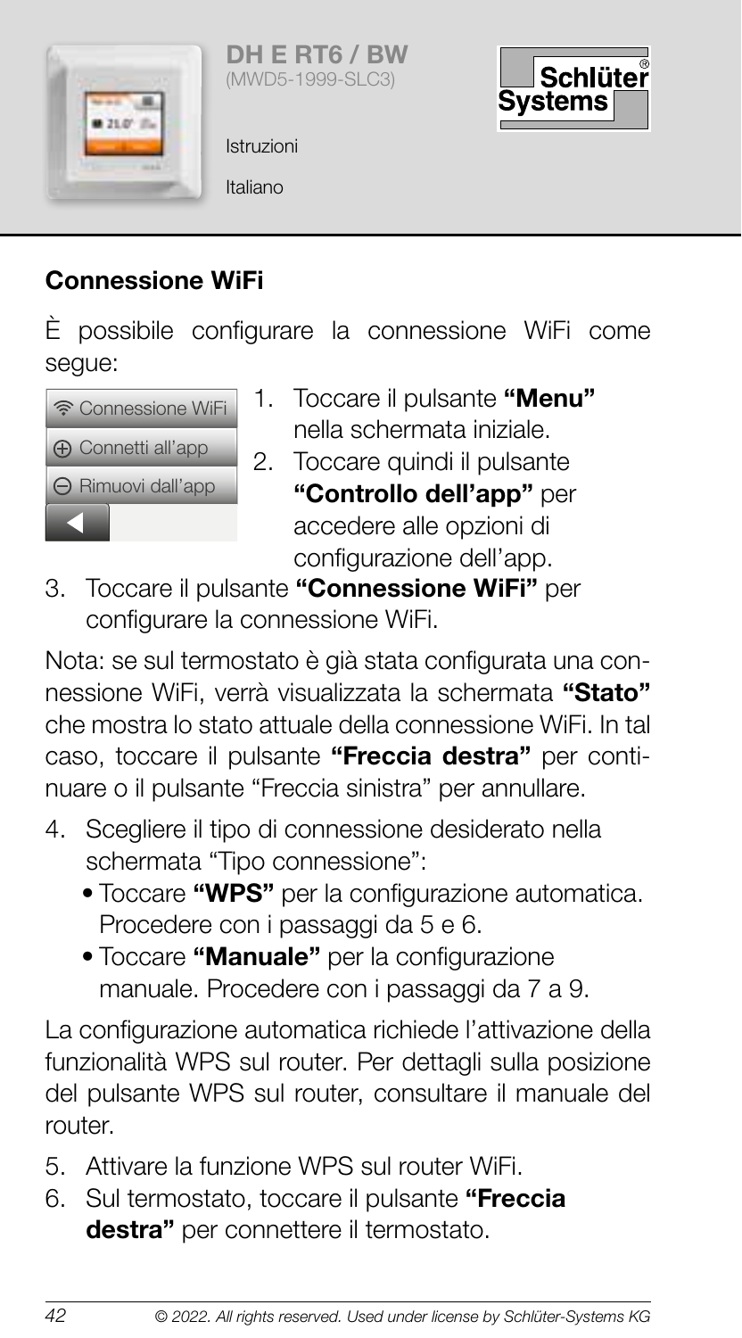DH E RT6 / BW
(MWD5-1999-SLC3)

Istruzioni

Italiano

## Connessione WiFi

È possibile configurare la connessione WiFi come segue:

Connessione WiFi
Connetti all'app
Rimuovi dall'app

1. Toccare il pulsante **"Menu"** nella schermata iniziale.
2. Toccare quindi il pulsante **"Controllo dell'app"** per accedere alle opzioni di configurazione dell'app.
3. Toccare il pulsante **"Connessione WiFi"** per configurare la connessione WiFi.

Nota: se sul termostato è già stata configurata una connessione WiFi, verrà visualizzata la schermata **"Stato"** che mostra lo stato attuale della connessione WiFi. In tal caso, toccare il pulsante **"Freccia destra"** per continuare o il pulsante "Freccia sinistra" per annullare.

4. Scegliere il tipo di connessione desiderato nella schermata "Tipo connessione":
   - Toccare **"WPS"** per la configurazione automatica. Procedere con i passaggi da 5 e 6.
   - Toccare **"Manuale"** per la configurazione manuale. Procedere con i passaggi da 7 a 9.

La configurazione automatica richiede l'attivazione della funzionalità WPS sul router. Per dettagli sulla posizione del pulsante WPS sul router, consultare il manuale del router.

5. Attivare la funzione WPS sul router WiFi.
6. Sul termostato, toccare il pulsante **"Freccia destra"** per connettere il termostato.

*© 2022. All rights reserved. Used under license by Schlüter-Systems KG*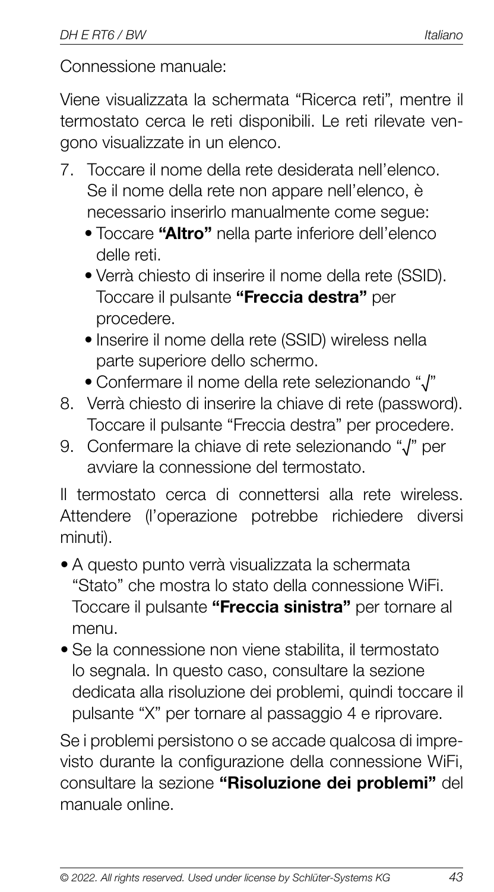Connessione manuale:

Viene visualizzata la schermata "Ricerca reti", mentre il termostato cerca le reti disponibili. Le reti rilevate vengono visualizzate in un elenco.

7. Toccare il nome della rete desiderata nell'elenco. Se il nome della rete non appare nell'elenco, è necessario inserirlo manualmente come segue:
   - Toccare **"Altro"** nella parte inferiore dell'elenco delle reti.
   - Verrà chiesto di inserire il nome della rete (SSID). Toccare il pulsante **"Freccia destra"** per procedere.
   - Inserire il nome della rete (SSID) wireless nella parte superiore dello schermo.
   - Confermare il nome della rete selezionando "√"
8. Verrà chiesto di inserire la chiave di rete (password). Toccare il pulsante "Freccia destra" per procedere.
9. Confermare la chiave di rete selezionando "√" per avviare la connessione del termostato.

Il termostato cerca di connettersi alla rete wireless. Attendere (l'operazione potrebbe richiedere diversi minuti).

- A questo punto verrà visualizzata la schermata "Stato" che mostra lo stato della connessione WiFi. Toccare il pulsante **"Freccia sinistra"** per tornare al menu.
- Se la connessione non viene stabilita, il termostato lo segnala. In questo caso, consultare la sezione dedicata alla risoluzione dei problemi, quindi toccare il pulsante "X" per tornare al passaggio 4 e riprovare.

Se i problemi persistono o se accade qualcosa di imprevisto durante la configurazione della connessione WiFi, consultare la sezione **"Risoluzione dei problemi"** del manuale online.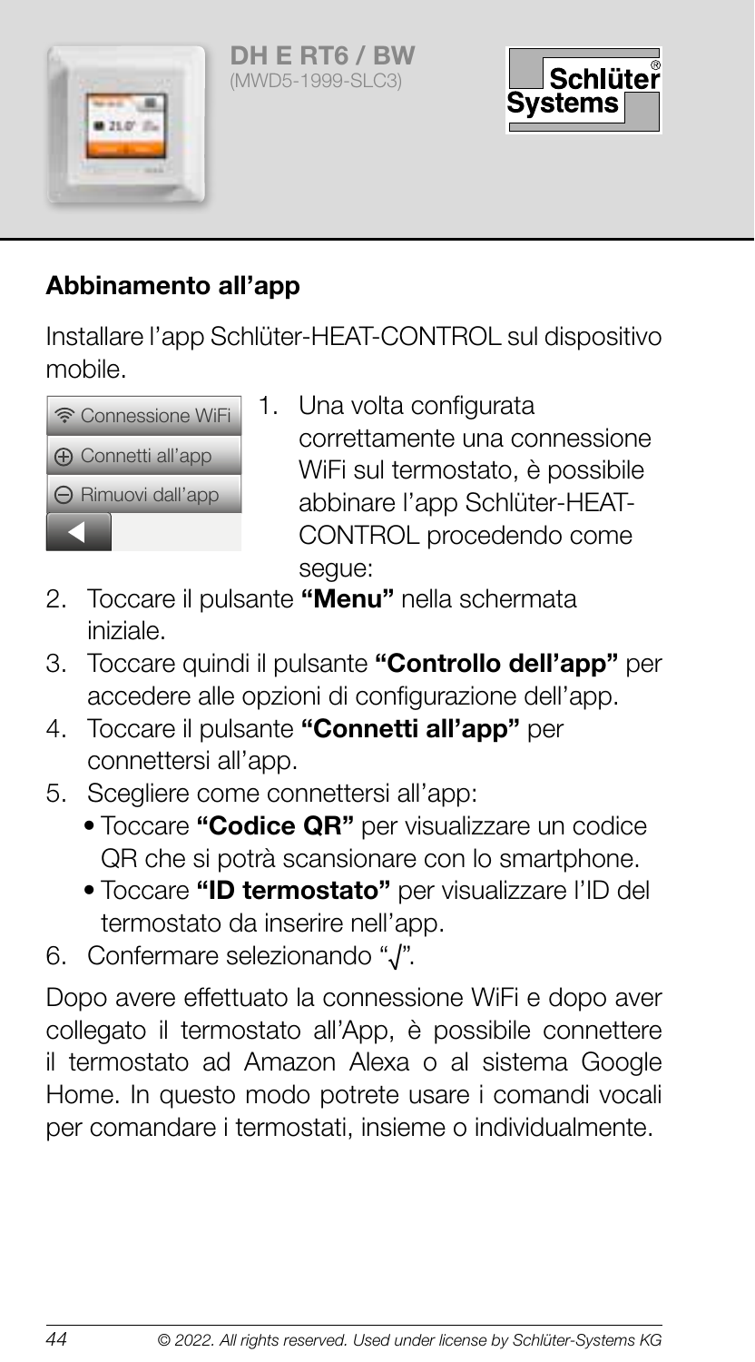**DH E RT6 / BW**
(MWD5-1999-SLC3)

## Abbinamento all'app

Installare l'app Schlüter-HEAT-CONTROL sul dispositivo mobile.

Connessione WiFi
Connetti all'app
Rimuovi dall'app

1. Una volta configurata correttamente una connessione WiFi sul termostato, è possibile abbinare l'app Schlüter-HEAT-CONTROL procedendo come segue:
2. Toccare il pulsante **"Menu"** nella schermata iniziale.
3. Toccare quindi il pulsante **"Controllo dell'app"** per accedere alle opzioni di configurazione dell'app.
4. Toccare il pulsante **"Connetti all'app"** per connettersi all'app.
5. Scegliere come connettersi all'app:
   - Toccare **"Codice QR"** per visualizzare un codice QR che si potrà scansionare con lo smartphone.
   - Toccare **"ID termostato"** per visualizzare l'ID del termostato da inserire nell'app.
6. Confermare selezionando "√".

Dopo avere effettuato la connessione WiFi e dopo aver collegato il termostato all'App, è possibile connettere il termostato ad Amazon Alexa o al sistema Google Home. In questo modo potrete usare i comandi vocali per comandare i termostati, insieme o individualmente.

*© 2022. All rights reserved. Used under license by Schlüter-Systems KG*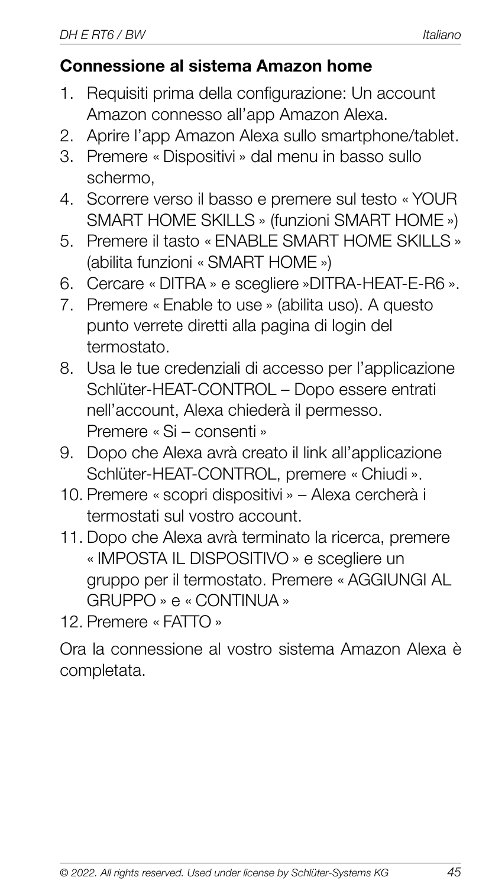## Connessione al sistema Amazon home

1. Requisiti prima della configurazione: Un account Amazon connesso all'app Amazon Alexa.
2. Aprire l'app Amazon Alexa sullo smartphone/tablet.
3. Premere « Dispositivi » dal menu in basso sullo schermo,
4. Scorrere verso il basso e premere sul testo « YOUR SMART HOME SKILLS » (funzioni SMART HOME »)
5. Premere il tasto « ENABLE SMART HOME SKILLS » (abilita funzioni « SMART HOME »)
6. Cercare « DITRA » e scegliere »DITRA-HEAT-E-R6 ».
7. Premere « Enable to use » (abilita uso). A questo punto verrete diretti alla pagina di login del termostato.
8. Usa le tue credenziali di accesso per l'applicazione Schlüter-HEAT-CONTROL – Dopo essere entrati nell'account, Alexa chiederà il permesso. Premere « Si – consenti »
9. Dopo che Alexa avrà creato il link all'applicazione Schlüter-HEAT-CONTROL, premere « Chiudi ».
10. Premere « scopri dispositivi » – Alexa cercherà i termostati sul vostro account.
11. Dopo che Alexa avrà terminato la ricerca, premere « IMPOSTA IL DISPOSITIVO » e scegliere un gruppo per il termostato. Premere « AGGIUNGI AL GRUPPO » e « CONTINUA »
12. Premere « FATTO »

Ora la connessione al vostro sistema Amazon Alexa è completata.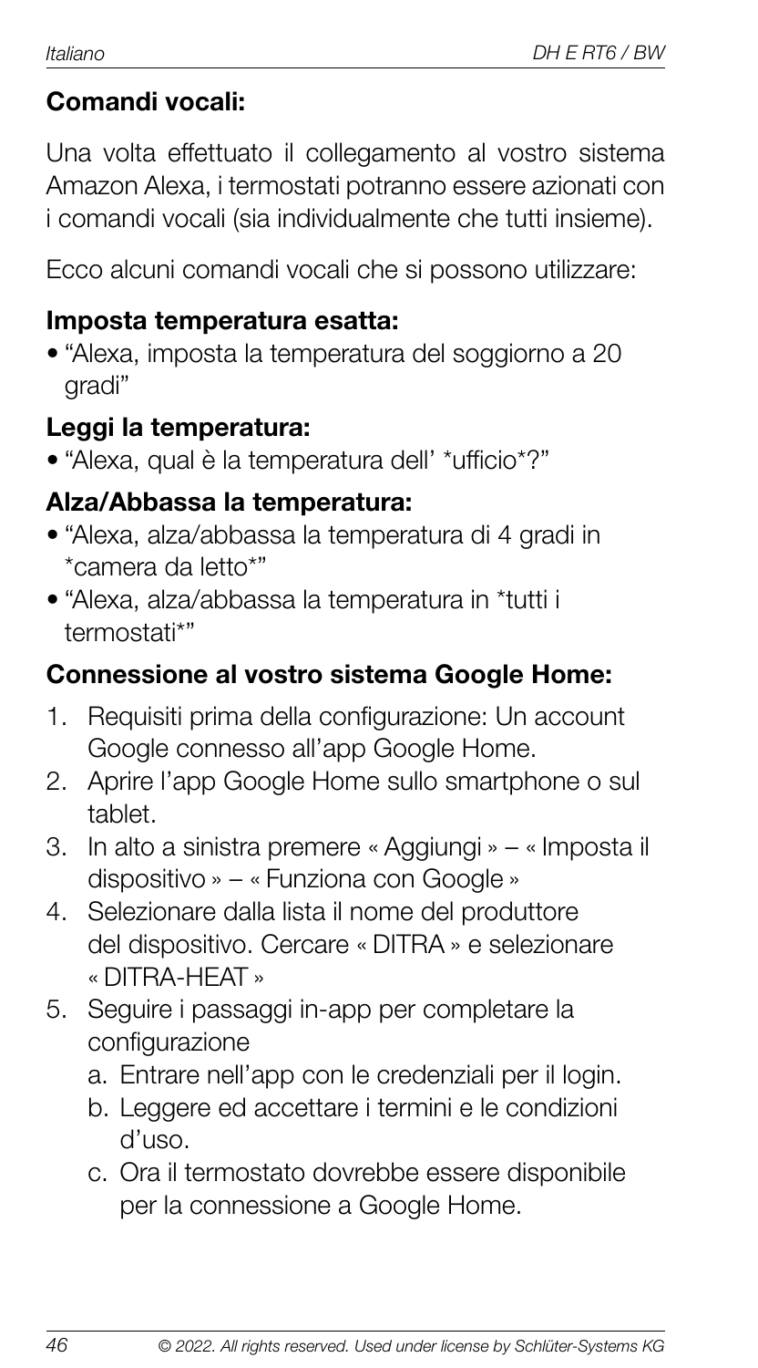### Comandi vocali:

Una volta effettuato il collegamento al vostro sistema Amazon Alexa, i termostati potranno essere azionati con i comandi vocali (sia individualmente che tutti insieme).

Ecco alcuni comandi vocali che si possono utilizzare:

#### Imposta temperatura esatta:

- "Alexa, imposta la temperatura del soggiorno a 20 gradi"

#### Leggi la temperatura:

- "Alexa, qual è la temperatura dell' *ufficio*?"

#### Alza/Abbassa la temperatura:

- "Alexa, alza/abbassa la temperatura di 4 gradi in *camera da letto*"
- "Alexa, alza/abbassa la temperatura in *tutti i termostati*"

### Connessione al vostro sistema Google Home:

1. Requisiti prima della configurazione: Un account Google connesso all'app Google Home.
2. Aprire l'app Google Home sullo smartphone o sul tablet.
3. In alto a sinistra premere « Aggiungi » – « Imposta il dispositivo » – « Funziona con Google »
4. Selezionare dalla lista il nome del produttore del dispositivo. Cercare « DITRA » e selezionare « DITRA-HEAT »
5. Seguire i passaggi in-app per completare la configurazione
   a. Entrare nell'app con le credenziali per il login.
   b. Leggere ed accettare i termini e le condizioni d'uso.
   c. Ora il termostato dovrebbe essere disponibile per la connessione a Google Home.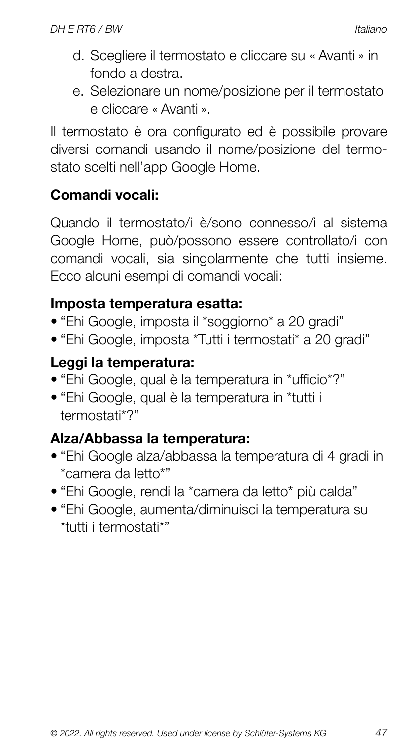d. Scegliere il termostato e cliccare su « Avanti » in fondo a destra.
e. Selezionare un nome/posizione per il termostato e cliccare « Avanti ».

Il termostato è ora configurato ed è possibile provare diversi comandi usando il nome/posizione del termostato scelti nell'app Google Home.

**Comandi vocali:**

Quando il termostato/i è/sono connesso/i al sistema Google Home, può/possono essere controllato/i con comandi vocali, sia singolarmente che tutti insieme. Ecco alcuni esempi di comandi vocali:

**Imposta temperatura esatta:**

- "Ehi Google, imposta il *soggiorno* a 20 gradi"
- "Ehi Google, imposta *Tutti i termostati* a 20 gradi"

**Leggi la temperatura:**

- "Ehi Google, qual è la temperatura in *ufficio*?"
- "Ehi Google, qual è la temperatura in *tutti i termostati*?"

**Alza/Abbassa la temperatura:**

- "Ehi Google alza/abbassa la temperatura di 4 gradi in *camera da letto*"
- "Ehi Google, rendi la *camera da letto* più calda"
- "Ehi Google, aumenta/diminuisci la temperatura su *tutti i termostati*"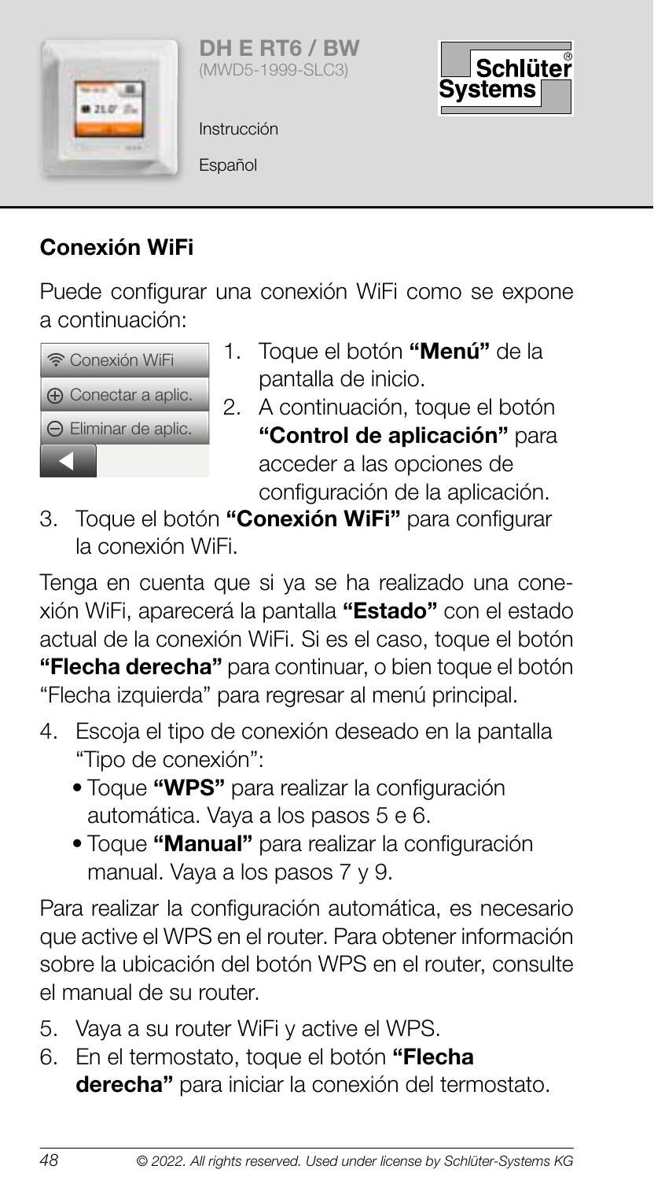## Conexión WiFi

Puede configurar una conexión WiFi como se expone a continuación:

Conexión WiFi
Conectar a aplic.
Eliminar de aplic.

1. Toque el botón **"Menú"** de la pantalla de inicio.
2. A continuación, toque el botón **"Control de aplicación"** para acceder a las opciones de configuración de la aplicación.
3. Toque el botón **"Conexión WiFi"** para configurar la conexión WiFi.

Tenga en cuenta que si ya se ha realizado una conexión WiFi, aparecerá la pantalla **"Estado"** con el estado actual de la conexión WiFi. Si es el caso, toque el botón **"Flecha derecha"** para continuar, o bien toque el botón "Flecha izquierda" para regresar al menú principal.

4. Escoja el tipo de conexión deseado en la pantalla "Tipo de conexión":
   - Toque **"WPS"** para realizar la configuración automática. Vaya a los pasos 5 e 6.
   - Toque **"Manual"** para realizar la configuración manual. Vaya a los pasos 7 y 9.

Para realizar la configuración automática, es necesario que active el WPS en el router. Para obtener información sobre la ubicación del botón WPS en el router, consulte el manual de su router.

5. Vaya a su router WiFi y active el WPS.
6. En el termostato, toque el botón **"Flecha derecha"** para iniciar la conexión del termostato.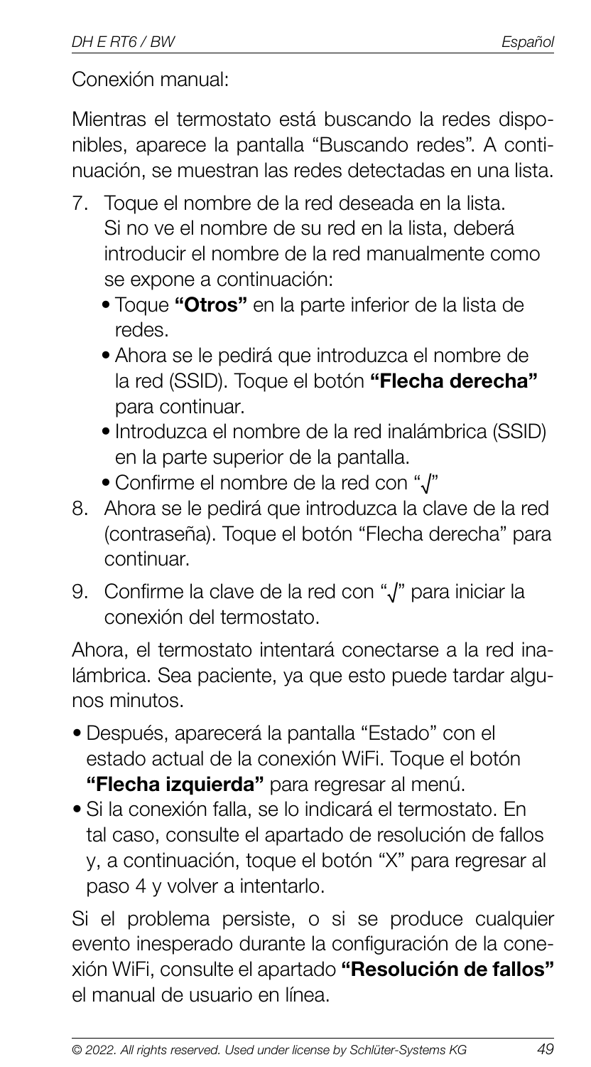Conexión manual:

Mientras el termostato está buscando la redes disponibles, aparece la pantalla "Buscando redes". A continuación, se muestran las redes detectadas en una lista.

7. Toque el nombre de la red deseada en la lista. Si no ve el nombre de su red en la lista, deberá introducir el nombre de la red manualmente como se expone a continuación:
   - Toque **"Otros"** en la parte inferior de la lista de redes.
   - Ahora se le pedirá que introduzca el nombre de la red (SSID). Toque el botón **"Flecha derecha"** para continuar.
   - Introduzca el nombre de la red inalámbrica (SSID) en la parte superior de la pantalla.
   - Confirme el nombre de la red con "√"
8. Ahora se le pedirá que introduzca la clave de la red (contraseña). Toque el botón "Flecha derecha" para continuar.
9. Confirme la clave de la red con "√" para iniciar la conexión del termostato.

Ahora, el termostato intentará conectarse a la red inalámbrica. Sea paciente, ya que esto puede tardar algunos minutos.

- Después, aparecerá la pantalla "Estado" con el estado actual de la conexión WiFi. Toque el botón **"Flecha izquierda"** para regresar al menú.
- Si la conexión falla, se lo indicará el termostato. En tal caso, consulte el apartado de resolución de fallos y, a continuación, toque el botón "X" para regresar al paso 4 y volver a intentarlo.

Si el problema persiste, o si se produce cualquier evento inesperado durante la configuración de la conexión WiFi, consulte el apartado **"Resolución de fallos"** el manual de usuario en línea.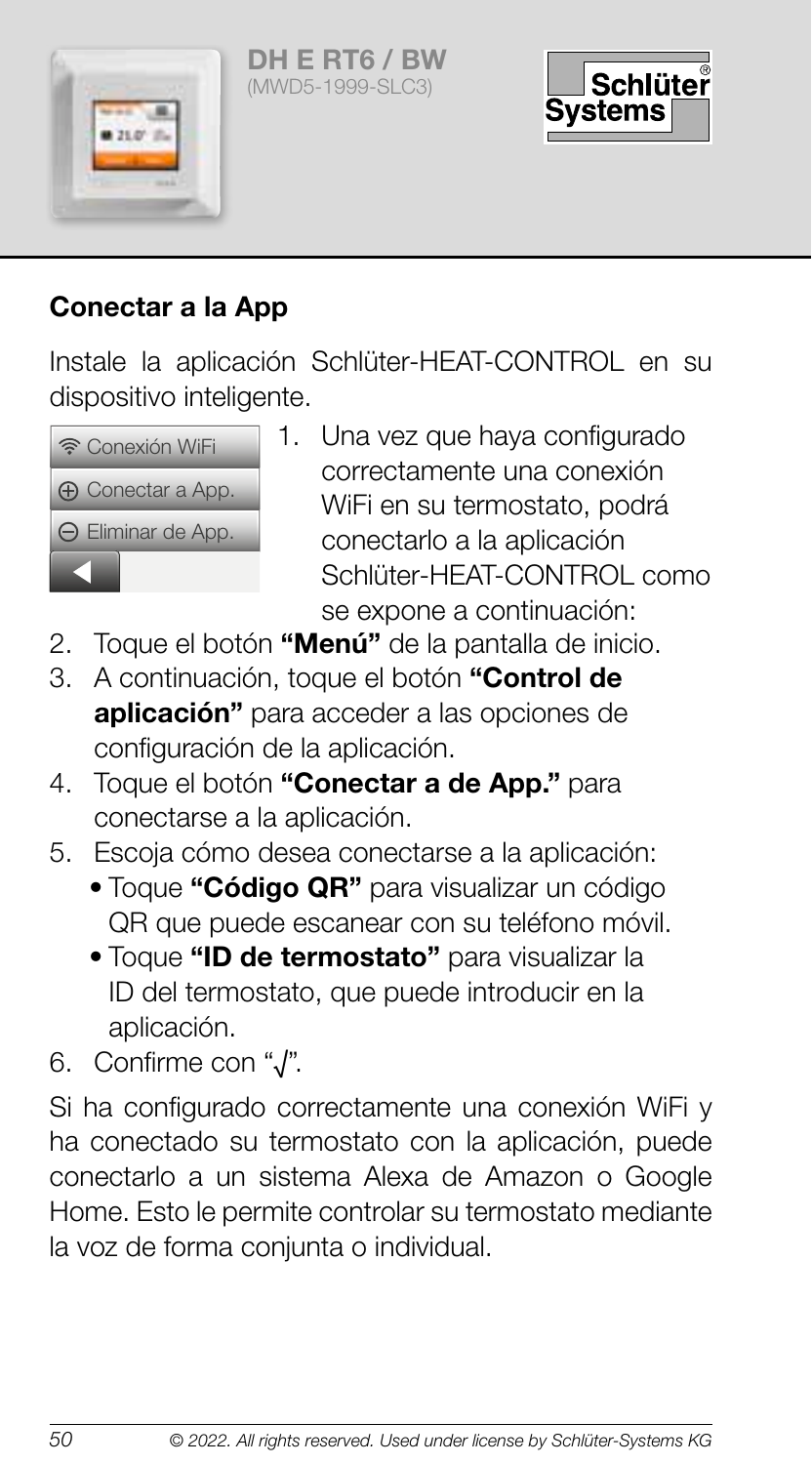DH E RT6 / BW
(MWD5-1999-SLC3)

## Conectar a la App

Instale la aplicación Schlüter-HEAT-CONTROL en su dispositivo inteligente.

Conexión WiFi
Conectar a App.
Eliminar de App.

1. Una vez que haya configurado correctamente una conexión WiFi en su termostato, podrá conectarlo a la aplicación Schlüter-HEAT-CONTROL como se expone a continuación:
2. Toque el botón **"Menú"** de la pantalla de inicio.
3. A continuación, toque el botón **"Control de aplicación"** para acceder a las opciones de configuración de la aplicación.
4. Toque el botón **"Conectar a de App."** para conectarse a la aplicación.
5. Escoja cómo desea conectarse a la aplicación:
   - Toque **"Código QR"** para visualizar un código QR que puede escanear con su teléfono móvil.
   - Toque **"ID de termostato"** para visualizar la ID del termostato, que puede introducir en la aplicación.
6. Confirme con "√".

Si ha configurado correctamente una conexión WiFi y ha conectado su termostato con la aplicación, puede conectarlo a un sistema Alexa de Amazon o Google Home. Esto le permite controlar su termostato mediante la voz de forma conjunta o individual.

*© 2022. All rights reserved. Used under license by Schlüter-Systems KG*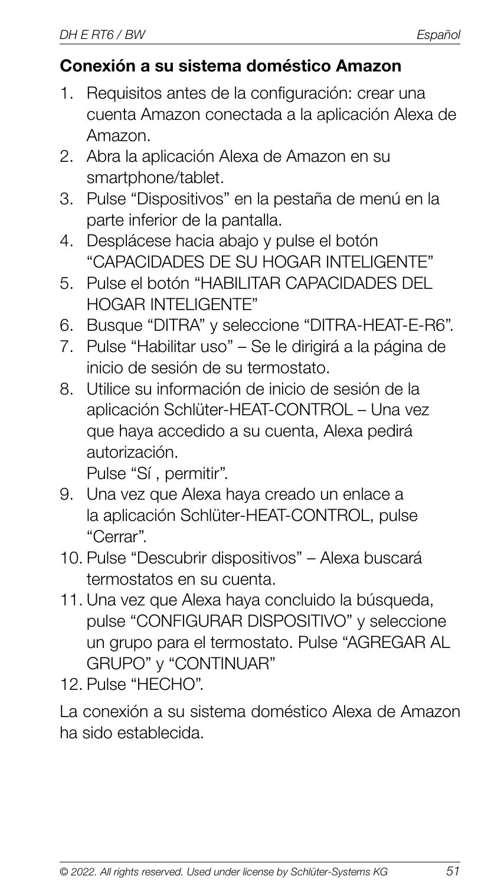## Conexión a su sistema doméstico Amazon

1. Requisitos antes de la configuración: crear una cuenta Amazon conectada a la aplicación Alexa de Amazon.
2. Abra la aplicación Alexa de Amazon en su smartphone/tablet.
3. Pulse "Dispositivos" en la pestaña de menú en la parte inferior de la pantalla.
4. Desplácese hacia abajo y pulse el botón "CAPACIDADES DE SU HOGAR INTELIGENTE"
5. Pulse el botón "HABILITAR CAPACIDADES DEL HOGAR INTELIGENTE"
6. Busque "DITRA" y seleccione "DITRA-HEAT-E-R6".
7. Pulse "Habilitar uso" – Se le dirigirá a la página de inicio de sesión de su termostato.
8. Utilice su información de inicio de sesión de la aplicación Schlüter-HEAT-CONTROL – Una vez que haya accedido a su cuenta, Alexa pedirá autorización.
   Pulse "Sí , permitir".
9. Una vez que Alexa haya creado un enlace a la aplicación Schlüter-HEAT-CONTROL, pulse "Cerrar".
10. Pulse "Descubrir dispositivos" – Alexa buscará termostatos en su cuenta.
11. Una vez que Alexa haya concluido la búsqueda, pulse "CONFIGURAR DISPOSITIVO" y seleccione un grupo para el termostato. Pulse "AGREGAR AL GRUPO" y "CONTINUAR"
12. Pulse "HECHO".

La conexión a su sistema doméstico Alexa de Amazon ha sido establecida.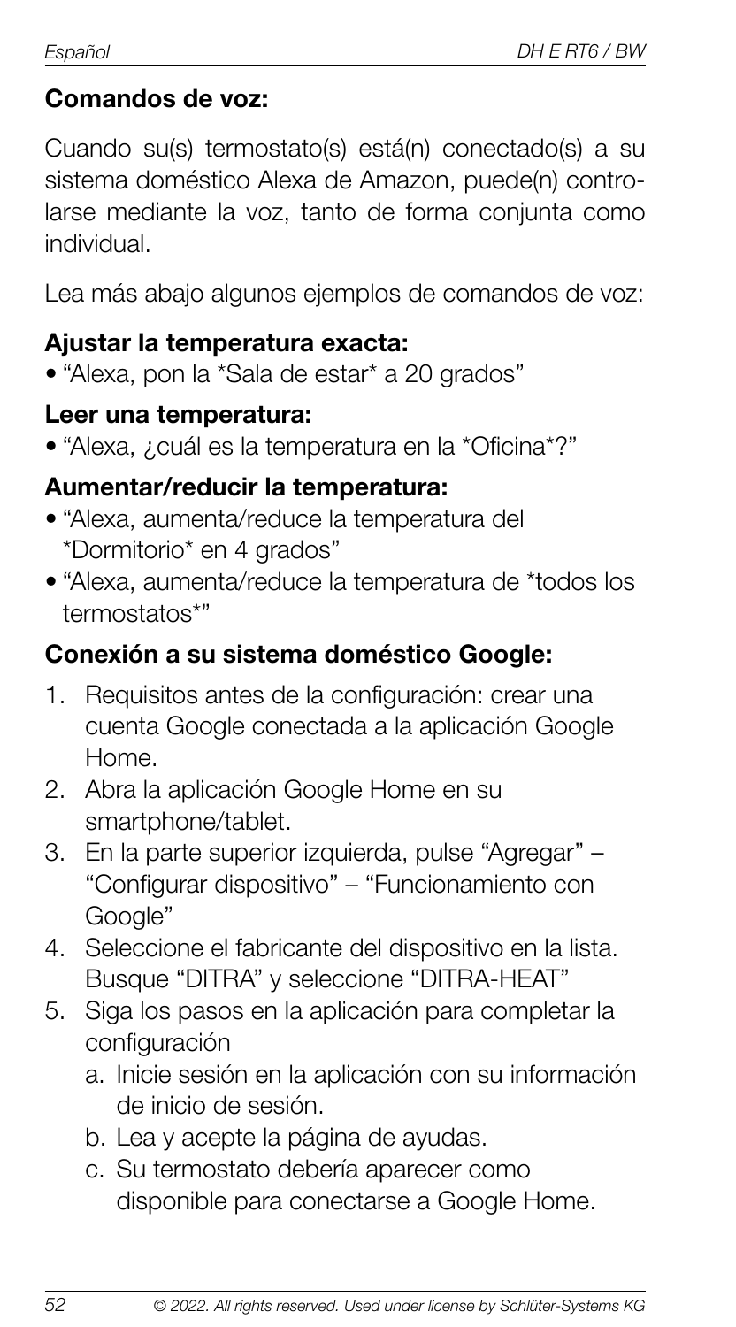### Comandos de voz:

Cuando su(s) termostato(s) está(n) conectado(s) a su sistema doméstico Alexa de Amazon, puede(n) controlarse mediante la voz, tanto de forma conjunta como individual.

Lea más abajo algunos ejemplos de comandos de voz:

#### Ajustar la temperatura exacta:

- "Alexa, pon la *Sala de estar* a 20 grados"

#### Leer una temperatura:

- "Alexa, ¿cuál es la temperatura en la *Oficina*?"

#### Aumentar/reducir la temperatura:

- "Alexa, aumenta/reduce la temperatura del *Dormitorio* en 4 grados"
- "Alexa, aumenta/reduce la temperatura de *todos los termostatos*"

### Conexión a su sistema doméstico Google:

1. Requisitos antes de la configuración: crear una cuenta Google conectada a la aplicación Google Home.
2. Abra la aplicación Google Home en su smartphone/tablet.
3. En la parte superior izquierda, pulse "Agregar" – "Configurar dispositivo" – "Funcionamiento con Google"
4. Seleccione el fabricante del dispositivo en la lista. Busque "DITRA" y seleccione "DITRA-HEAT"
5. Siga los pasos en la aplicación para completar la configuración
   a. Inicie sesión en la aplicación con su información de inicio de sesión.
   b. Lea y acepte la página de ayudas.
   c. Su termostato debería aparecer como disponible para conectarse a Google Home.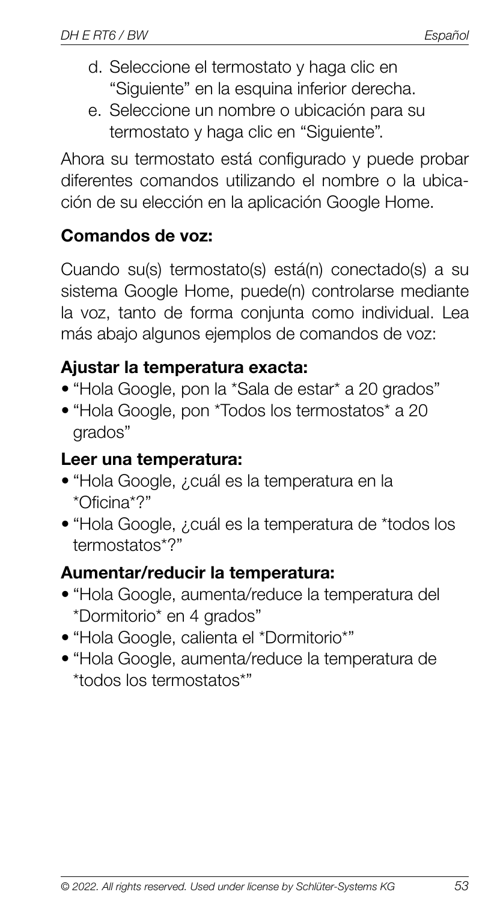d. Seleccione el termostato y haga clic en "Siguiente" en la esquina inferior derecha.
e. Seleccione un nombre o ubicación para su termostato y haga clic en "Siguiente".

Ahora su termostato está configurado y puede probar diferentes comandos utilizando el nombre o la ubicación de su elección en la aplicación Google Home.

**Comandos de voz:**

Cuando su(s) termostato(s) está(n) conectado(s) a su sistema Google Home, puede(n) controlarse mediante la voz, tanto de forma conjunta como individual. Lea más abajo algunos ejemplos de comandos de voz:

**Ajustar la temperatura exacta:**

- "Hola Google, pon la *Sala de estar* a 20 grados"
- "Hola Google, pon *Todos los termostatos* a 20 grados"

**Leer una temperatura:**

- "Hola Google, ¿cuál es la temperatura en la *Oficina*?"
- "Hola Google, ¿cuál es la temperatura de *todos los termostatos*?"

**Aumentar/reducir la temperatura:**

- "Hola Google, aumenta/reduce la temperatura del *Dormitorio* en 4 grados"
- "Hola Google, calienta el *Dormitorio*"
- "Hola Google, aumenta/reduce la temperatura de *todos los termostatos*"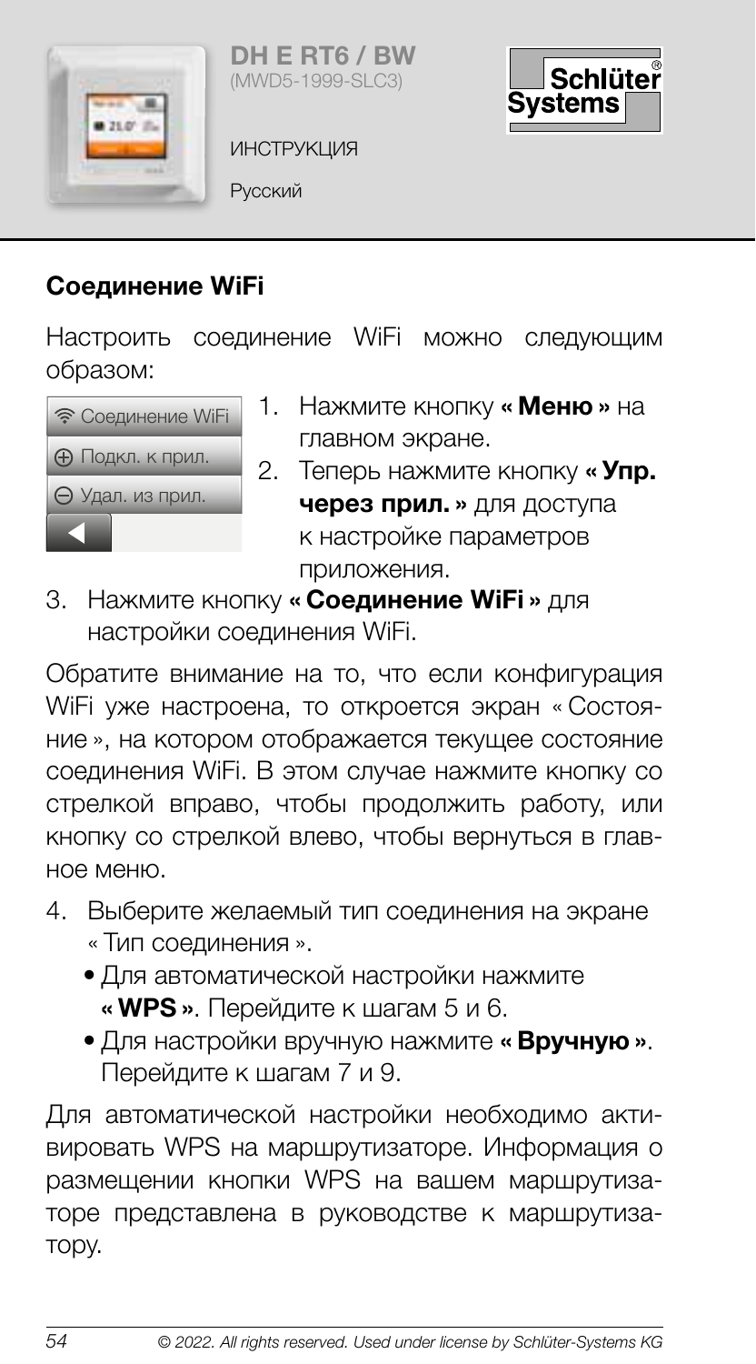DH E RT6 / BW
(MWD5-1999-SLC3)

ИНСТРУКЦИЯ

Русский

## Соединение WiFi

Настроить соединение WiFi можно следующим образом:

Соединение WiFi
Подкл. к прил.
Удал. из прил.

1. Нажмите кнопку **« Меню »** на главном экране.
2. Теперь нажмите кнопку **« Упр. через прил. »** для доступа к настройке параметров приложения.
3. Нажмите кнопку **« Соединение WiFi »** для настройки соединения WiFi.

Обратите внимание на то, что если конфигурация WiFi уже настроена, то откроется экран « Состояние », на котором отображается текущее состояние соединения WiFi. В этом случае нажмите кнопку со стрелкой вправо, чтобы продолжить работу, или кнопку со стрелкой влево, чтобы вернуться в главное меню.

4. Выберите желаемый тип соединения на экране « Тип соединения ».
   - Для автоматической настройки нажмите **« WPS »**. Перейдите к шагам 5 и 6.
   - Для настройки вручную нажмите **« Вручную »**. Перейдите к шагам 7 и 9.

Для автоматической настройки необходимо активировать WPS на маршрутизаторе. Информация о размещении кнопки WPS на вашем маршрутизаторе представлена в руководстве к маршрутизатору.

© 2022. All rights reserved. Used under license by Schlüter-Systems KG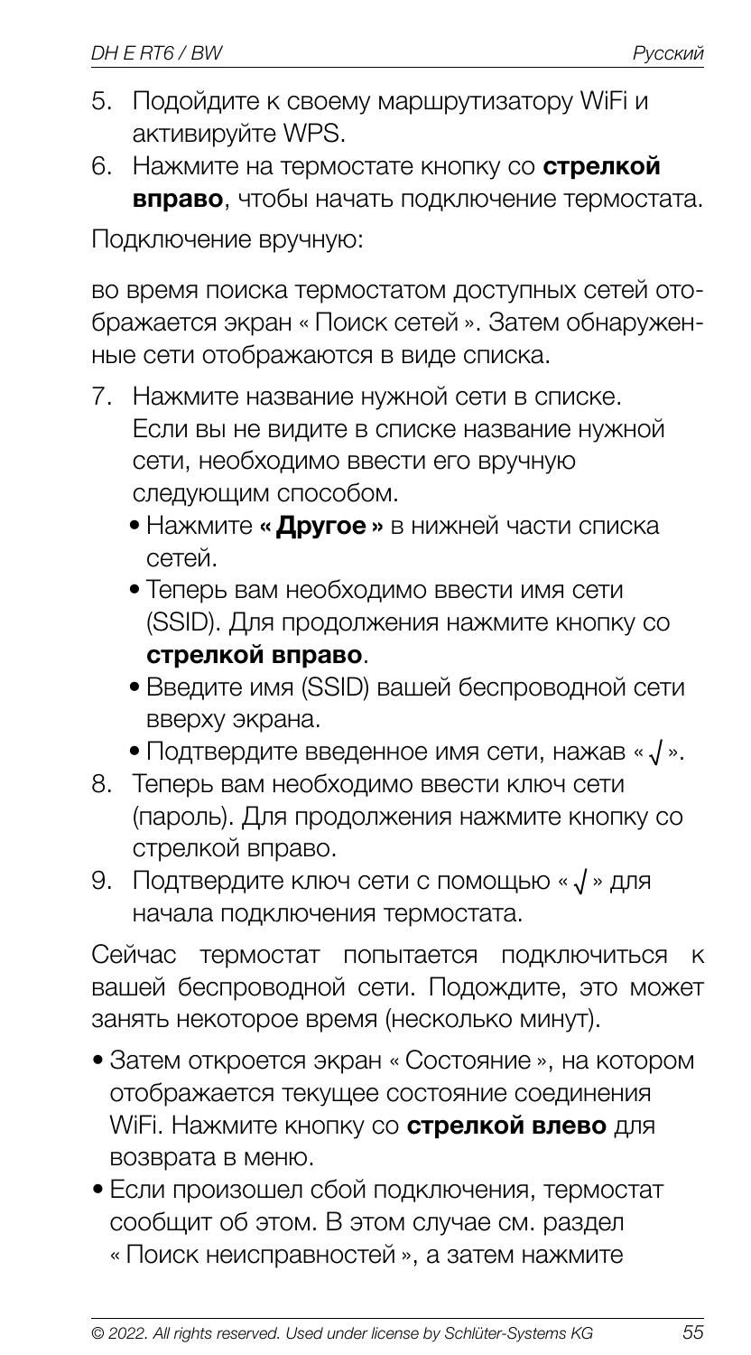5. Подойдите к своему маршрутизатору WiFi и активируйте WPS.
6. Нажмите на термостате кнопку со **стрелкой вправо**, чтобы начать подключение термостата.

Подключение вручную:

во время поиска термостатом доступных сетей отображается экран « Поиск сетей ». Затем обнаруженные сети отображаются в виде списка.

7. Нажмите название нужной сети в списке. Если вы не видите в списке название нужной сети, необходимо ввести его вручную следующим способом.
   - Нажмите **« Другое »** в нижней части списка сетей.
   - Теперь вам необходимо ввести имя сети (SSID). Для продолжения нажмите кнопку со **стрелкой вправо**.
   - Введите имя (SSID) вашей беспроводной сети вверху экрана.
   - Подтвердите введенное имя сети, нажав « √ ».
8. Теперь вам необходимо ввести ключ сети (пароль). Для продолжения нажмите кнопку со стрелкой вправо.
9. Подтвердите ключ сети с помощью « √ » для начала подключения термостата.

Сейчас термостат попытается подключиться к вашей беспроводной сети. Подождите, это может занять некоторое время (несколько минут).

- Затем откроется экран « Состояние », на котором отображается текущее состояние соединения WiFi. Нажмите кнопку со **стрелкой влево** для возврата в меню.
- Если произошел сбой подключения, термостат сообщит об этом. В этом случае см. раздел « Поиск неисправностей », а затем нажмите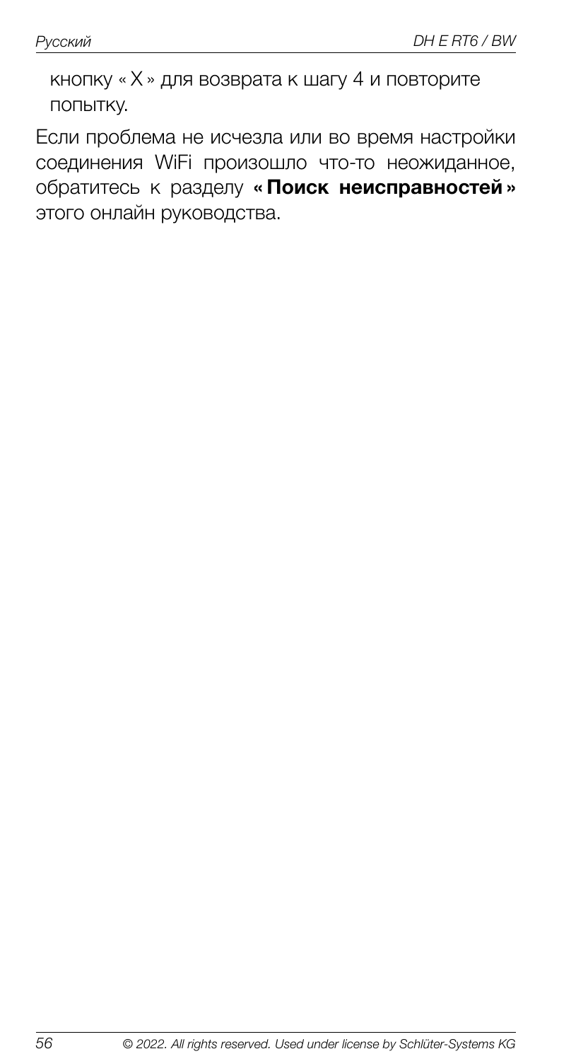кнопку « X » для возврата к шагу 4 и повторите попытку.

Если проблема не исчезла или во время настройки соединения WiFi произошло что-то неожиданное, обратитесь к разделу **« Поиск неисправностей »** этого онлайн руководства.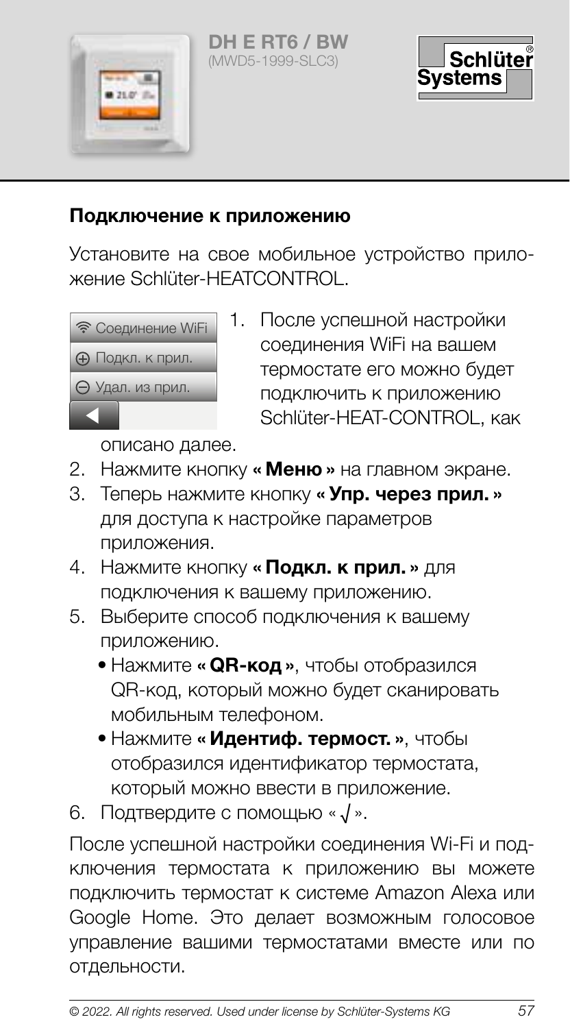**DH E RT6 / BW**
(MWD5-1999-SLC3)

## Подключение к приложению

Установите на свое мобильное устройство приложение Schlüter-HEATCONTROL.

Соединение WiFi
Подкл. к прил.
Удал. из прил.

1. После успешной настройки соединения WiFi на вашем термостате его можно будет подключить к приложению Schlüter-HEAT-CONTROL, как описано далее.
2. Нажмите кнопку **« Меню »** на главном экране.
3. Теперь нажмите кнопку **« Упр. через прил. »** для доступа к настройке параметров приложения.
4. Нажмите кнопку **« Подкл. к прил. »** для подключения к вашему приложению.
5. Выберите способ подключения к вашему приложению.
   - Нажмите **« QR-код »**, чтобы отобразился QR-код, который можно будет сканировать мобильным телефоном.
   - Нажмите **« Идентиф. термост. »**, чтобы отобразился идентификатор термостата, который можно ввести в приложение.
6. Подтвердите с помощью « √ ».

После успешной настройки соединения Wi-Fi и подключения термостата к приложению вы можете подключить термостат к системе Amazon Alexa или Google Home. Это делает возможным голосовое управление вашими термостатами вместе или по отдельности.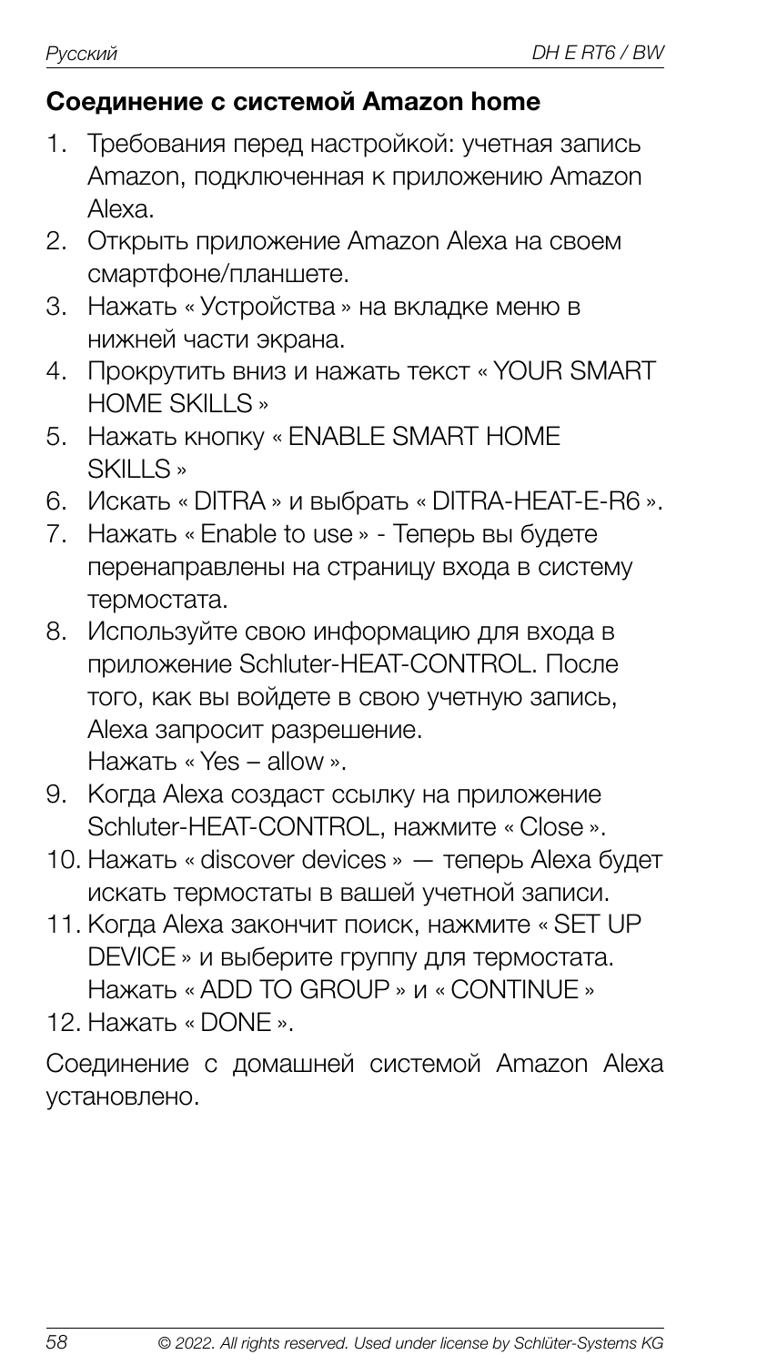## Соединение с системой Amazon home

1. Требования перед настройкой: учетная запись Amazon, подключенная к приложению Amazon Alexa.
2. Открыть приложение Amazon Alexa на своем смартфоне/планшете.
3. Нажать « Устройства » на вкладке меню в нижней части экрана.
4. Прокрутить вниз и нажать текст « YOUR SMART HOME SKILLS »
5. Нажать кнопку « ENABLE SMART HOME SKILLS »
6. Искать « DITRA » и выбрать « DITRA-HEAT-E-R6 ».
7. Нажать « Enable to use » - Теперь вы будете перенаправлены на страницу входа в систему термостата.
8. Используйте свою информацию для входа в приложение Schluter-HEAT-CONTROL. После того, как вы войдете в свою учетную запись, Alexa запросит разрешение.
   Нажать « Yes – allow ».
9. Когда Alexa создаст ссылку на приложение Schluter-HEAT-CONTROL, нажмите « Close ».
10. Нажать « discover devices » — теперь Alexa будет искать термостаты в вашей учетной записи.
11. Когда Alexa закончит поиск, нажмите « SET UP DEVICE » и выберите группу для термостата. Нажать « ADD TO GROUP » и « CONTINUE »
12. Нажать « DONE ».

Соединение с домашней системой Amazon Alexa установлено.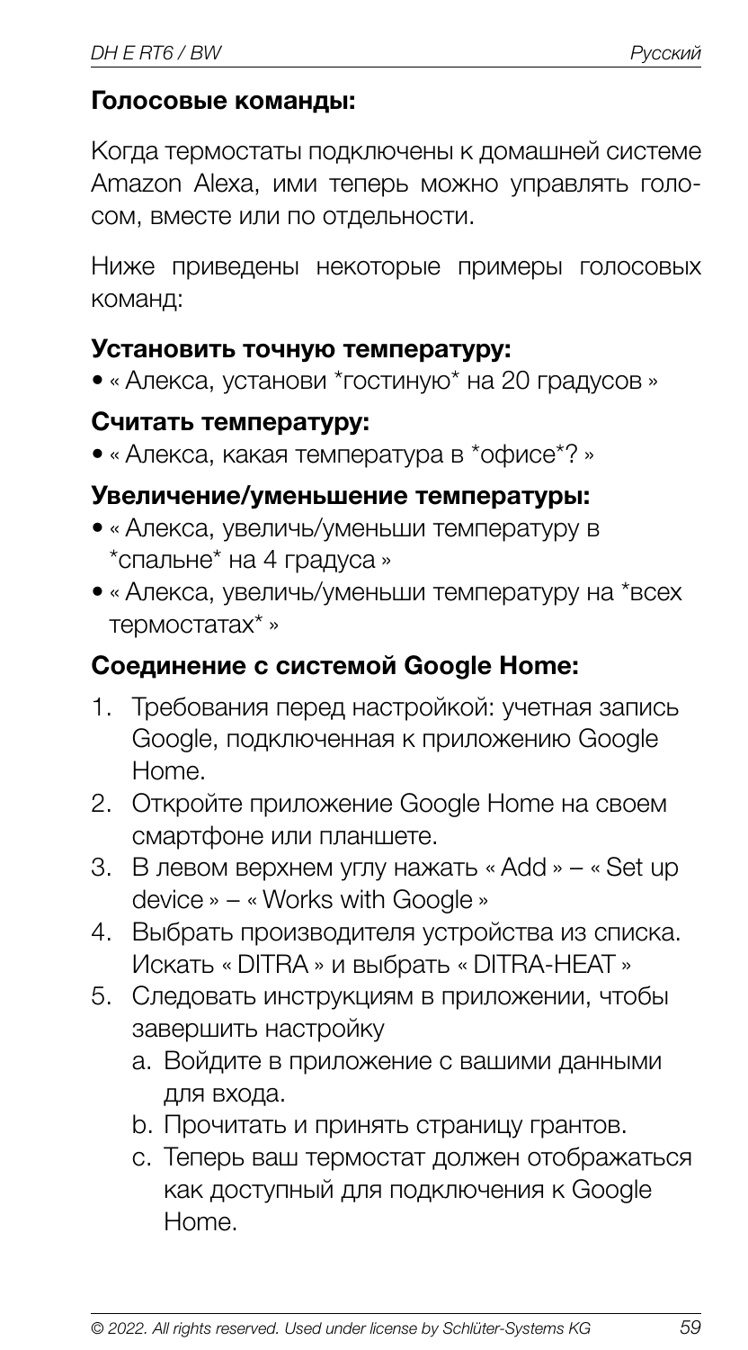**Голосовые команды:**

Когда термостаты подключены к домашней системе Amazon Alexa, ими теперь можно управлять голосом, вместе или по отдельности.

Ниже приведены некоторые примеры голосовых команд:

**Установить точную температуру:**
- « Алекса, установи *гостиную* на 20 градусов »

**Считать температуру:**
- « Алекса, какая температура в *офисе*? »

**Увеличение/уменьшение температуры:**
- « Алекса, увеличь/уменьши температуру в *спальне* на 4 градуса »
- « Алекса, увеличь/уменьши температуру на *всех термостатах* »

**Соединение с системой Google Home:**

1. Требования перед настройкой: учетная запись Google, подключенная к приложению Google Home.
2. Откройте приложение Google Home на своем смартфоне или планшете.
3. В левом верхнем углу нажать « Add » – « Set up device » – « Works with Google »
4. Выбрать производителя устройства из списка. Искать « DITRA » и выбрать « DITRA-HEAT »
5. Следовать инструкциям в приложении, чтобы завершить настройку
   a. Войдите в приложение с вашими данными для входа.
   b. Прочитать и принять страницу грантов.
   c. Теперь ваш термостат должен отображаться как доступный для подключения к Google Home.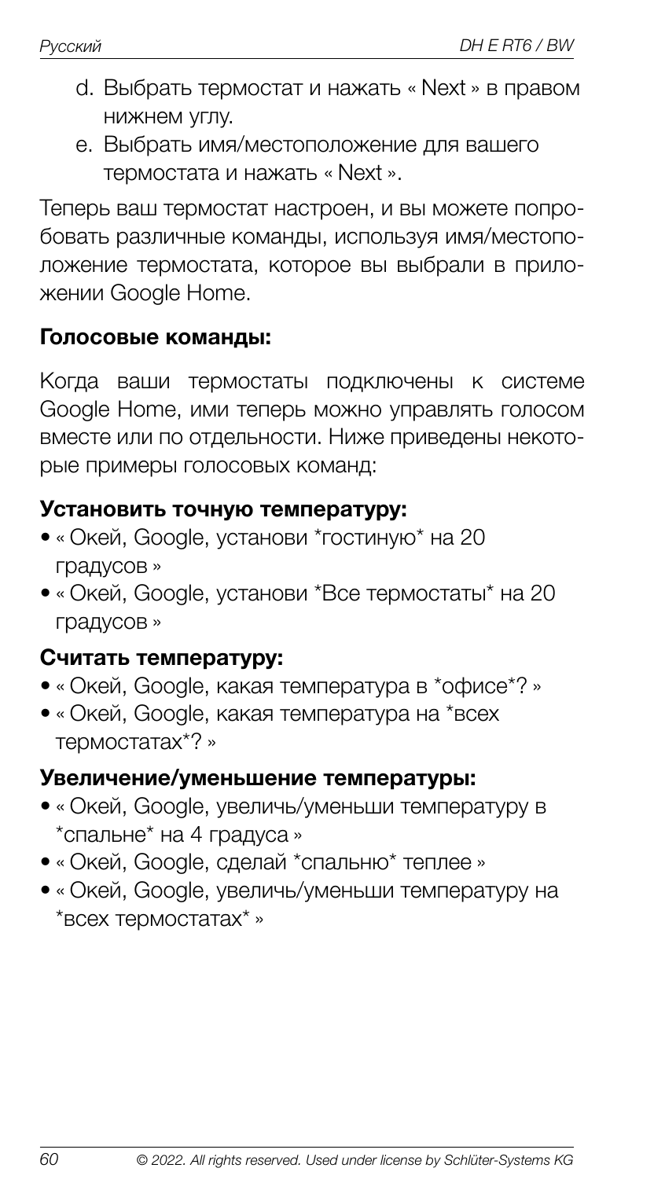d. Выбрать термостат и нажать « Next » в правом нижнем углу.
e. Выбрать имя/местоположение для вашего термостата и нажать « Next ».

Теперь ваш термостат настроен, и вы можете попробовать различные команды, используя имя/местоположение термостата, которое вы выбрали в приложении Google Home.

**Голосовые команды:**

Когда ваши термостаты подключены к системе Google Home, ими теперь можно управлять голосом вместе или по отдельности. Ниже приведены некоторые примеры голосовых команд:

**Установить точную температуру:**

- « Окей, Google, установи *гостиную* на 20 градусов »
- « Окей, Google, установи *Все термостаты* на 20 градусов »

**Считать температуру:**

- « Окей, Google, какая температура в *офисе*? »
- « Окей, Google, какая температура на *всех термостатах*? »

**Увеличение/уменьшение температуры:**

- « Окей, Google, увеличь/уменьши температуру в *спальне* на 4 градуса »
- « Окей, Google, сделай *спальню* теплее »
- « Окей, Google, увеличь/уменьши температуру на *всех термостатах* »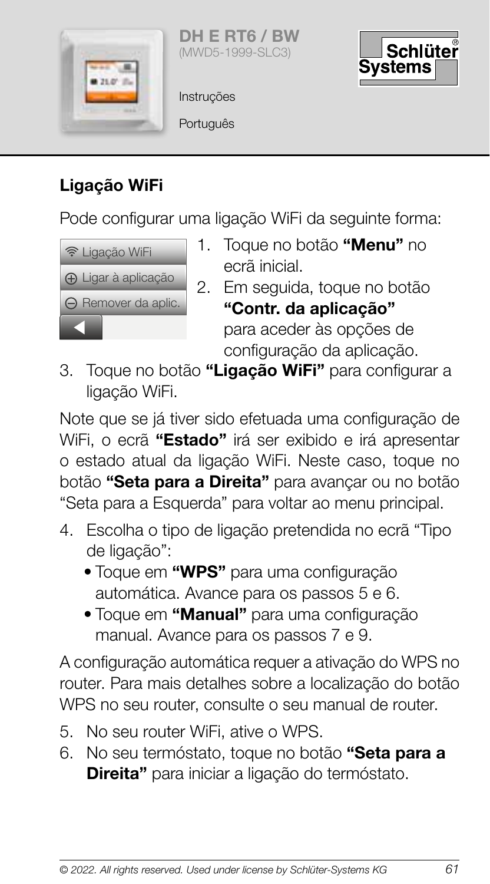DH E RT6 / BW
(MWD5-1999-SLC3)

Instruções

Português

## Ligação WiFi

Pode configurar uma ligação WiFi da seguinte forma:

Ligação WiFi
Ligar à aplicação
Remover da aplic.

1. Toque no botão **"Menu"** no ecrã inicial.
2. Em seguida, toque no botão **"Contr. da aplicação"** para aceder às opções de configuração da aplicação.
3. Toque no botão **"Ligação WiFi"** para configurar a ligação WiFi.

Note que se já tiver sido efetuada uma configuração de WiFi, o ecrã **"Estado"** irá ser exibido e irá apresentar o estado atual da ligação WiFi. Neste caso, toque no botão **"Seta para a Direita"** para avançar ou no botão "Seta para a Esquerda" para voltar ao menu principal.

4. Escolha o tipo de ligação pretendida no ecrã "Tipo de ligação":
   - Toque em **"WPS"** para uma configuração automática. Avance para os passos 5 e 6.
   - Toque em **"Manual"** para uma configuração manual. Avance para os passos 7 e 9.

A configuração automática requer a ativação do WPS no router. Para mais detalhes sobre a localização do botão WPS no seu router, consulte o seu manual de router.

5. No seu router WiFi, ative o WPS.
6. No seu termóstato, toque no botão **"Seta para a Direita"** para iniciar a ligação do termóstato.

© 2022. All rights reserved. Used under license by Schlüter-Systems KG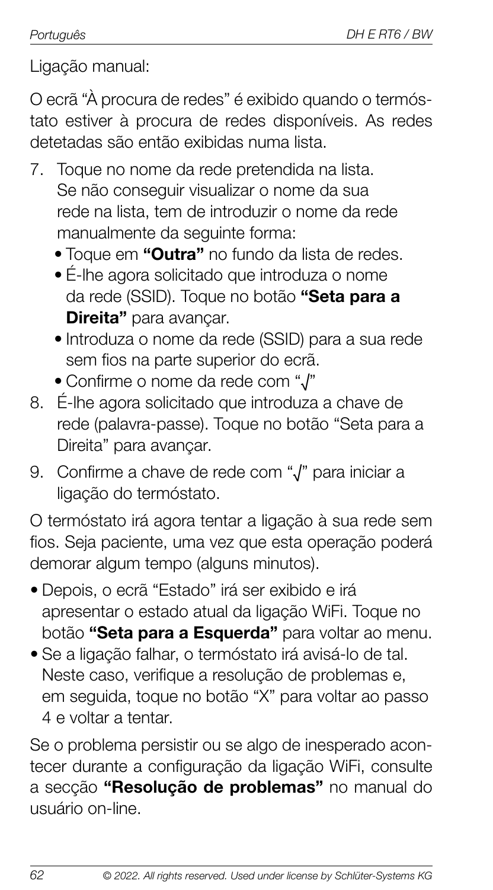Ligação manual:

O ecrã "À procura de redes" é exibido quando o termóstato estiver à procura de redes disponíveis. As redes detetadas são então exibidas numa lista.

7. Toque no nome da rede pretendida na lista. Se não conseguir visualizar o nome da sua rede na lista, tem de introduzir o nome da rede manualmente da seguinte forma:
   - Toque em **"Outra"** no fundo da lista de redes.
   - É-lhe agora solicitado que introduza o nome da rede (SSID). Toque no botão **"Seta para a Direita"** para avançar.
   - Introduza o nome da rede (SSID) para a sua rede sem fios na parte superior do ecrã.
   - Confirme o nome da rede com "√"
8. É-lhe agora solicitado que introduza a chave de rede (palavra-passe). Toque no botão "Seta para a Direita" para avançar.
9. Confirme a chave de rede com "√" para iniciar a ligação do termóstato.

O termóstato irá agora tentar a ligação à sua rede sem fios. Seja paciente, uma vez que esta operação poderá demorar algum tempo (alguns minutos).

- Depois, o ecrã "Estado" irá ser exibido e irá apresentar o estado atual da ligação WiFi. Toque no botão **"Seta para a Esquerda"** para voltar ao menu.
- Se a ligação falhar, o termóstato irá avisá-lo de tal. Neste caso, verifique a resolução de problemas e, em seguida, toque no botão "X" para voltar ao passo 4 e voltar a tentar.

Se o problema persistir ou se algo de inesperado acontecer durante a configuração da ligação WiFi, consulte a secção **"Resolução de problemas"** no manual do usuário on-line.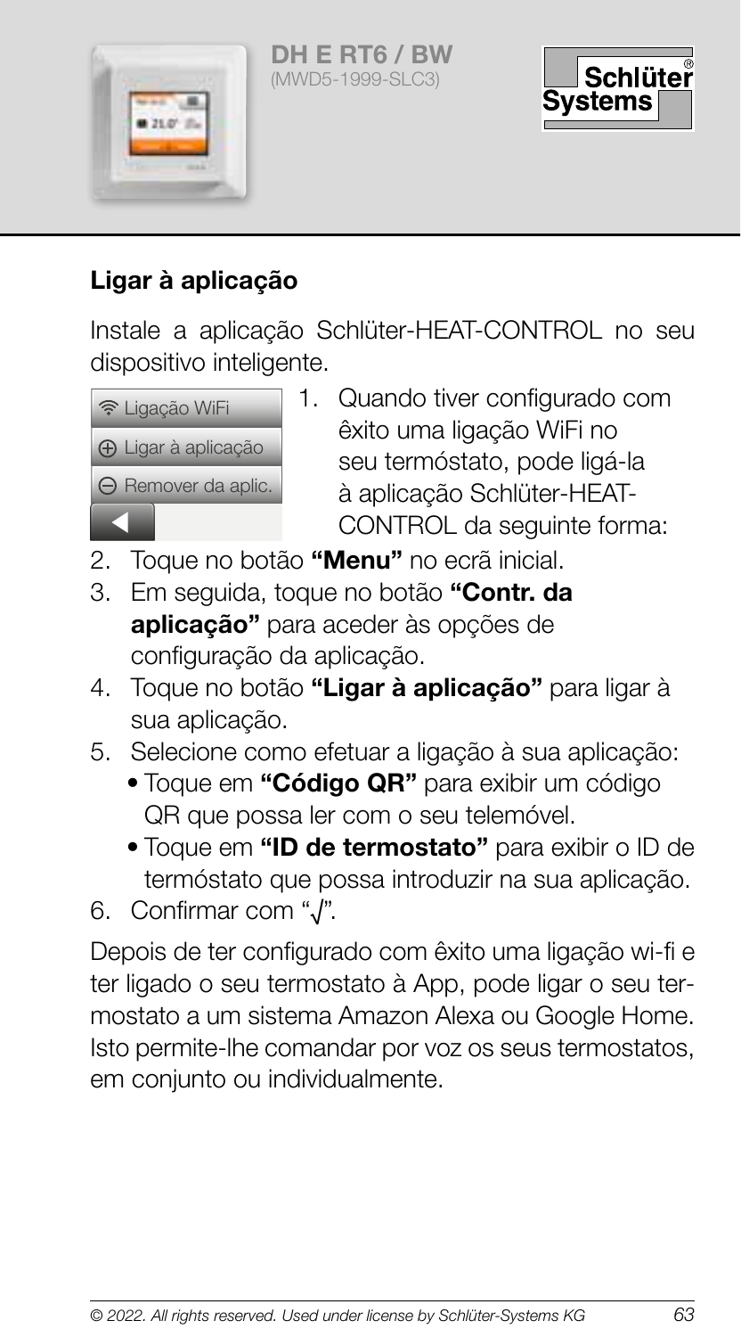# Ligar à aplicação

Instale a aplicação Schlüter-HEAT-CONTROL no seu dispositivo inteligente.

Ligação WiFi

Ligar à aplicação

Remover da aplic.

1. Quando tiver configurado com êxito uma ligação WiFi no seu termóstato, pode ligá-la à aplicação Schlüter-HEAT-CONTROL da seguinte forma:
2. Toque no botão **"Menu"** no ecrã inicial.
3. Em seguida, toque no botão **"Contr. da aplicação"** para aceder às opções de configuração da aplicação.
4. Toque no botão **"Ligar à aplicação"** para ligar à sua aplicação.
5. Selecione como efetuar a ligação à sua aplicação:
   - Toque em **"Código QR"** para exibir um código QR que possa ler com o seu telemóvel.
   - Toque em **"ID de termostato"** para exibir o ID de termóstato que possa introduzir na sua aplicação.
6. Confirmar com "√".

Depois de ter configurado com êxito uma ligação wi-fi e ter ligado o seu termostato à App, pode ligar o seu termostato a um sistema Amazon Alexa ou Google Home. Isto permite-lhe comandar por voz os seus termostatos, em conjunto ou individualmente.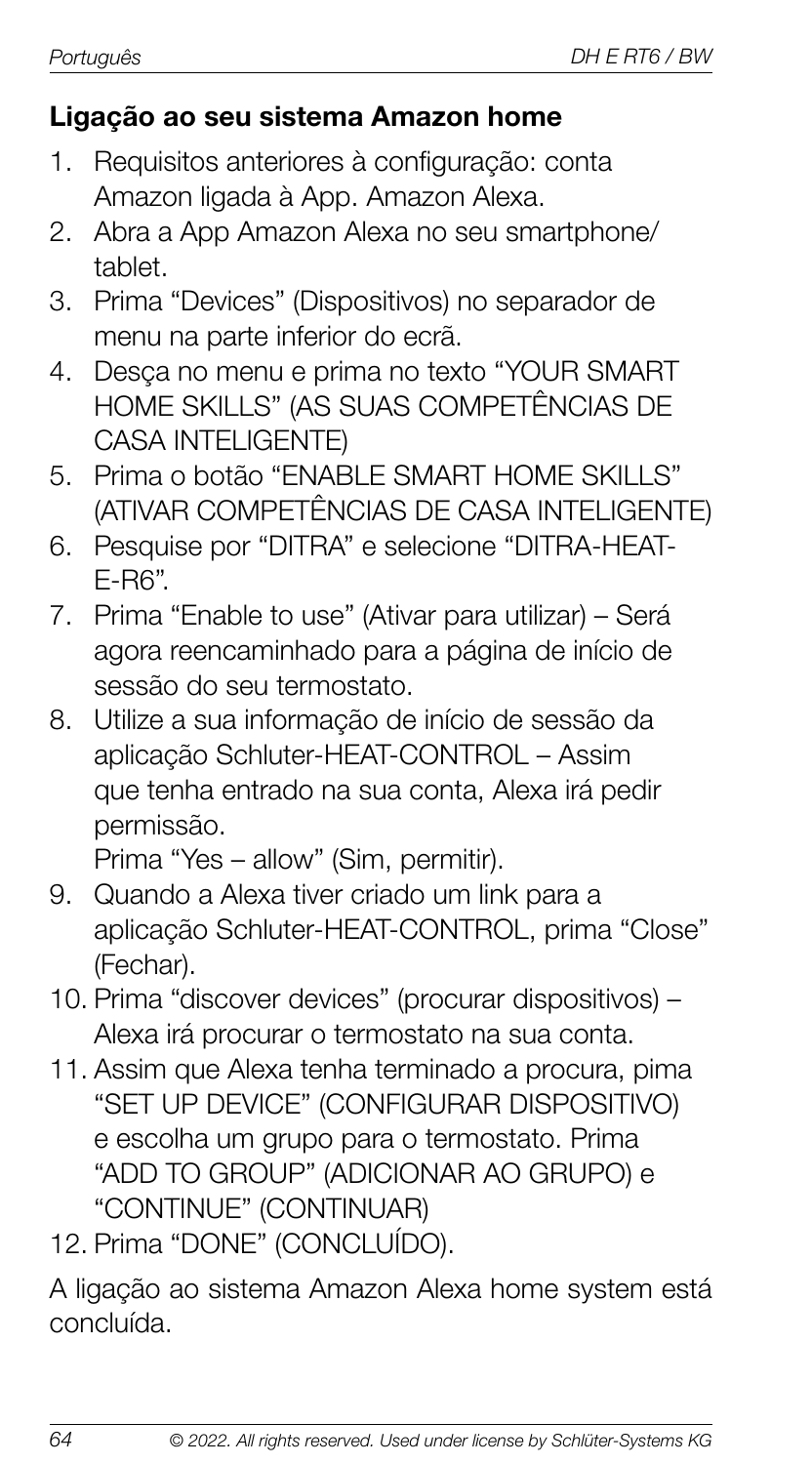## Ligação ao seu sistema Amazon home

1. Requisitos anteriores à configuração: conta Amazon ligada à App. Amazon Alexa.
2. Abra a App Amazon Alexa no seu smartphone/ tablet.
3. Prima "Devices" (Dispositivos) no separador de menu na parte inferior do ecrã.
4. Desça no menu e prima no texto "YOUR SMART HOME SKILLS" (AS SUAS COMPETÊNCIAS DE CASA INTELIGENTE)
5. Prima o botão "ENABLE SMART HOME SKILLS" (ATIVAR COMPETÊNCIAS DE CASA INTELIGENTE)
6. Pesquise por "DITRA" e selecione "DITRA-HEAT-E-R6".
7. Prima "Enable to use" (Ativar para utilizar) – Será agora reencaminhado para a página de início de sessão do seu termostato.
8. Utilize a sua informação de início de sessão da aplicação Schluter-HEAT-CONTROL – Assim que tenha entrado na sua conta, Alexa irá pedir permissão.
   Prima "Yes – allow" (Sim, permitir).
9. Quando a Alexa tiver criado um link para a aplicação Schluter-HEAT-CONTROL, prima "Close" (Fechar).
10. Prima "discover devices" (procurar dispositivos) – Alexa irá procurar o termostato na sua conta.
11. Assim que Alexa tenha terminado a procura, pima "SET UP DEVICE" (CONFIGURAR DISPOSITIVO) e escolha um grupo para o termostato. Prima "ADD TO GROUP" (ADICIONAR AO GRUPO) e "CONTINUE" (CONTINUAR)
12. Prima "DONE" (CONCLUÍDO).

A ligação ao sistema Amazon Alexa home system está concluída.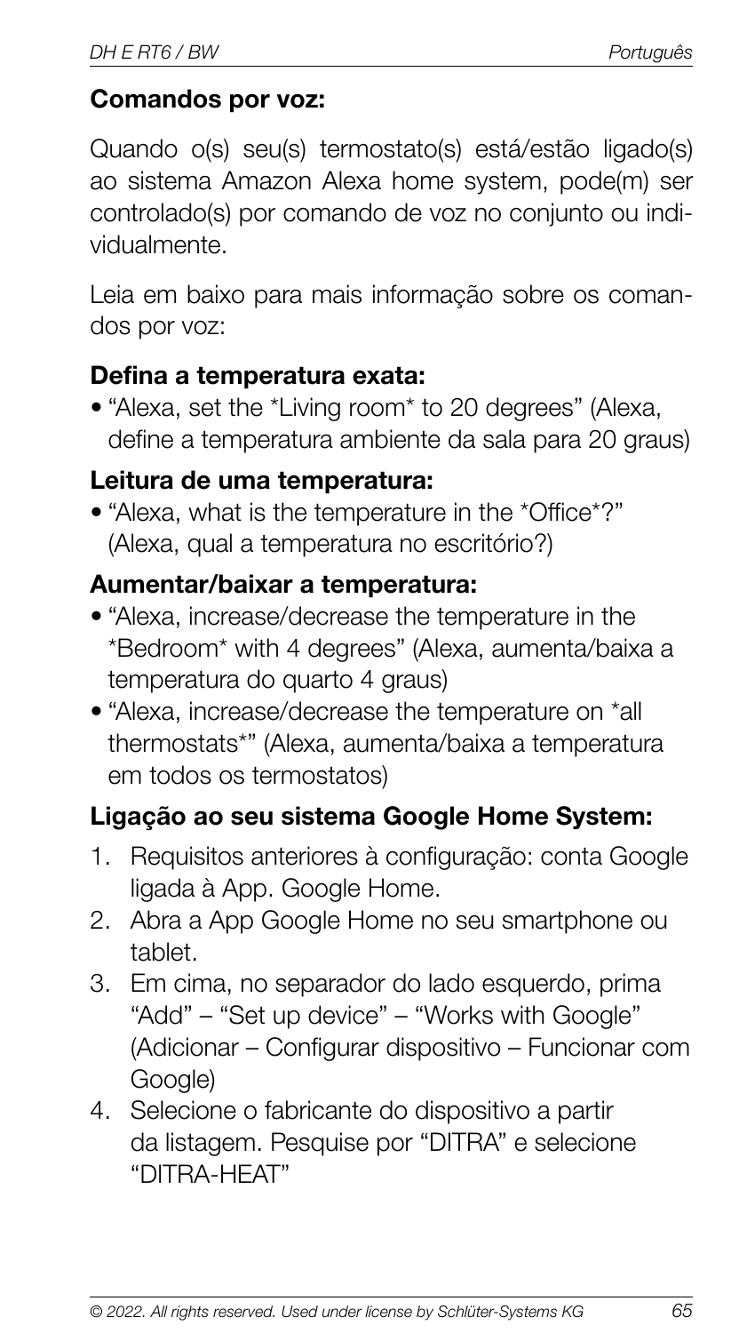**Comandos por voz:**

Quando o(s) seu(s) termostato(s) está/estão ligado(s) ao sistema Amazon Alexa home system, pode(m) ser controlado(s) por comando de voz no conjunto ou individualmente.

Leia em baixo para mais informação sobre os comandos por voz:

**Defina a temperatura exata:**

- "Alexa, set the *Living room* to 20 degrees" (Alexa, define a temperatura ambiente da sala para 20 graus)

**Leitura de uma temperatura:**

- "Alexa, what is the temperature in the *Office*?" (Alexa, qual a temperatura no escritório?)

**Aumentar/baixar a temperatura:**

- "Alexa, increase/decrease the temperature in the *Bedroom* with 4 degrees" (Alexa, aumenta/baixa a temperatura do quarto 4 graus)
- "Alexa, increase/decrease the temperature on *all thermostats*" (Alexa, aumenta/baixa a temperatura em todos os termostatos)

**Ligação ao seu sistema Google Home System:**

1. Requisitos anteriores à configuração: conta Google ligada à App. Google Home.
2. Abra a App Google Home no seu smartphone ou tablet.
3. Em cima, no separador do lado esquerdo, prima "Add" – "Set up device" – "Works with Google" (Adicionar – Configurar dispositivo – Funcionar com Google)
4. Selecione o fabricante do dispositivo a partir da listagem. Pesquise por "DITRA" e selecione "DITRA-HEAT"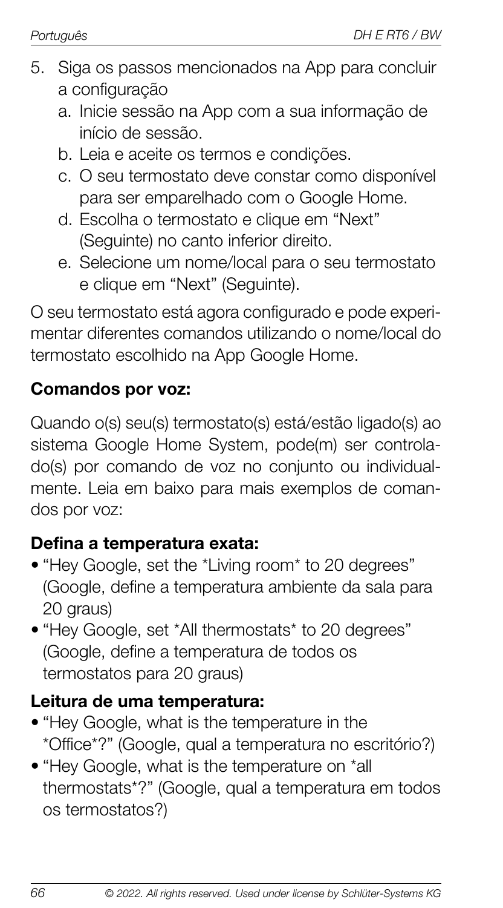5. Siga os passos mencionados na App para concluir a configuração
   a. Inicie sessão na App com a sua informação de início de sessão.
   b. Leia e aceite os termos e condições.
   c. O seu termostato deve constar como disponível para ser emparelhado com o Google Home.
   d. Escolha o termostato e clique em "Next" (Seguinte) no canto inferior direito.
   e. Selecione um nome/local para o seu termostato e clique em "Next" (Seguinte).

O seu termostato está agora configurado e pode experimentar diferentes comandos utilizando o nome/local do termostato escolhido na App Google Home.

**Comandos por voz:**

Quando o(s) seu(s) termostato(s) está/estão ligado(s) ao sistema Google Home System, pode(m) ser controlado(s) por comando de voz no conjunto ou individualmente. Leia em baixo para mais exemplos de comandos por voz:

**Defina a temperatura exata:**

- "Hey Google, set the *Living room* to 20 degrees" (Google, define a temperatura ambiente da sala para 20 graus)
- "Hey Google, set *All thermostats* to 20 degrees" (Google, define a temperatura de todos os termostatos para 20 graus)

**Leitura de uma temperatura:**

- "Hey Google, what is the temperature in the *Office*?" (Google, qual a temperatura no escritório?)
- "Hey Google, what is the temperature on *all thermostats*?" (Google, qual a temperatura em todos os termostatos?)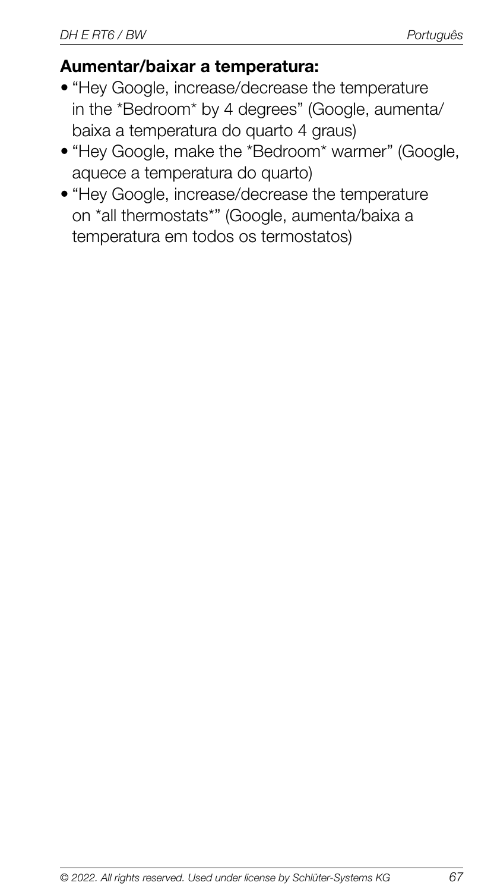**Aumentar/baixar a temperatura:**

- "Hey Google, increase/decrease the temperature in the *Bedroom* by 4 degrees" (Google, aumenta/baixa a temperatura do quarto 4 graus)
- "Hey Google, make the *Bedroom* warmer" (Google, aquece a temperatura do quarto)
- "Hey Google, increase/decrease the temperature on *all thermostats*" (Google, aumenta/baixa a temperatura em todos os termostatos)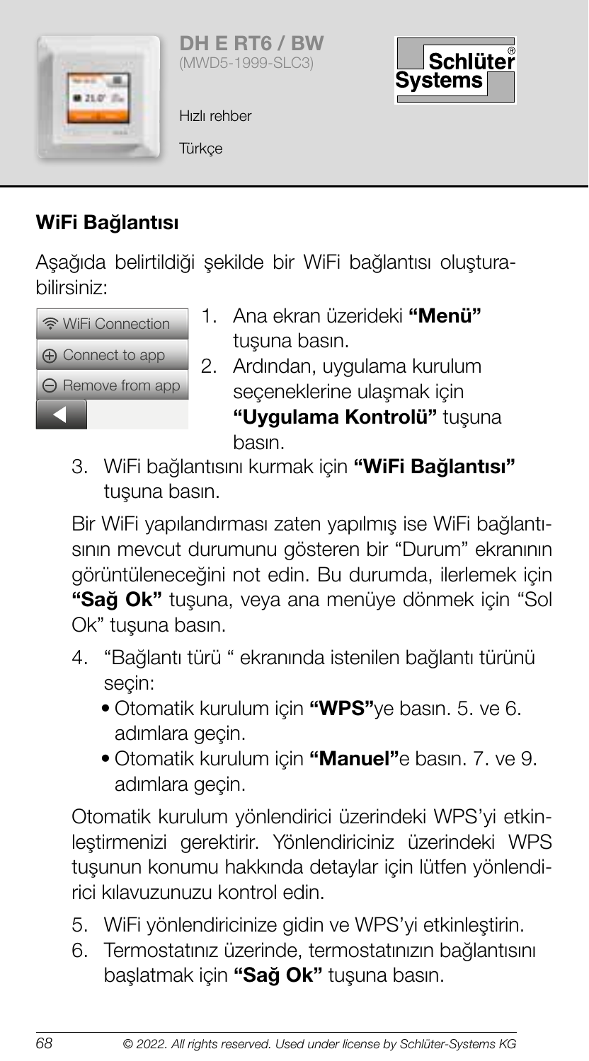**DH E RT6 / BW**
(MWD5-1999-SLC3)

Hızlı rehber

Türkçe

## WiFi Bağlantısı

Aşağıda belirtildiği şekilde bir WiFi bağlantısı oluşturabilirsiniz:

WiFi Connection
Connect to app
Remove from app

1. Ana ekran üzerideki **"Menü"** tuşuna basın.
2. Ardından, uygulama kurulum seçeneklerine ulaşmak için **"Uygulama Kontrolü"** tuşuna basın.
3. WiFi bağlantısını kurmak için **"WiFi Bağlantısı"** tuşuna basın.

   Bir WiFi yapılandırması zaten yapılmış ise WiFi bağlantısının mevcut durumunu gösteren bir "Durum" ekranının görüntüleneceğini not edin. Bu durumda, ilerlemek için **"Sağ Ok"** tuşuna, veya ana menüye dönmek için "Sol Ok" tuşuna basın.

4. "Bağlantı türü " ekranında istenilen bağlantı türünü seçin:
   - Otomatik kurulum için **"WPS"**ye basın. 5. ve 6. adımlara geçin.
   - Otomatik kurulum için **"Manuel"**e basın. 7. ve 9. adımlara geçin.

   Otomatik kurulum yönlendirici üzerindeki WPS'yi etkinleştirmenizi gerektirir. Yönlendiriciniz üzerindeki WPS tuşunun konumu hakkında detaylar için lütfen yönlendirici kılavuzunuzu kontrol edin.

5. WiFi yönlendiricinize gidin ve WPS'yi etkinleştirin.
6. Termostatınız üzerinde, termostatınızın bağlantısını başlatmak için **"Sağ Ok"** tuşuna basın.

© 2022. All rights reserved. Used under license by Schlüter-Systems KG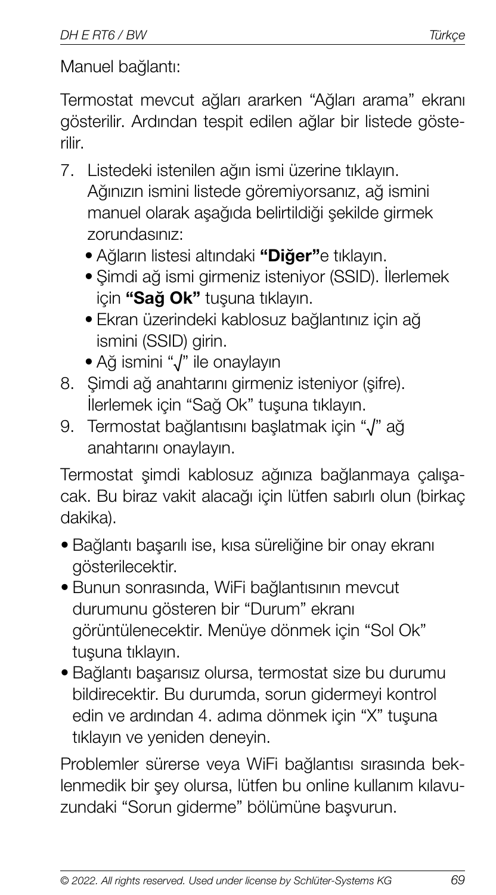Manuel bağlantı:

Termostat mevcut ağları ararken "Ağları arama" ekranı gösterilir. Ardından tespit edilen ağlar bir listede gösterilir.

7. Listedeki istenilen ağın ismi üzerine tıklayın. Ağınızın ismini listede göremiyorsanız, ağ ismini manuel olarak aşağıda belirtildiği şekilde girmek zorundasınız:
   - Ağların listesi altındaki **"Diğer"**e tıklayın.
   - Şimdi ağ ismi girmeniz isteniyor (SSID). İlerlemek için **"Sağ Ok"** tuşuna tıklayın.
   - Ekran üzerindeki kablosuz bağlantınız için ağ ismini (SSID) girin.
   - Ağ ismini "√" ile onaylayın
8. Şimdi ağ anahtarını girmeniz isteniyor (şifre). İlerlemek için "Sağ Ok" tuşuna tıklayın.
9. Termostat bağlantısını başlatmak için "√" ağ anahtarını onaylayın.

Termostat şimdi kablosuz ağınıza bağlanmaya çalışacak. Bu biraz vakit alacağı için lütfen sabırlı olun (birkaç dakika).

- Bağlantı başarılı ise, kısa süreliğine bir onay ekranı gösterilecektir.
- Bunun sonrasında, WiFi bağlantısının mevcut durumunu gösteren bir "Durum" ekranı görüntülenecektir. Menüye dönmek için "Sol Ok" tuşuna tıklayın.
- Bağlantı başarısız olursa, termostat size bu durumu bildirecektir. Bu durumda, sorun gidermeyi kontrol edin ve ardından 4. adıma dönmek için "X" tuşuna tıklayın ve yeniden deneyin.

Problemler sürerse veya WiFi bağlantısı sırasında beklenmedik bir şey olursa, lütfen bu online kullanım kılavuzundaki "Sorun giderme" bölümüne başvurun.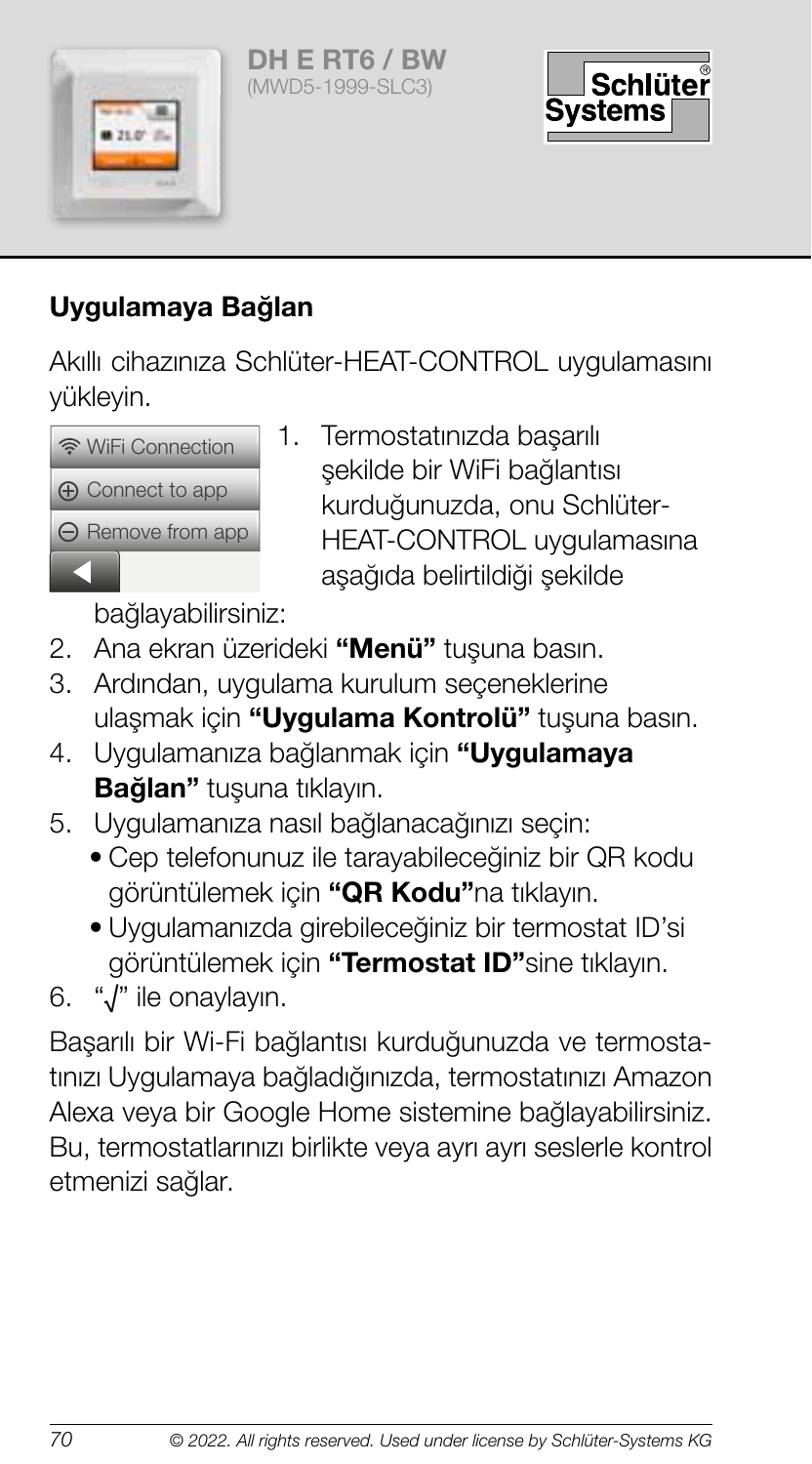# Uygulamaya Bağlan

Akıllı cihazınıza Schlüter-HEAT-CONTROL uygulamasını yükleyin.

WiFi Connection
Connect to app
Remove from app

1. Termostatınızda başarılı şekilde bir WiFi bağlantısı kurduğunuzda, onu Schlüter-HEAT-CONTROL uygulamasına aşağıda belirtildiği şekilde bağlayabilirsiniz:
2. Ana ekran üzerideki **"Menü"** tuşuna basın.
3. Ardından, uygulama kurulum seçeneklerine ulaşmak için **"Uygulama Kontrolü"** tuşuna basın.
4. Uygulamanıza bağlanmak için **"Uygulamaya Bağlan"** tuşuna tıklayın.
5. Uygulamanıza nasıl bağlanacağınızı seçin:
   - Cep telefonunuz ile tarayabileceğiniz bir QR kodu görüntülemek için **"QR Kodu"**na tıklayın.
   - Uygulamanızda girebileceğiniz bir termostat ID'si görüntülemek için **"Termostat ID"**sine tıklayın.
6. "√" ile onaylayın.

Başarılı bir Wi-Fi bağlantısı kurduğunuzda ve termostatınızı Uygulamaya bağladığınızda, termostatınızı Amazon Alexa veya bir Google Home sistemine bağlayabilirsiniz. Bu, termostatlarınızı birlikte veya ayrı ayrı seslerle kontrol etmenizi sağlar.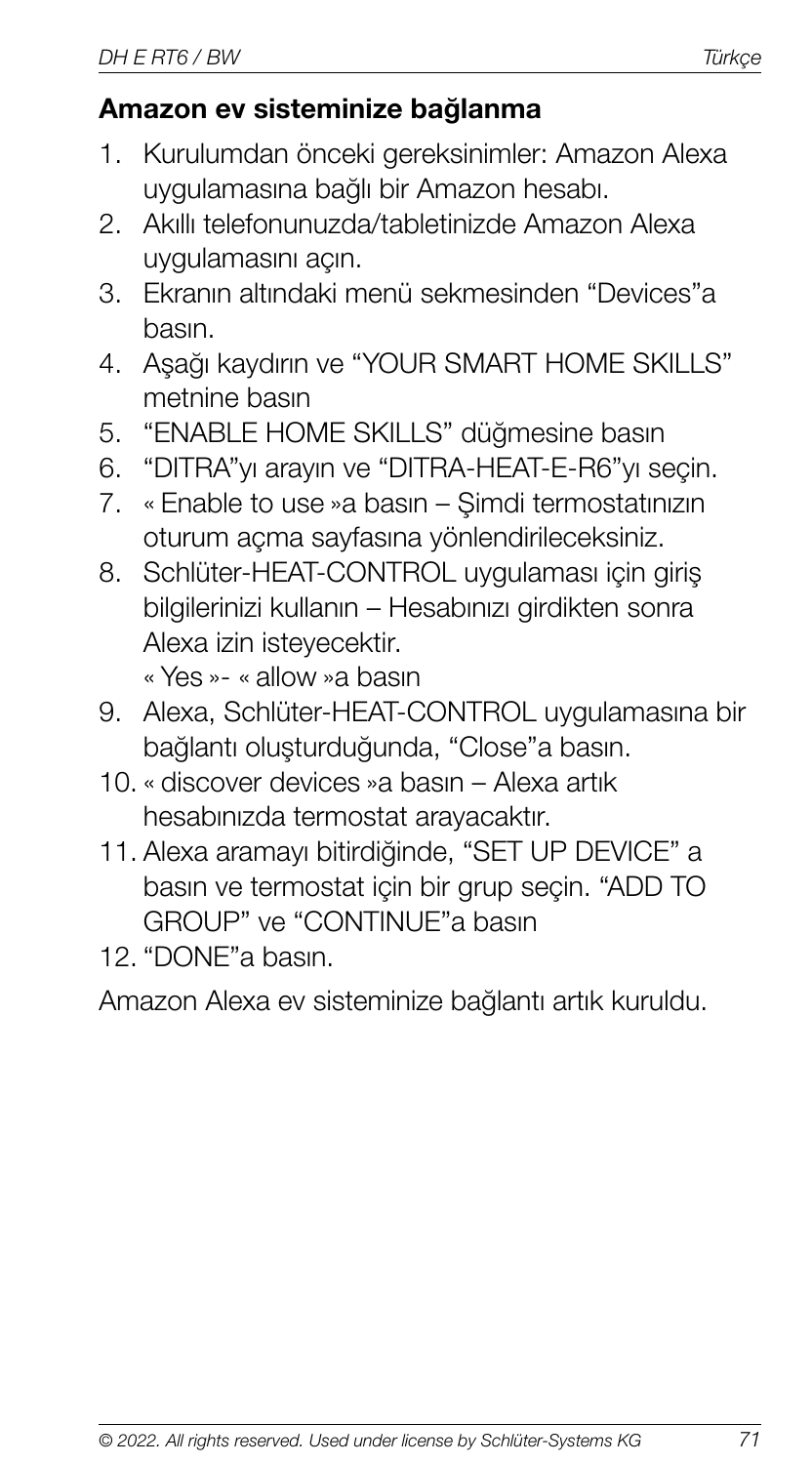## Amazon ev sisteminize bağlanma

1. Kurulumdan önceki gereksinimler: Amazon Alexa uygulamasına bağlı bir Amazon hesabı.
2. Akıllı telefonunuzda/tabletinizde Amazon Alexa uygulamasını açın.
3. Ekranın altındaki menü sekmesinden "Devices"a basın.
4. Aşağı kaydırın ve "YOUR SMART HOME SKILLS" metnine basın
5. "ENABLE HOME SKILLS" düğmesine basın
6. "DITRA"yı arayın ve "DITRA-HEAT-E-R6"yı seçin.
7. « Enable to use »a basın – Şimdi termostatınızın oturum açma sayfasına yönlendirileceksiniz.
8. Schlüter-HEAT-CONTROL uygulaması için giriş bilgilerinizi kullanın – Hesabınızı girdikten sonra Alexa izin isteyecektir.
   « Yes »- « allow »a basın
9. Alexa, Schlüter-HEAT-CONTROL uygulamasına bir bağlantı oluşturduğunda, "Close"a basın.
10. « discover devices »a basın – Alexa artık hesabınızda termostat arayacaktır.
11. Alexa aramayı bitirdiğinde, "SET UP DEVICE" a basın ve termostat için bir grup seçin. "ADD TO GROUP" ve "CONTINUE"a basın
12. "DONE"a basın.

Amazon Alexa ev sisteminize bağlantı artık kuruldu.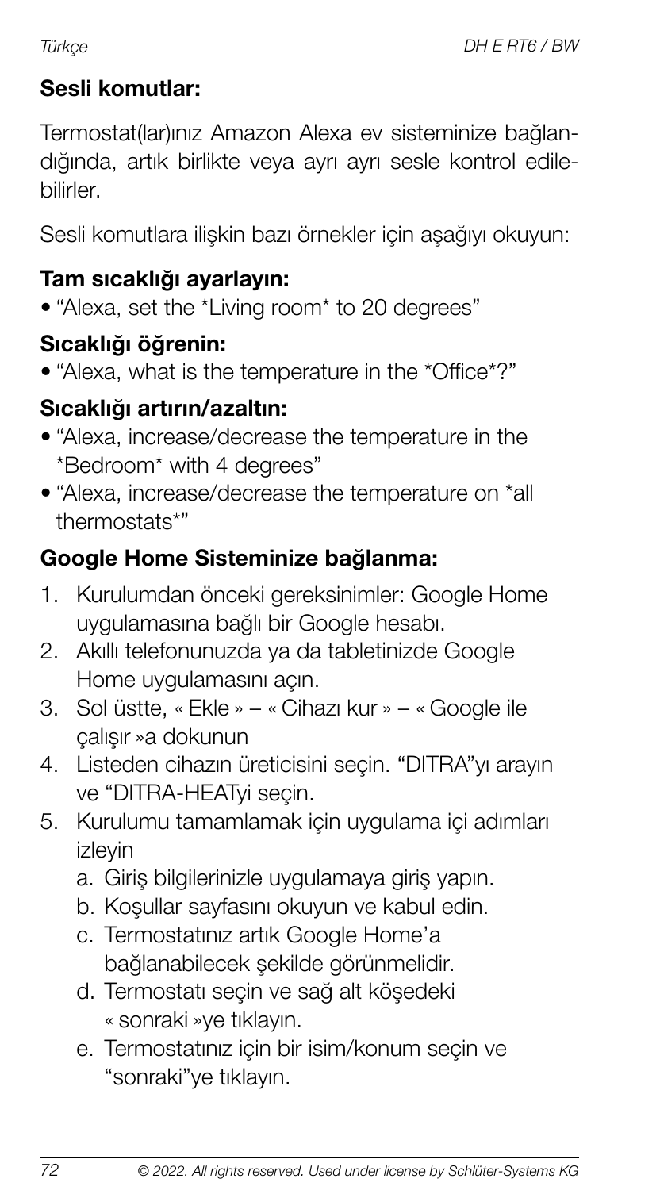**Sesli komutlar:**

Termostat(lar)ınız Amazon Alexa ev sisteminize bağlandığında, artık birlikte veya ayrı ayrı sesle kontrol edilebilirler.

Sesli komutlara ilişkin bazı örnekler için aşağıyı okuyun:

**Tam sıcaklığı ayarlayın:**

- "Alexa, set the *Living room* to 20 degrees"

**Sıcaklığı öğrenin:**

- "Alexa, what is the temperature in the *Office*?"

**Sıcaklığı artırın/azaltın:**

- "Alexa, increase/decrease the temperature in the *Bedroom* with 4 degrees"
- "Alexa, increase/decrease the temperature on *all thermostats*"

**Google Home Sisteminize bağlanma:**

1. Kurulumdan önceki gereksinimler: Google Home uygulamasına bağlı bir Google hesabı.
2. Akıllı telefonunuzda ya da tabletinizde Google Home uygulamasını açın.
3. Sol üstte, « Ekle » – « Cihazı kur » – « Google ile çalışır »a dokunun
4. Listeden cihazın üreticisini seçin. "DITRA"yı arayın ve "DITRA-HEATyi seçin.
5. Kurulumu tamamlamak için uygulama içi adımları izleyin
   a. Giriş bilgilerinizle uygulamaya giriş yapın.
   b. Koşullar sayfasını okuyun ve kabul edin.
   c. Termostatınız artık Google Home'a bağlanabilecek şekilde görünmelidir.
   d. Termostatı seçin ve sağ alt köşedeki « sonraki »ye tıklayın.
   e. Termostatınız için bir isim/konum seçin ve "sonraki"ye tıklayın.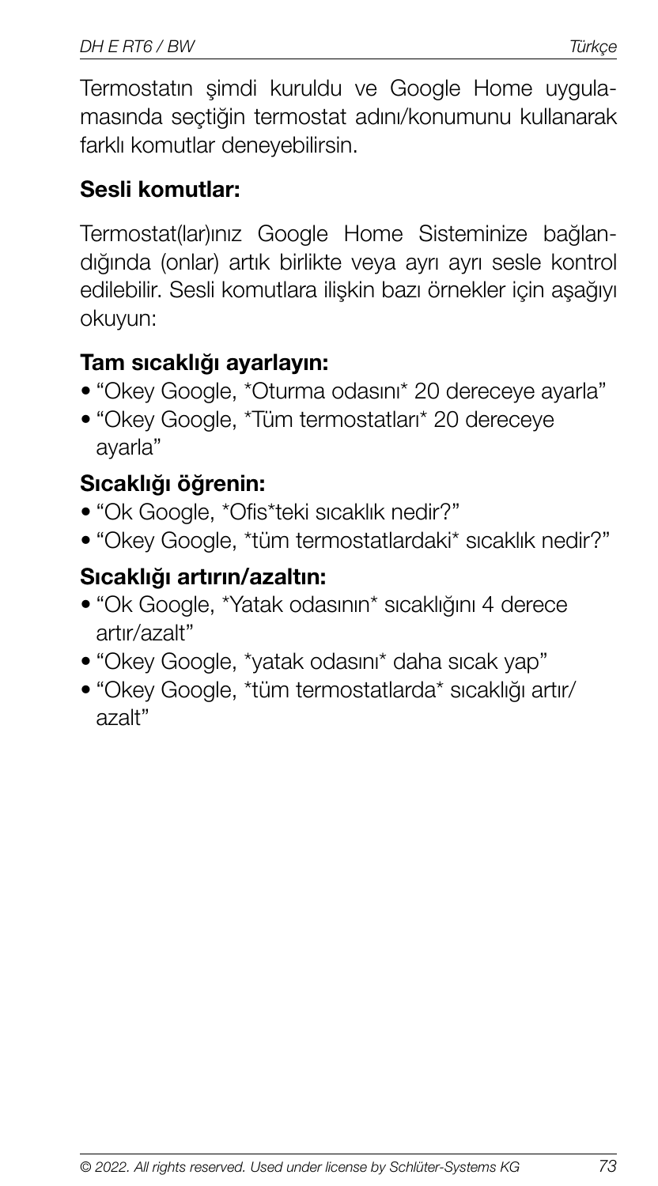Termostatın şimdi kuruldu ve Google Home uygulamasında seçtiğin termostat adını/konumunu kullanarak farklı komutlar deneyebilirsin.

## Sesli komutlar:

Termostat(lar)ınız Google Home Sisteminize bağlandığında (onlar) artık birlikte veya ayrı ayrı sesle kontrol edilebilir. Sesli komutlara ilişkin bazı örnekler için aşağıyı okuyun:

### Tam sıcaklığı ayarlayın:

- "Okey Google, *Oturma odasını* 20 dereceye ayarla"
- "Okey Google, *Tüm termostatları* 20 dereceye ayarla"

### Sıcaklığı öğrenin:

- "Ok Google, *Ofis*teki sıcaklık nedir?"
- "Okey Google, *tüm termostatlardaki* sıcaklık nedir?"

### Sıcaklığı artırın/azaltın:

- "Ok Google, *Yatak odasının* sıcaklığını 4 derece artır/azalt"
- "Okey Google, *yatak odasını* daha sıcak yap"
- "Okey Google, *tüm termostatlarda* sıcaklığı artır/azalt"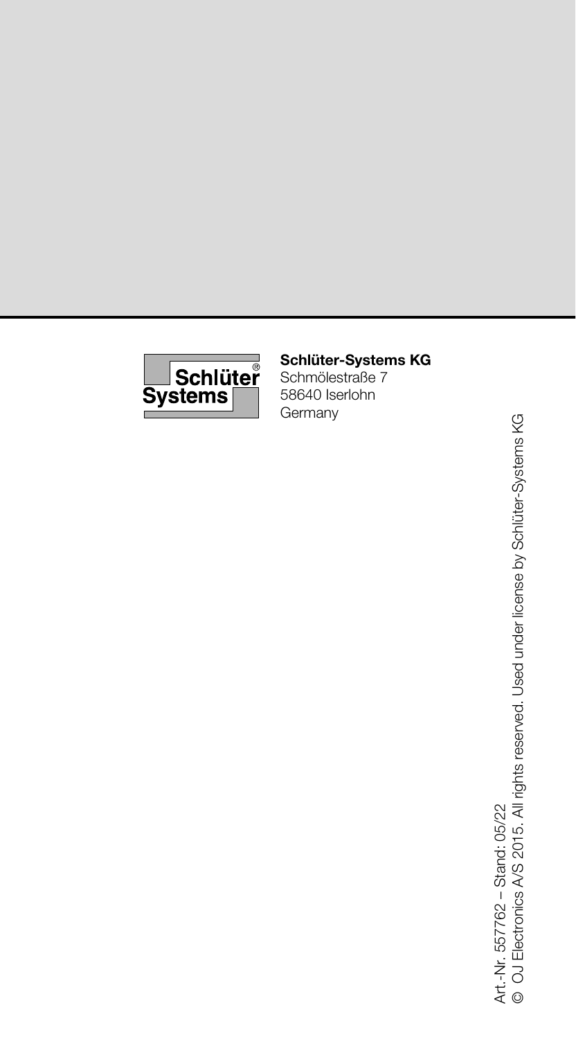Schlüter Systems

**Schlüter-Systems KG**
Schmölestraße 7
58640 Iserlohn
Germany

Art.-Nr. 557762 – Stand: 05/22
© OJ Electronics A/S 2015. All rights reserved. Used under license by Schlüter-Systems KG